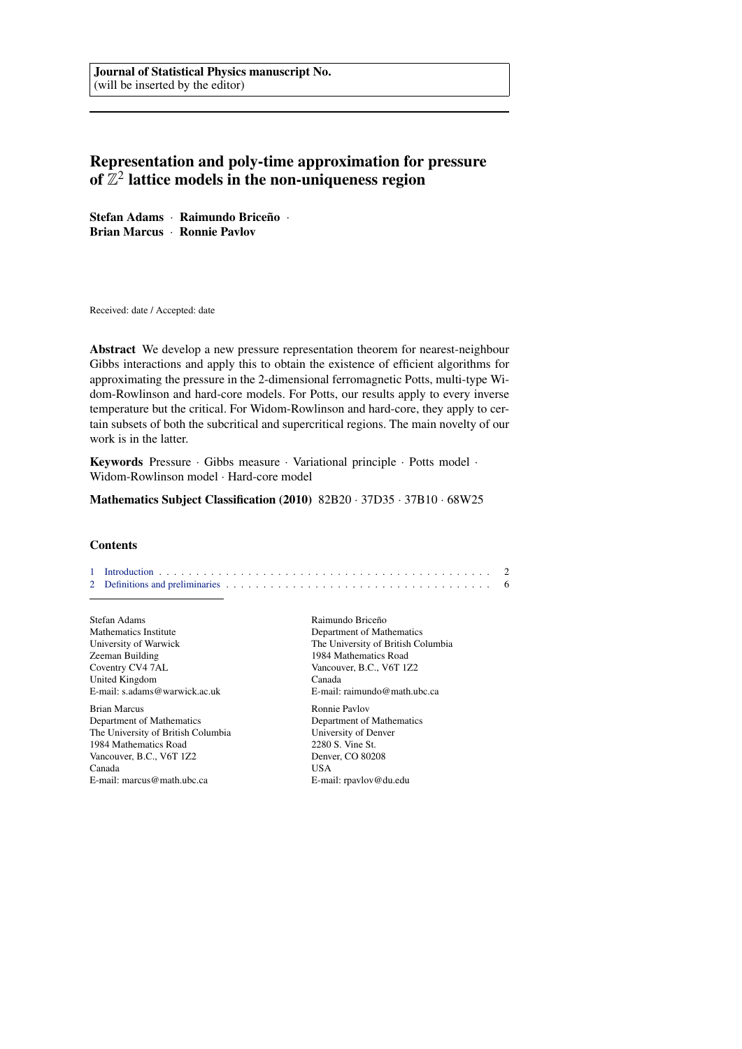Journal of Statistical Physics manuscript No.
(will be inserted by the editor)

# Representation and poly-time approximation for pressure of $\mathbb{Z}^2$ lattice models in the non-uniqueness region

**Stefan Adams** · **Raimundo Briceño** · **Brian Marcus** · **Ronnie Pavlov**

Received: date / Accepted: date

**Abstract** We develop a new pressure representation theorem for nearest-neighbour Gibbs interactions and apply this to obtain the existence of efficient algorithms for approximating the pressure in the 2-dimensional ferromagnetic Potts, multi-type Widom-Rowlinson and hard-core models. For Potts, our results apply to every inverse temperature but the critical. For Widom-Rowlinson and hard-core, they apply to certain subsets of both the subcritical and supercritical regions. The main novelty of our work is in the latter.

**Keywords** Pressure · Gibbs measure · Variational principle · Potts model · Widom-Rowlinson model · Hard-core model

**Mathematics Subject Classification (2010)** 82B20 · 37D35 · 37B10 · 68W25

## Contents

1 Introduction . . . 2
2 Definitions and preliminaries . . . 6

Stefan Adams
Mathematics Institute
University of Warwick
Zeeman Building
Coventry CV4 7AL
United Kingdom
E-mail: s.adams@warwick.ac.uk

Raimundo Briceño
Department of Mathematics
The University of British Columbia
1984 Mathematics Road
Vancouver, B.C., V6T 1Z2
Canada
E-mail: raimundo@math.ubc.ca

Brian Marcus
Department of Mathematics
The University of British Columbia
1984 Mathematics Road
Vancouver, B.C., V6T 1Z2
Canada
E-mail: marcus@math.ubc.ca

Ronnie Pavlov
Department of Mathematics
University of Denver
2280 S. Vine St.
Denver, CO 80208
USA
E-mail: rpavlov@du.edu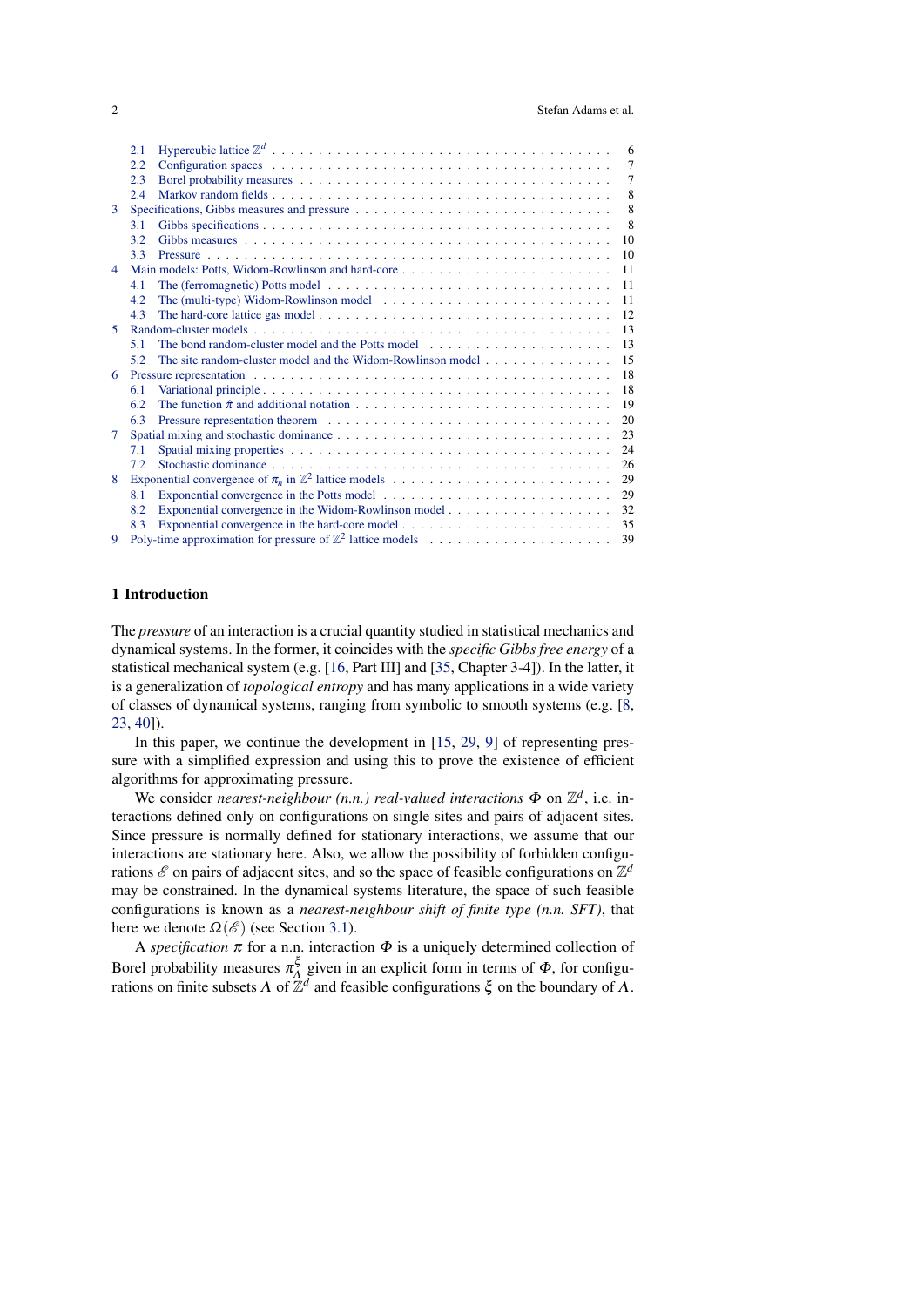| | | |
|---|---|---|
| 2.1 | Hypercubic lattice $\mathbb{Z}^d$ | 6 |
| 2.2 | Configuration spaces | 7 |
| 2.3 | Borel probability measures | 7 |
| 2.4 | Markov random fields | 8 |
| 3 | Specifications, Gibbs measures and pressure | 8 |
| 3.1 | Gibbs specifications | 8 |
| 3.2 | Gibbs measures | 10 |
| 3.3 | Pressure | 10 |
| 4 | Main models: Potts, Widom-Rowlinson and hard-core | 11 |
| 4.1 | The (ferromagnetic) Potts model | 11 |
| 4.2 | The (multi-type) Widom-Rowlinson model | 11 |
| 4.3 | The hard-core lattice gas model | 12 |
| 5 | Random-cluster models | 13 |
| 5.1 | The bond random-cluster model and the Potts model | 13 |
| 5.2 | The site random-cluster model and the Widom-Rowlinson model | 15 |
| 6 | Pressure representation | 18 |
| 6.1 | Variational principle | 18 |
| 6.2 | The function $\hat{\pi}$ and additional notation | 19 |
| 6.3 | Pressure representation theorem | 20 |
| 7 | Spatial mixing and stochastic dominance | 23 |
| 7.1 | Spatial mixing properties | 24 |
| 7.2 | Stochastic dominance | 26 |
| 8 | Exponential convergence of $\pi_n$ in $\mathbb{Z}^2$ lattice models | 29 |
| 8.1 | Exponential convergence in the Potts model | 29 |
| 8.2 | Exponential convergence in the Widom-Rowlinson model | 32 |
| 8.3 | Exponential convergence in the hard-core model | 35 |
| 9 | Poly-time approximation for pressure of $\mathbb{Z}^2$ lattice models | 39 |

## 1 Introduction

The *pressure* of an interaction is a crucial quantity studied in statistical mechanics and dynamical systems. In the former, it coincides with the *specific Gibbs free energy* of a statistical mechanical system (e.g. [16, Part III] and [35, Chapter 3-4]). In the latter, it is a generalization of *topological entropy* and has many applications in a wide variety of classes of dynamical systems, ranging from symbolic to smooth systems (e.g. [8, 23, 40]).

In this paper, we continue the development in [15, 29, 9] of representing pressure with a simplified expression and using this to prove the existence of efficient algorithms for approximating pressure.

We consider *nearest-neighbour (n.n.) real-valued interactions* $\Phi$ on $\mathbb{Z}^d$, i.e. interactions defined only on configurations on single sites and pairs of adjacent sites. Since pressure is normally defined for stationary interactions, we assume that our interactions are stationary here. Also, we allow the possibility of forbidden configurations $\mathscr{E}$ on pairs of adjacent sites, and so the space of feasible configurations on $\mathbb{Z}^d$ may be constrained. In the dynamical systems literature, the space of such feasible configurations is known as a *nearest-neighbour shift of finite type (n.n. SFT)*, that here we denote $\Omega(\mathscr{E})$ (see Section 3.1).

A *specification* $\pi$ for a n.n. interaction $\Phi$ is a uniquely determined collection of Borel probability measures $\pi_\Lambda^\xi$ given in an explicit form in terms of $\Phi$, for configurations on finite subsets $\Lambda$ of $\mathbb{Z}^d$ and feasible configurations $\xi$ on the boundary of $\Lambda$.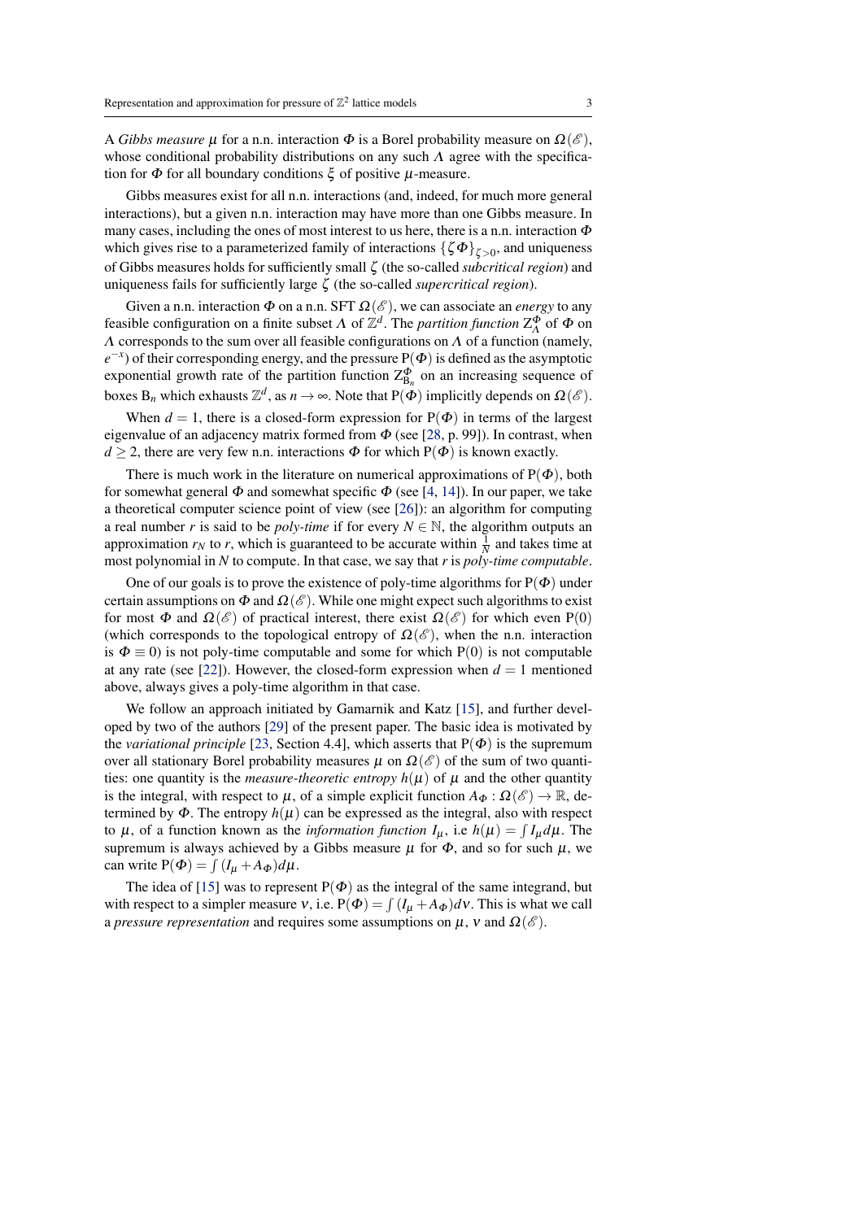A *Gibbs measure* $\mu$ for a n.n. interaction $\Phi$ is a Borel probability measure on $\Omega(\mathscr{E})$, whose conditional probability distributions on any such $\Lambda$ agree with the specification for $\Phi$ for all boundary conditions $\xi$ of positive $\mu$-measure.

Gibbs measures exist for all n.n. interactions (and, indeed, for much more general interactions), but a given n.n. interaction may have more than one Gibbs measure. In many cases, including the ones of most interest to us here, there is a n.n. interaction $\Phi$ which gives rise to a parameterized family of interactions $\{\zeta\Phi\}_{\zeta>0}$, and uniqueness of Gibbs measures holds for sufficiently small $\zeta$ (the so-called *subcritical region*) and uniqueness fails for sufficiently large $\zeta$ (the so-called *supercritical region*).

Given a n.n. interaction $\Phi$ on a n.n. SFT $\Omega(\mathscr{E})$, we can associate an *energy* to any feasible configuration on a finite subset $\Lambda$ of $\mathbb{Z}^d$. The *partition function* $\mathrm{Z}^{\Phi}_{\Lambda}$ of $\Phi$ on $\Lambda$ corresponds to the sum over all feasible configurations on $\Lambda$ of a function (namely, $e^{-x}$) of their corresponding energy, and the pressure $\mathrm{P}(\Phi)$ is defined as the asymptotic exponential growth rate of the partition function $\mathrm{Z}^{\Phi}_{\mathrm{B}_n}$ on an increasing sequence of boxes $\mathrm{B}_n$ which exhausts $\mathbb{Z}^d$, as $n \to \infty$. Note that $\mathrm{P}(\Phi)$ implicitly depends on $\Omega(\mathscr{E})$.

When $d = 1$, there is a closed-form expression for $\mathrm{P}(\Phi)$ in terms of the largest eigenvalue of an adjacency matrix formed from $\Phi$ (see [28, p. 99]). In contrast, when $d \geq 2$, there are very few n.n. interactions $\Phi$ for which $\mathrm{P}(\Phi)$ is known exactly.

There is much work in the literature on numerical approximations of $\mathrm{P}(\Phi)$, both for somewhat general $\Phi$ and somewhat specific $\Phi$ (see [4, 14]). In our paper, we take a theoretical computer science point of view (see [26]): an algorithm for computing a real number $r$ is said to be *poly-time* if for every $N \in \mathbb{N}$, the algorithm outputs an approximation $r_N$ to $r$, which is guaranteed to be accurate within $\frac{1}{N}$ and takes time at most polynomial in $N$ to compute. In that case, we say that $r$ is *poly-time computable*.

One of our goals is to prove the existence of poly-time algorithms for $\mathrm{P}(\Phi)$ under certain assumptions on $\Phi$ and $\Omega(\mathscr{E})$. While one might expect such algorithms to exist for most $\Phi$ and $\Omega(\mathscr{E})$ of practical interest, there exist $\Omega(\mathscr{E})$ for which even $\mathrm{P}(0)$ (which corresponds to the topological entropy of $\Omega(\mathscr{E})$, when the n.n. interaction is $\Phi \equiv 0$) is not poly-time computable and some for which $\mathrm{P}(0)$ is not computable at any rate (see [22]). However, the closed-form expression when $d = 1$ mentioned above, always gives a poly-time algorithm in that case.

We follow an approach initiated by Gamarnik and Katz [15], and further developed by two of the authors [29] of the present paper. The basic idea is motivated by the *variational principle* [23, Section 4.4], which asserts that $\mathrm{P}(\Phi)$ is the supremum over all stationary Borel probability measures $\mu$ on $\Omega(\mathscr{E})$ of the sum of two quantities: one quantity is the *measure-theoretic entropy* $h(\mu)$ of $\mu$ and the other quantity is the integral, with respect to $\mu$, of a simple explicit function $A_{\Phi} : \Omega(\mathscr{E}) \to \mathbb{R}$, determined by $\Phi$. The entropy $h(\mu)$ can be expressed as the integral, also with respect to $\mu$, of a function known as the *information function* $I_{\mu}$, i.e $h(\mu) = \int I_{\mu} d\mu$. The supremum is always achieved by a Gibbs measure $\mu$ for $\Phi$, and so for such $\mu$, we can write $\mathrm{P}(\Phi) = \int (I_{\mu} + A_{\Phi}) d\mu$.

The idea of [15] was to represent $\mathrm{P}(\Phi)$ as the integral of the same integrand, but with respect to a simpler measure $\nu$, i.e. $\mathrm{P}(\Phi) = \int (I_{\mu} + A_{\Phi}) d\nu$. This is what we call a *pressure representation* and requires some assumptions on $\mu$, $\nu$ and $\Omega(\mathscr{E})$.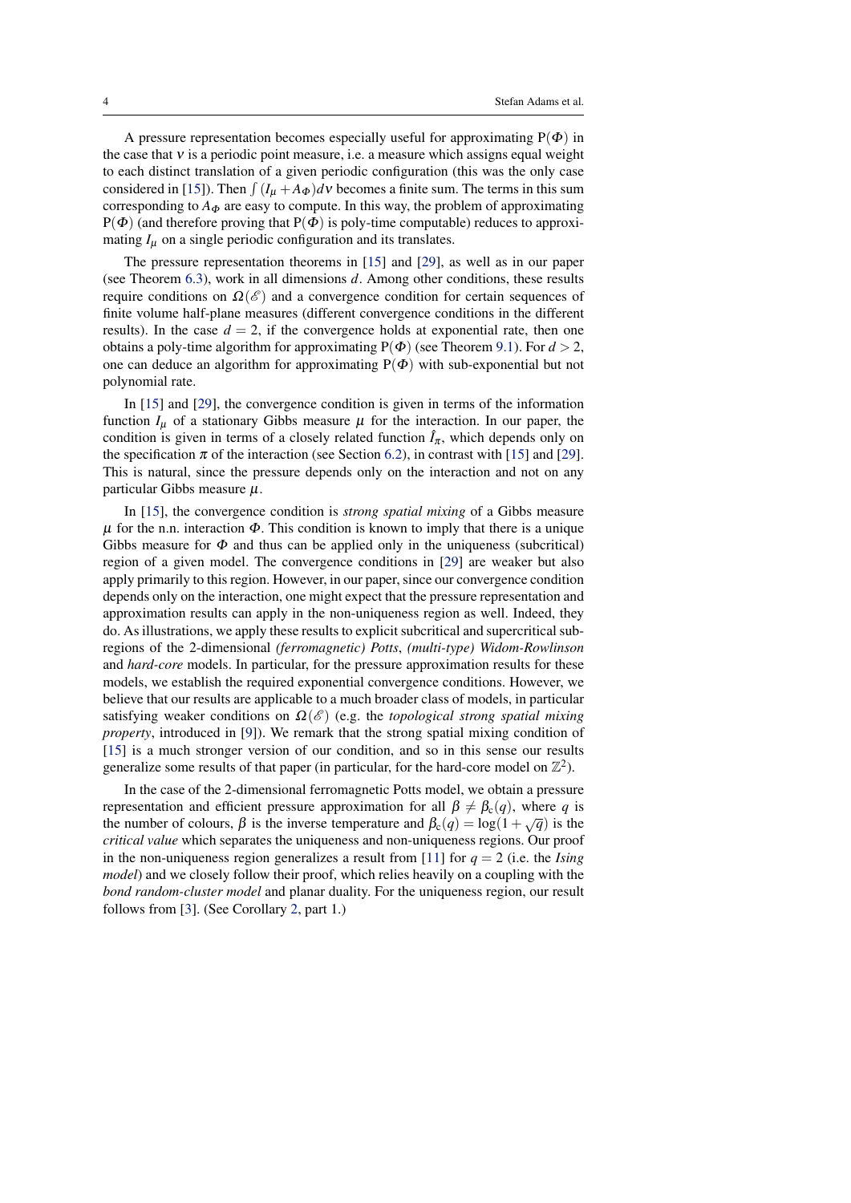A pressure representation becomes especially useful for approximating $\mathrm{P}(\Phi)$ in the case that $\nu$ is a periodic point measure, i.e. a measure which assigns equal weight to each distinct translation of a given periodic configuration (this was the only case considered in [15]). Then $\int (I_\mu + A_\Phi) d\nu$ becomes a finite sum. The terms in this sum corresponding to $A_\Phi$ are easy to compute. In this way, the problem of approximating $\mathrm{P}(\Phi)$ (and therefore proving that $\mathrm{P}(\Phi)$ is poly-time computable) reduces to approximating $I_\mu$ on a single periodic configuration and its translates.

The pressure representation theorems in [15] and [29], as well as in our paper (see Theorem 6.3), work in all dimensions $d$. Among other conditions, these results require conditions on $\Omega(\mathscr{E})$ and a convergence condition for certain sequences of finite volume half-plane measures (different convergence conditions in the different results). In the case $d = 2$, if the convergence holds at exponential rate, then one obtains a poly-time algorithm for approximating $\mathrm{P}(\Phi)$ (see Theorem 9.1). For $d > 2$, one can deduce an algorithm for approximating $\mathrm{P}(\Phi)$ with sub-exponential but not polynomial rate.

In [15] and [29], the convergence condition is given in terms of the information function $I_\mu$ of a stationary Gibbs measure $\mu$ for the interaction. In our paper, the condition is given in terms of a closely related function $\hat{I}_\pi$, which depends only on the specification $\pi$ of the interaction (see Section 6.2), in contrast with [15] and [29]. This is natural, since the pressure depends only on the interaction and not on any particular Gibbs measure $\mu$.

In [15], the convergence condition is *strong spatial mixing* of a Gibbs measure $\mu$ for the n.n. interaction $\Phi$. This condition is known to imply that there is a unique Gibbs measure for $\Phi$ and thus can be applied only in the uniqueness (subcritical) region of a given model. The convergence conditions in [29] are weaker but also apply primarily to this region. However, in our paper, since our convergence condition depends only on the interaction, one might expect that the pressure representation and approximation results can apply in the non-uniqueness region as well. Indeed, they do. As illustrations, we apply these results to explicit subcritical and supercritical subregions of the 2-dimensional *(ferromagnetic) Potts*, *(multi-type) Widom-Rowlinson* and *hard-core* models. In particular, for the pressure approximation results for these models, we establish the required exponential convergence conditions. However, we believe that our results are applicable to a much broader class of models, in particular satisfying weaker conditions on $\Omega(\mathscr{E})$ (e.g. the *topological strong spatial mixing property*, introduced in [9]). We remark that the strong spatial mixing condition of [15] is a much stronger version of our condition, and so in this sense our results generalize some results of that paper (in particular, for the hard-core model on $\mathbb{Z}^2$).

In the case of the 2-dimensional ferromagnetic Potts model, we obtain a pressure representation and efficient pressure approximation for all $\beta \neq \beta_c(q)$, where $q$ is the number of colours, $\beta$ is the inverse temperature and $\beta_c(q) = \log(1 + \sqrt{q})$ is the *critical value* which separates the uniqueness and non-uniqueness regions. Our proof in the non-uniqueness region generalizes a result from [11] for $q = 2$ (i.e. the *Ising model*) and we closely follow their proof, which relies heavily on a coupling with the *bond random-cluster model* and planar duality. For the uniqueness region, our result follows from [3]. (See Corollary 2, part 1.)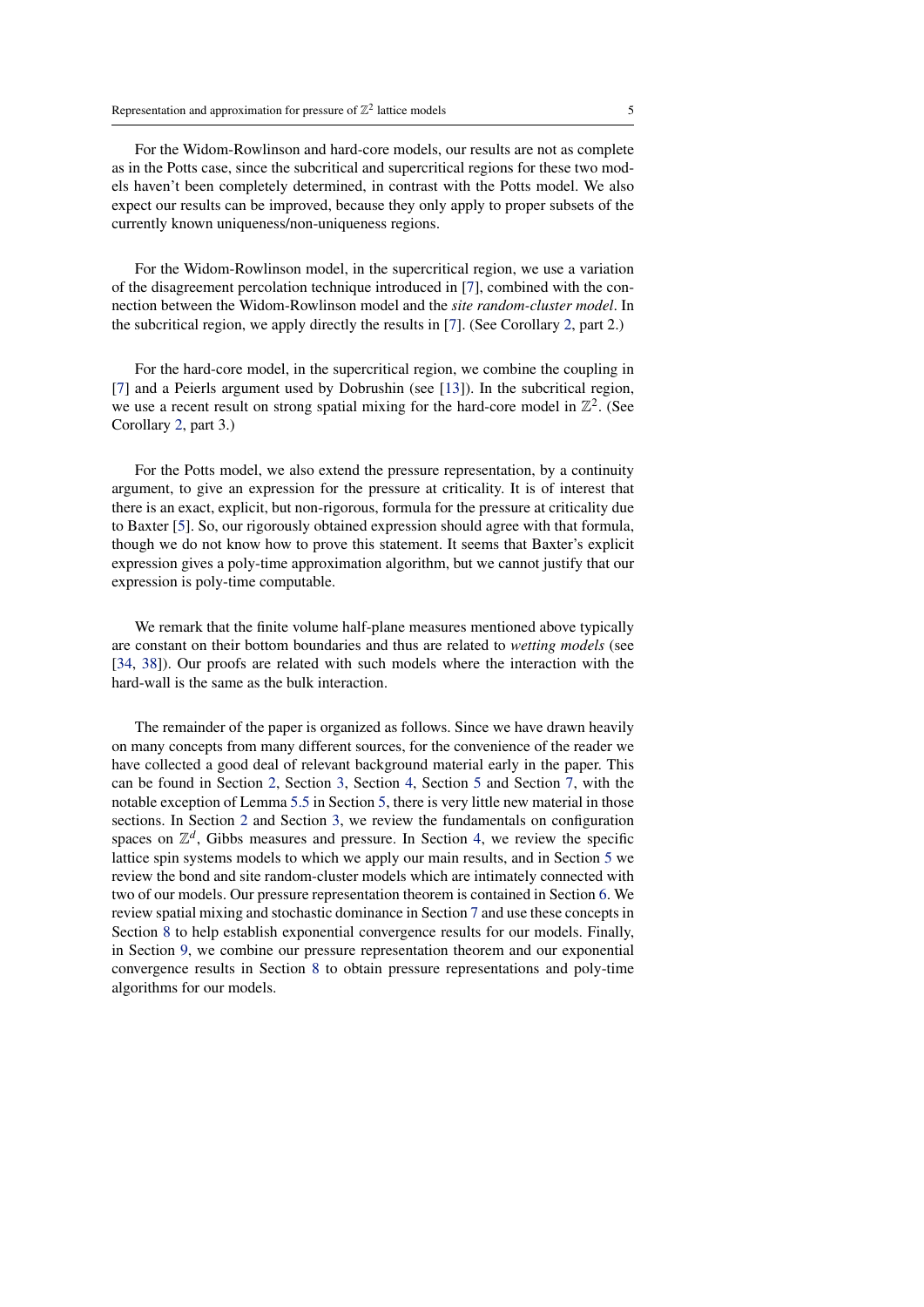For the Widom-Rowlinson and hard-core models, our results are not as complete as in the Potts case, since the subcritical and supercritical regions for these two models haven't been completely determined, in contrast with the Potts model. We also expect our results can be improved, because they only apply to proper subsets of the currently known uniqueness/non-uniqueness regions.

For the Widom-Rowlinson model, in the supercritical region, we use a variation of the disagreement percolation technique introduced in [7], combined with the connection between the Widom-Rowlinson model and the *site random-cluster model*. In the subcritical region, we apply directly the results in [7]. (See Corollary 2, part 2.)

For the hard-core model, in the supercritical region, we combine the coupling in [7] and a Peierls argument used by Dobrushin (see [13]). In the subcritical region, we use a recent result on strong spatial mixing for the hard-core model in $\mathbb{Z}^2$. (See Corollary 2, part 3.)

For the Potts model, we also extend the pressure representation, by a continuity argument, to give an expression for the pressure at criticality. It is of interest that there is an exact, explicit, but non-rigorous, formula for the pressure at criticality due to Baxter [5]. So, our rigorously obtained expression should agree with that formula, though we do not know how to prove this statement. It seems that Baxter's explicit expression gives a poly-time approximation algorithm, but we cannot justify that our expression is poly-time computable.

We remark that the finite volume half-plane measures mentioned above typically are constant on their bottom boundaries and thus are related to *wetting models* (see [34, 38]). Our proofs are related with such models where the interaction with the hard-wall is the same as the bulk interaction.

The remainder of the paper is organized as follows. Since we have drawn heavily on many concepts from many different sources, for the convenience of the reader we have collected a good deal of relevant background material early in the paper. This can be found in Section 2, Section 3, Section 4, Section 5 and Section 7, with the notable exception of Lemma 5.5 in Section 5, there is very little new material in those sections. In Section 2 and Section 3, we review the fundamentals on configuration spaces on $\mathbb{Z}^d$, Gibbs measures and pressure. In Section 4, we review the specific lattice spin systems models to which we apply our main results, and in Section 5 we review the bond and site random-cluster models which are intimately connected with two of our models. Our pressure representation theorem is contained in Section 6. We review spatial mixing and stochastic dominance in Section 7 and use these concepts in Section 8 to help establish exponential convergence results for our models. Finally, in Section 9, we combine our pressure representation theorem and our exponential convergence results in Section 8 to obtain pressure representations and poly-time algorithms for our models.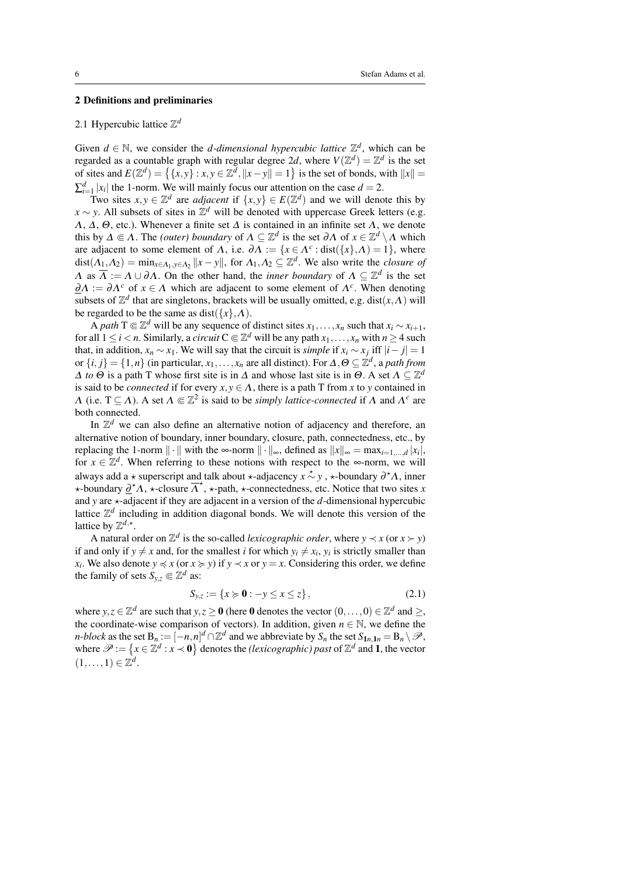## 2 Definitions and preliminaries

### 2.1 Hypercubic lattice $\mathbb{Z}^d$

Given $d \in \mathbb{N}$, we consider the *d-dimensional hypercubic lattice* $\mathbb{Z}^d$, which can be regarded as a countable graph with regular degree $2d$, where $V(\mathbb{Z}^d) = \mathbb{Z}^d$ is the set of sites and $E(\mathbb{Z}^d) = \{\{x,y\} : x,y \in \mathbb{Z}^d, \|x-y\| = 1\}$ is the set of bonds, with $\|x\| = \sum_{i=1}^d |x_i|$ the 1-norm. We will mainly focus our attention on the case $d = 2$.

Two sites $x,y \in \mathbb{Z}^d$ are *adjacent* if $\{x,y\} \in E(\mathbb{Z}^d)$ and we will denote this by $x \sim y$. All subsets of sites in $\mathbb{Z}^d$ will be denoted with uppercase Greek letters (e.g. $\Lambda$, $\Delta$, $\Theta$, etc.). Whenever a finite set $\Delta$ is contained in an infinite set $\Lambda$, we denote this by $\Delta \Subset \Lambda$. The *(outer) boundary* of $\Lambda \subseteq \mathbb{Z}^d$ is the set $\partial\Lambda$ of $x \in \mathbb{Z}^d \setminus \Lambda$ which are adjacent to some element of $\Lambda$, i.e. $\partial\Lambda := \{x \in \Lambda^c : \mathrm{dist}(\{x\},\Lambda) = 1\}$, where $\mathrm{dist}(\Lambda_1,\Lambda_2) = \min_{x\in\Lambda_1, y\in\Lambda_2} \|x-y\|$, for $\Lambda_1, \Lambda_2 \subseteq \mathbb{Z}^d$. We also write the *closure of* $\Lambda$ as $\overline{\Lambda} := \Lambda \cup \partial\Lambda$. On the other hand, the *inner boundary* of $\Lambda \subseteq \mathbb{Z}^d$ is the set $\underline{\partial}\Lambda := \partial\Lambda^c$ of $x \in \Lambda$ which are adjacent to some element of $\Lambda^c$. When denoting subsets of $\mathbb{Z}^d$ that are singletons, brackets will be usually omitted, e.g. $\mathrm{dist}(x,\Lambda)$ will be regarded to be the same as $\mathrm{dist}(\{x\},\Lambda)$.

A *path* $\mathrm{T} \Subset \mathbb{Z}^d$ will be any sequence of distinct sites $x_1,\dots,x_n$ such that $x_i \sim x_{i+1}$, for all $1 \le i < n$. Similarly, a *circuit* $\mathrm{C} \Subset \mathbb{Z}^d$ will be any path $x_1,\dots,x_n$ with $n \ge 4$ such that, in addition, $x_n \sim x_1$. We will say that the circuit is *simple* if $x_i \sim x_j$ iff $|i-j| = 1$ or $\{i,j\} = \{1,n\}$ (in particular, $x_1,\dots,x_n$ are all distinct). For $\Delta, \Theta \subseteq \mathbb{Z}^d$, a *path from* $\Delta$ *to* $\Theta$ is a path $\mathrm{T}$ whose first site is in $\Delta$ and whose last site is in $\Theta$. A set $\Lambda \subseteq \mathbb{Z}^d$ is said to be *connected* if for every $x,y \in \Lambda$, there is a path $\mathrm{T}$ from $x$ to $y$ contained in $\Lambda$ (i.e. $\mathrm{T} \subseteq \Lambda$). A set $\Lambda \Subset \mathbb{Z}^2$ is said to be *simply lattice-connected* if $\Lambda$ and $\Lambda^c$ are both connected.

In $\mathbb{Z}^d$ we can also define an alternative notion of adjacency and therefore, an alternative notion of boundary, inner boundary, closure, path, connectedness, etc., by replacing the 1-norm $\|\cdot\|$ with the $\infty$-norm $\|\cdot\|_\infty$, defined as $\|x\|_\infty = \max_{i=1,\dots,d} |x_i|$, for $x \in \mathbb{Z}^d$. When referring to these notions with respect to the $\infty$-norm, we will always add a $\star$ superscript and talk about $\star$-adjacency $x \stackrel{\star}{\sim} y$, $\star$-boundary $\partial^\star\Lambda$, inner $\star$-boundary $\underline{\partial}^\star\Lambda$, $\star$-closure $\overline{\Lambda}^\star$, $\star$-path, $\star$-connectedness, etc. Notice that two sites $x$ and $y$ are $\star$-adjacent if they are adjacent in a version of the $d$-dimensional hypercubic lattice $\mathbb{Z}^d$ including in addition diagonal bonds. We will denote this version of the lattice by $\mathbb{Z}^{d,\star}$.

A natural order on $\mathbb{Z}^d$ is the so-called *lexicographic order*, where $y \prec x$ (or $x \succ y$) if and only if $y \neq x$ and, for the smallest $i$ for which $y_i \neq x_i$, $y_i$ is strictly smaller than $x_i$. We also denote $y \preccurlyeq x$ (or $x \succcurlyeq y$) if $y \prec x$ or $y = x$. Considering this order, we define the family of sets $S_{y,z} \Subset \mathbb{Z}^d$ as:

$$S_{y,z} := \{x \succcurlyeq \mathbf{0} : -y \le x \le z\}, \tag{2.1}$$

where $y,z \in \mathbb{Z}^d$ are such that $y,z \ge \mathbf{0}$ (here $\mathbf{0}$ denotes the vector $(0,\dots,0) \in \mathbb{Z}^d$ and $\ge$, the coordinate-wise comparison of vectors). In addition, given $n \in \mathbb{N}$, we define the *n-block* as the set $\mathrm{B}_n := [-n,n]^d \cap \mathbb{Z}^d$ and we abbreviate by $S_n$ the set $S_{\mathbf{1}n,\mathbf{1}n} = \mathrm{B}_n \setminus \mathscr{P}$, where $\mathscr{P} := \{x \in \mathbb{Z}^d : x \prec \mathbf{0}\}$ denotes the *(lexicographic) past* of $\mathbb{Z}^d$ and $\mathbf{1}$, the vector $(1,\dots,1) \in \mathbb{Z}^d$.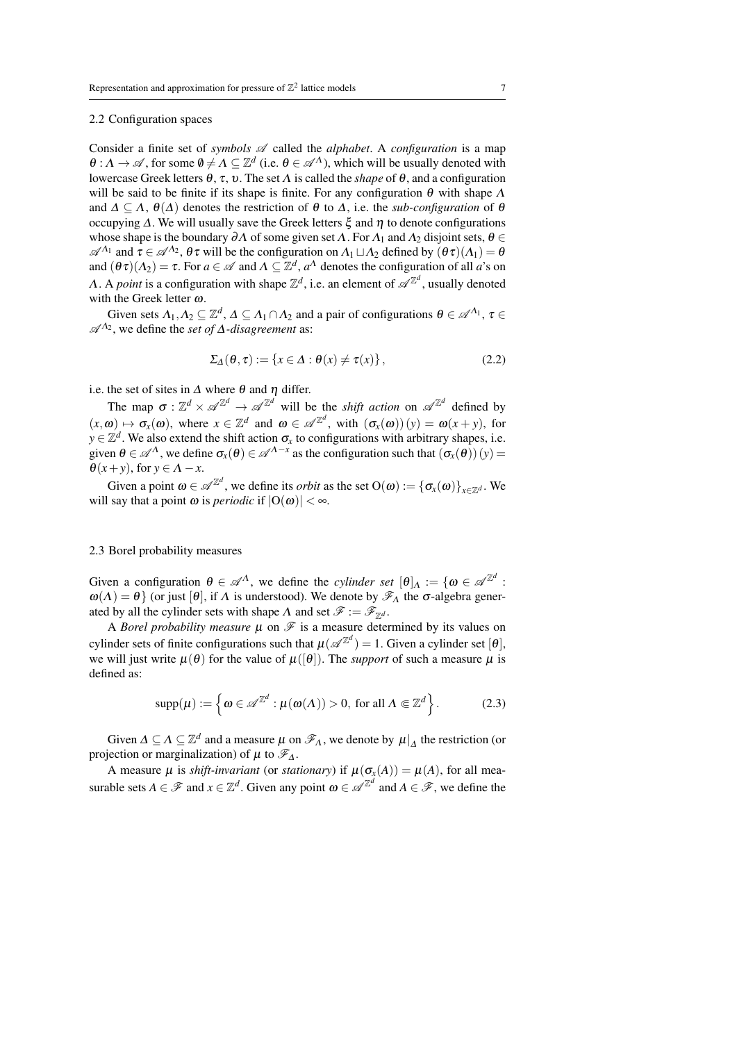### 2.2 Configuration spaces

Consider a finite set of *symbols* $\mathscr{A}$ called the *alphabet*. A *configuration* is a map $\theta : \Lambda \to \mathscr{A}$, for some $\emptyset \neq \Lambda \subseteq \mathbb{Z}^d$ (i.e. $\theta \in \mathscr{A}^{\Lambda}$), which will be usually denoted with lowercase Greek letters $\theta$, $\tau$, $\upsilon$. The set $\Lambda$ is called the *shape* of $\theta$, and a configuration will be said to be finite if its shape is finite. For any configuration $\theta$ with shape $\Lambda$ and $\Delta \subseteq \Lambda$, $\theta(\Delta)$ denotes the restriction of $\theta$ to $\Delta$, i.e. the *sub-configuration* of $\theta$ occupying $\Delta$. We will usually save the Greek letters $\xi$ and $\eta$ to denote configurations whose shape is the boundary $\partial\Lambda$ of some given set $\Lambda$. For $\Lambda_1$ and $\Lambda_2$ disjoint sets, $\theta \in \mathscr{A}^{\Lambda_1}$ and $\tau \in \mathscr{A}^{\Lambda_2}$, $\theta\tau$ will be the configuration on $\Lambda_1 \sqcup \Lambda_2$ defined by $(\theta\tau)(\Lambda_1) = \theta$ and $(\theta\tau)(\Lambda_2) = \tau$. For $a \in \mathscr{A}$ and $\Lambda \subseteq \mathbb{Z}^d$, $a^{\Lambda}$ denotes the configuration of all $a$'s on $\Lambda$. A *point* is a configuration with shape $\mathbb{Z}^d$, i.e. an element of $\mathscr{A}^{\mathbb{Z}^d}$, usually denoted with the Greek letter $\omega$.

Given sets $\Lambda_1, \Lambda_2 \subseteq \mathbb{Z}^d$, $\Delta \subseteq \Lambda_1 \cap \Lambda_2$ and a pair of configurations $\theta \in \mathscr{A}^{\Lambda_1}$, $\tau \in \mathscr{A}^{\Lambda_2}$, we define the *set of $\Delta$-disagreement* as:

$$\Sigma_{\Delta}(\theta, \tau) := \{x \in \Delta : \theta(x) \neq \tau(x)\}, \tag{2.2}$$

i.e. the set of sites in $\Delta$ where $\theta$ and $\eta$ differ.

The map $\sigma : \mathbb{Z}^d \times \mathscr{A}^{\mathbb{Z}^d} \to \mathscr{A}^{\mathbb{Z}^d}$ will be the *shift action* on $\mathscr{A}^{\mathbb{Z}^d}$ defined by $(x, \omega) \mapsto \sigma_x(\omega)$, where $x \in \mathbb{Z}^d$ and $\omega \in \mathscr{A}^{\mathbb{Z}^d}$, with $(\sigma_x(\omega))(y) = \omega(x + y)$, for $y \in \mathbb{Z}^d$. We also extend the shift action $\sigma_x$ to configurations with arbitrary shapes, i.e. given $\theta \in \mathscr{A}^{\Lambda}$, we define $\sigma_x(\theta) \in \mathscr{A}^{\Lambda - x}$ as the configuration such that $(\sigma_x(\theta))(y) = \theta(x + y)$, for $y \in \Lambda - x$.

Given a point $\omega \in \mathscr{A}^{\mathbb{Z}^d}$, we define its *orbit* as the set $\mathrm{O}(\omega) := \{\sigma_x(\omega)\}_{x \in \mathbb{Z}^d}$. We will say that a point $\omega$ is *periodic* if $|\mathrm{O}(\omega)| < \infty$.

### 2.3 Borel probability measures

Given a configuration $\theta \in \mathscr{A}^{\Lambda}$, we define the *cylinder set* $[\theta]_{\Lambda} := \{\omega \in \mathscr{A}^{\mathbb{Z}^d} : \omega(\Lambda) = \theta\}$ (or just $[\theta]$, if $\Lambda$ is understood). We denote by $\mathscr{F}_{\Lambda}$ the $\sigma$-algebra generated by all the cylinder sets with shape $\Lambda$ and set $\mathscr{F} := \mathscr{F}_{\mathbb{Z}^d}$.

A *Borel probability measure* $\mu$ on $\mathscr{F}$ is a measure determined by its values on cylinder sets of finite configurations such that $\mu(\mathscr{A}^{\mathbb{Z}^d}) = 1$. Given a cylinder set $[\theta]$, we will just write $\mu(\theta)$ for the value of $\mu([\theta])$. The *support* of such a measure $\mu$ is defined as:

$$\mathrm{supp}(\mu) := \left\{\omega \in \mathscr{A}^{\mathbb{Z}^d} : \mu(\omega(\Lambda)) > 0, \text{ for all } \Lambda \Subset \mathbb{Z}^d\right\}. \tag{2.3}$$

Given $\Delta \subseteq \Lambda \subseteq \mathbb{Z}^d$ and a measure $\mu$ on $\mathscr{F}_{\Lambda}$, we denote by $\mu|_{\Delta}$ the restriction (or projection or marginalization) of $\mu$ to $\mathscr{F}_{\Delta}$.

A measure $\mu$ is *shift-invariant* (or *stationary*) if $\mu(\sigma_x(A)) = \mu(A)$, for all measurable sets $A \in \mathscr{F}$ and $x \in \mathbb{Z}^d$. Given any point $\omega \in \mathscr{A}^{\mathbb{Z}^d}$ and $A \in \mathscr{F}$, we define the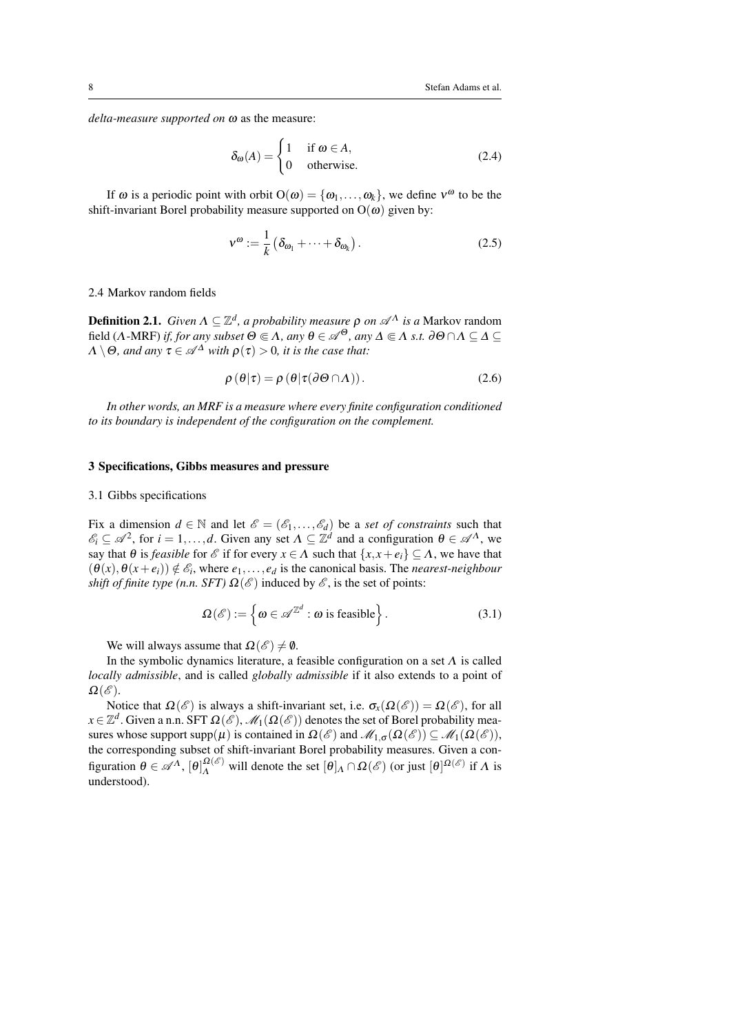*delta-measure supported on* $\omega$ as the measure:

$$\delta_\omega(A) = \begin{cases} 1 & \text{if } \omega \in A, \\ 0 & \text{otherwise.} \end{cases} \tag{2.4}$$

If $\omega$ is a periodic point with orbit $\mathrm{O}(\omega) = \{\omega_1, \ldots, \omega_k\}$, we define $\nu^\omega$ to be the shift-invariant Borel probability measure supported on $\mathrm{O}(\omega)$ given by:

$$\nu^\omega := \frac{1}{k}\left(\delta_{\omega_1} + \cdots + \delta_{\omega_k}\right). \tag{2.5}$$

### 2.4 Markov random fields

**Definition 2.1.** *Given $\Lambda \subseteq \mathbb{Z}^d$, a probability measure $\rho$ on $\mathscr{A}^\Lambda$ is a* Markov random field *($\Lambda$-MRF) if, for any subset $\Theta \Subset \Lambda$, any $\theta \in \mathscr{A}^\Theta$, any $\Delta \Subset \Lambda$ s.t. $\partial\Theta \cap \Lambda \subseteq \Delta \subseteq \Lambda \setminus \Theta$, and any $\tau \in \mathscr{A}^\Delta$ with $\rho(\tau) > 0$, it is the case that:*

$$\rho\left(\theta|\tau\right) = \rho\left(\theta|\tau(\partial\Theta \cap \Lambda)\right). \tag{2.6}$$

*In other words, an MRF is a measure where every finite configuration conditioned to its boundary is independent of the configuration on the complement.*

## 3 Specifications, Gibbs measures and pressure

### 3.1 Gibbs specifications

Fix a dimension $d \in \mathbb{N}$ and let $\mathscr{E} = (\mathscr{E}_1, \ldots, \mathscr{E}_d)$ be a *set of constraints* such that $\mathscr{E}_i \subseteq \mathscr{A}^2$, for $i = 1, \ldots, d$. Given any set $\Lambda \subseteq \mathbb{Z}^d$ and a configuration $\theta \in \mathscr{A}^\Lambda$, we say that $\theta$ is *feasible* for $\mathscr{E}$ if for every $x \in \Lambda$ such that $\{x, x + e_i\} \subseteq \Lambda$, we have that $(\theta(x), \theta(x + e_i)) \notin \mathscr{E}_i$, where $e_1, \ldots, e_d$ is the canonical basis. The *nearest-neighbour shift of finite type (n.n. SFT) $\Omega(\mathscr{E})$* induced by $\mathscr{E}$, is the set of points:

$$\Omega(\mathscr{E}) := \left\{\omega \in \mathscr{A}^{\mathbb{Z}^d} : \omega \text{ is feasible}\right\}. \tag{3.1}$$

We will always assume that $\Omega(\mathscr{E}) \neq \emptyset$.

In the symbolic dynamics literature, a feasible configuration on a set $\Lambda$ is called *locally admissible*, and is called *globally admissible* if it also extends to a point of $\Omega(\mathscr{E})$.

Notice that $\Omega(\mathscr{E})$ is always a shift-invariant set, i.e. $\sigma_x(\Omega(\mathscr{E})) = \Omega(\mathscr{E})$, for all $x \in \mathbb{Z}^d$. Given a n.n. SFT $\Omega(\mathscr{E})$, $\mathscr{M}_1(\Omega(\mathscr{E}))$ denotes the set of Borel probability measures whose support $\mathrm{supp}(\mu)$ is contained in $\Omega(\mathscr{E})$ and $\mathscr{M}_{1,\sigma}(\Omega(\mathscr{E})) \subseteq \mathscr{M}_1(\Omega(\mathscr{E}))$, the corresponding subset of shift-invariant Borel probability measures. Given a configuration $\theta \in \mathscr{A}^\Lambda$, $[\theta]_\Lambda^{\Omega(\mathscr{E})}$ will denote the set $[\theta]_\Lambda \cap \Omega(\mathscr{E})$ (or just $[\theta]^{\Omega(\mathscr{E})}$ if $\Lambda$ is understood).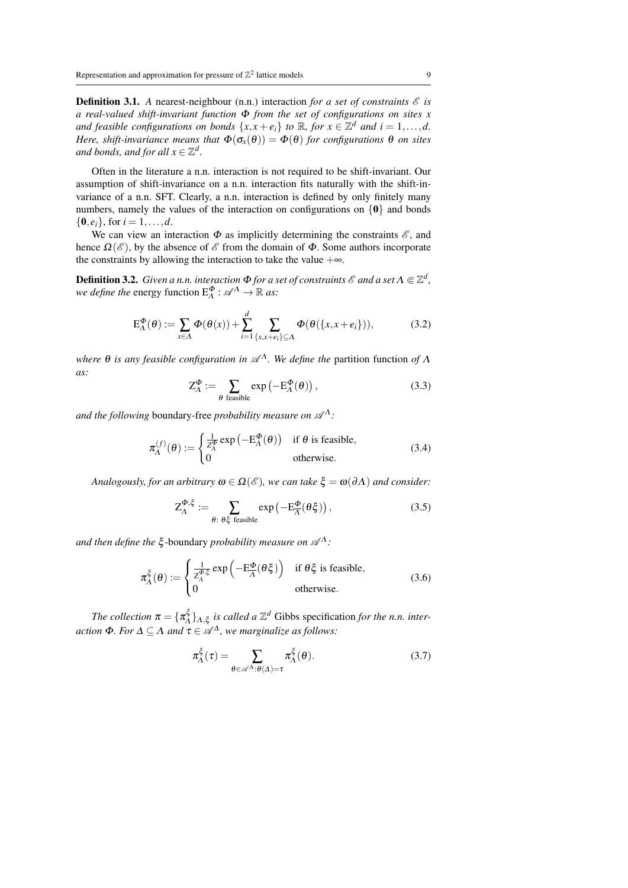**Definition 3.1.** *A* nearest-neighbour (n.n.) interaction *for a set of constraints $\mathscr{E}$ is a real-valued shift-invariant function $\Phi$ from the set of configurations on sites $x$ and feasible configurations on bonds $\{x, x+e_i\}$ to $\mathbb{R}$, for $x \in \mathbb{Z}^d$ and $i = 1, \ldots, d$. Here, shift-invariance means that $\Phi(\sigma_x(\theta)) = \Phi(\theta)$ for configurations $\theta$ on sites and bonds, and for all $x \in \mathbb{Z}^d$.*

Often in the literature a n.n. interaction is not required to be shift-invariant. Our assumption of shift-invariance on a n.n. interaction fits naturally with the shift-invariance of a n.n. SFT. Clearly, a n.n. interaction is defined by only finitely many numbers, namely the values of the interaction on configurations on $\{\mathbf{0}\}$ and bonds $\{\mathbf{0}, e_i\}$, for $i = 1, \ldots, d$.

We can view an interaction $\Phi$ as implicitly determining the constraints $\mathscr{E}$, and hence $\Omega(\mathscr{E})$, by the absence of $\mathscr{E}$ from the domain of $\Phi$. Some authors incorporate the constraints by allowing the interaction to take the value $+\infty$.

**Definition 3.2.** *Given a n.n. interaction $\Phi$ for a set of constraints $\mathscr{E}$ and a set $\Lambda \Subset \mathbb{Z}^d$, we define the* energy function $\mathrm{E}_\Lambda^\Phi : \mathscr{A}^\Lambda \to \mathbb{R}$ *as:*

$$\mathrm{E}_\Lambda^\Phi(\theta) := \sum_{x \in \Lambda} \Phi(\theta(x)) + \sum_{i=1}^{d} \sum_{\{x, x+e_i\} \subseteq \Lambda} \Phi(\theta(\{x, x+e_i\})), \tag{3.2}$$

*where $\theta$ is any feasible configuration in $\mathscr{A}^\Lambda$. We define the* partition function *of $\Lambda$ as:*

$$\mathrm{Z}_\Lambda^\Phi := \sum_{\theta \text{ feasible}} \exp\left(-\mathrm{E}_\Lambda^\Phi(\theta)\right), \tag{3.3}$$

*and the following* boundary-free *probability measure on $\mathscr{A}^\Lambda$:*

$$\pi_\Lambda^{(f)}(\theta) := \begin{cases} \frac{1}{\mathrm{Z}_\Lambda^\Phi} \exp\left(-\mathrm{E}_\Lambda^\Phi(\theta)\right) & \text{if } \theta \text{ is feasible,} \\ 0 & \text{otherwise.} \end{cases} \tag{3.4}$$

*Analogously, for an arbitrary $\omega \in \Omega(\mathscr{E})$, we can take $\xi = \omega(\partial\Lambda)$ and consider:*

$$\mathrm{Z}_\Lambda^{\Phi,\xi} := \sum_{\theta:\ \theta\xi \text{ feasible}} \exp\left(-\mathrm{E}_{\overline{\Lambda}}^\Phi(\theta\xi)\right), \tag{3.5}$$

*and then define the $\xi$-*boundary *probability measure on $\mathscr{A}^\Lambda$:*

$$\pi_\Lambda^\xi(\theta) := \begin{cases} \frac{1}{\mathrm{Z}_\Lambda^{\Phi,\xi}} \exp\left(-\mathrm{E}_{\overline{\Lambda}}^\Phi(\theta\xi)\right) & \text{if } \theta\xi \text{ is feasible,} \\ 0 & \text{otherwise.} \end{cases} \tag{3.6}$$

*The collection $\pi = \{\pi_\Lambda^\xi\}_{\Lambda,\xi}$ is called a $\mathbb{Z}^d$* Gibbs specification *for the n.n. interaction $\Phi$. For $\Delta \subseteq \Lambda$ and $\tau \in \mathscr{A}^\Delta$, we marginalize as follows:*

$$\pi_\Lambda^\xi(\tau) = \sum_{\theta \in \mathscr{A}^\Lambda : \theta(\Delta) = \tau} \pi_\Lambda^\xi(\theta). \tag{3.7}$$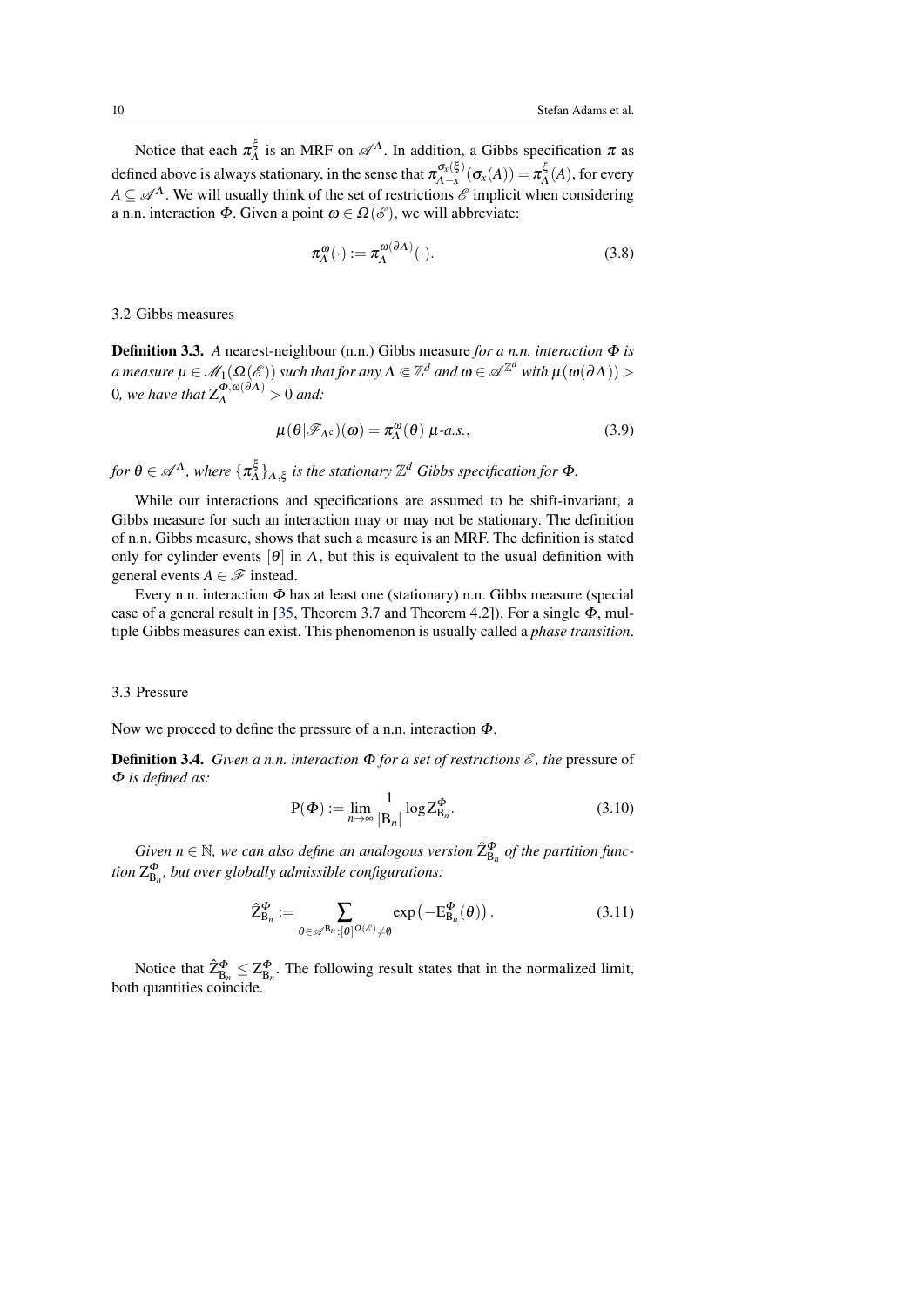Notice that each $\pi_\Lambda^\xi$ is an MRF on $\mathscr{A}^\Lambda$. In addition, a Gibbs specification $\pi$ as defined above is always stationary, in the sense that $\pi_{\Lambda-x}^{\sigma_x(\xi)}(\sigma_x(A)) = \pi_\Lambda^\xi(A)$, for every $A \subseteq \mathscr{A}^\Lambda$. We will usually think of the set of restrictions $\mathscr{E}$ implicit when considering a n.n. interaction $\Phi$. Given a point $\omega \in \Omega(\mathscr{E})$, we will abbreviate:

$$\pi_\Lambda^\omega(\cdot) := \pi_\Lambda^{\omega(\partial\Lambda)}(\cdot). \tag{3.8}$$

## 3.2 Gibbs measures

**Definition 3.3.** *A* nearest-neighbour (n.n.) Gibbs measure *for a n.n. interaction $\Phi$ is a measure $\mu \in \mathscr{M}_1(\Omega(\mathscr{E}))$ such that for any $\Lambda \Subset \mathbb{Z}^d$ and $\omega \in \mathscr{A}^{\mathbb{Z}^d}$ with $\mu(\omega(\partial\Lambda)) > 0$, we have that $Z_\Lambda^{\Phi,\omega(\partial\Lambda)} > 0$ and:*

$$\mu(\theta|\mathscr{F}_{\Lambda^c})(\omega) = \pi_\Lambda^\omega(\theta) \ \mu\text{-a.s.}, \tag{3.9}$$

*for $\theta \in \mathscr{A}^\Lambda$, where $\{\pi_\Lambda^\xi\}_{\Lambda,\xi}$ is the stationary $\mathbb{Z}^d$ Gibbs specification for $\Phi$.*

While our interactions and specifications are assumed to be shift-invariant, a Gibbs measure for such an interaction may or may not be stationary. The definition of n.n. Gibbs measure, shows that such a measure is an MRF. The definition is stated only for cylinder events $[\theta]$ in $\Lambda$, but this is equivalent to the usual definition with general events $A \in \mathscr{F}$ instead.

Every n.n. interaction $\Phi$ has at least one (stationary) n.n. Gibbs measure (special case of a general result in [35, Theorem 3.7 and Theorem 4.2]). For a single $\Phi$, multiple Gibbs measures can exist. This phenomenon is usually called a *phase transition*.

## 3.3 Pressure

Now we proceed to define the pressure of a n.n. interaction $\Phi$.

**Definition 3.4.** *Given a n.n. interaction $\Phi$ for a set of restrictions $\mathscr{E}$, the* pressure *of $\Phi$ is defined as:*

$$\mathrm{P}(\Phi) := \lim_{n\to\infty} \frac{1}{|\mathrm{B}_n|} \log \mathrm{Z}_{\mathrm{B}_n}^\Phi. \tag{3.10}$$

*Given $n \in \mathbb{N}$, we can also define an analogous version $\hat{\mathrm{Z}}_{\mathrm{B}_n}^\Phi$ of the partition function $\mathrm{Z}_{\mathrm{B}_n}^\Phi$, but over globally admissible configurations:*

$$\hat{\mathrm{Z}}_{\mathrm{B}_n}^\Phi := \sum_{\theta \in \mathscr{A}^{\mathrm{B}_n} : [\theta]^{\Omega(\mathscr{E})} \neq \emptyset} \exp\left(-\mathrm{E}_{\mathrm{B}_n}^\Phi(\theta)\right). \tag{3.11}$$

Notice that $\hat{\mathrm{Z}}_{\mathrm{B}_n}^\Phi \leq \mathrm{Z}_{\mathrm{B}_n}^\Phi$. The following result states that in the normalized limit, both quantities coincide.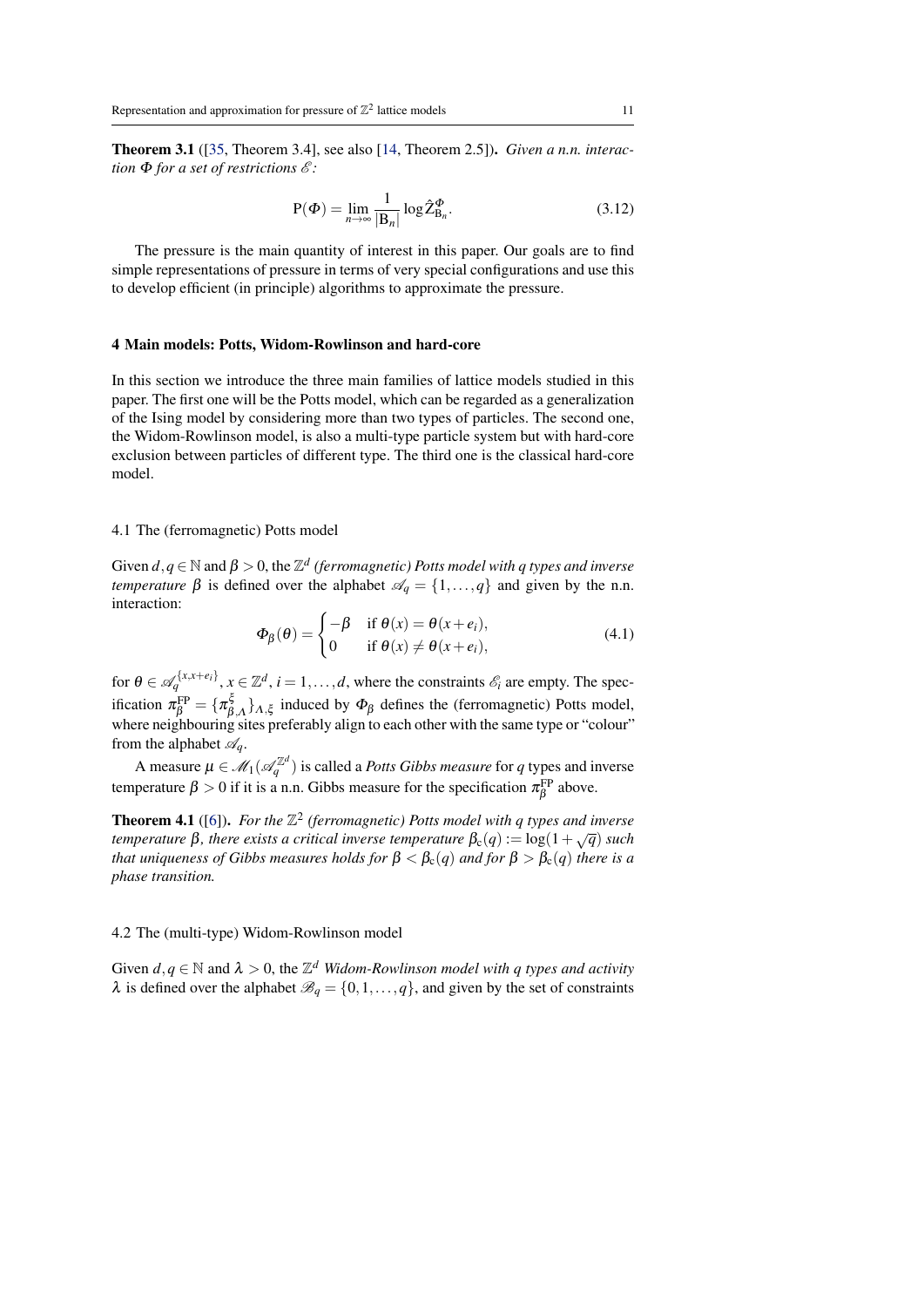**Theorem 3.1** ([35, Theorem 3.4], see also [14, Theorem 2.5]). *Given a n.n. interaction $\Phi$ for a set of restrictions $\mathscr{E}$:*

$$\mathrm{P}(\Phi) = \lim_{n\to\infty} \frac{1}{|\mathrm{B}_n|} \log \hat{\mathrm{Z}}^{\Phi}_{\mathrm{B}_n}. \tag{3.12}$$

The pressure is the main quantity of interest in this paper. Our goals are to find simple representations of pressure in terms of very special configurations and use this to develop efficient (in principle) algorithms to approximate the pressure.

## 4 Main models: Potts, Widom-Rowlinson and hard-core

In this section we introduce the three main families of lattice models studied in this paper. The first one will be the Potts model, which can be regarded as a generalization of the Ising model by considering more than two types of particles. The second one, the Widom-Rowlinson model, is also a multi-type particle system but with hard-core exclusion between particles of different type. The third one is the classical hard-core model.

### 4.1 The (ferromagnetic) Potts model

Given $d, q \in \mathbb{N}$ and $\beta > 0$, the $\mathbb{Z}^d$ *(ferromagnetic) Potts model with $q$ types and inverse temperature $\beta$* is defined over the alphabet $\mathscr{A}_q = \{1,\dots,q\}$ and given by the n.n. interaction:

$$\Phi_\beta(\theta) = \begin{cases} -\beta & \text{if } \theta(x) = \theta(x+e_i), \\ 0 & \text{if } \theta(x) \neq \theta(x+e_i), \end{cases} \tag{4.1}$$

for $\theta \in \mathscr{A}_q^{\{x,x+e_i\}}$, $x \in \mathbb{Z}^d$, $i = 1,\dots,d$, where the constraints $\mathscr{E}_i$ are empty. The specification $\pi^{\mathrm{FP}}_\beta = \{\pi^{\xi}_{\beta,\Lambda}\}_{\Lambda,\xi}$ induced by $\Phi_\beta$ defines the (ferromagnetic) Potts model, where neighbouring sites preferably align to each other with the same type or "colour" from the alphabet $\mathscr{A}_q$.

A measure $\mu \in \mathscr{M}_1(\mathscr{A}_q^{\mathbb{Z}^d})$ is called a *Potts Gibbs measure* for $q$ types and inverse temperature $\beta > 0$ if it is a n.n. Gibbs measure for the specification $\pi^{\mathrm{FP}}_\beta$ above.

**Theorem 4.1** ([6]). *For the $\mathbb{Z}^2$ (ferromagnetic) Potts model with $q$ types and inverse temperature $\beta$, there exists a critical inverse temperature $\beta_{\mathrm{c}}(q) := \log(1+\sqrt{q})$ such that uniqueness of Gibbs measures holds for $\beta < \beta_{\mathrm{c}}(q)$ and for $\beta > \beta_{\mathrm{c}}(q)$ there is a phase transition.*

### 4.2 The (multi-type) Widom-Rowlinson model

Given $d, q \in \mathbb{N}$ and $\lambda > 0$, the $\mathbb{Z}^d$ *Widom-Rowlinson model with $q$ types and activity $\lambda$* is defined over the alphabet $\mathscr{B}_q = \{0,1,\dots,q\}$, and given by the set of constraints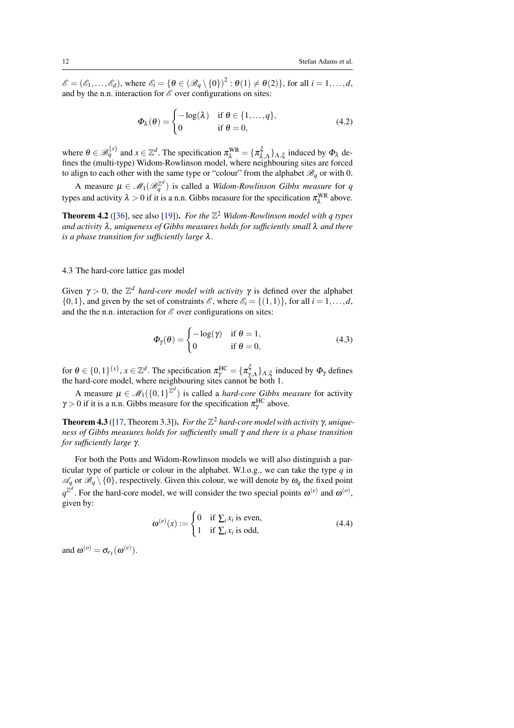$\mathscr{E} = (\mathscr{E}_1, \ldots, \mathscr{E}_d)$, where $\mathscr{E}_i = \{\theta \in (\mathscr{B}_q \setminus \{0\})^2 : \theta(1) \neq \theta(2)\}$, for all $i = 1, \ldots, d$, and by the n.n. interaction for $\mathscr{E}$ over configurations on sites:

$$\Phi_\lambda(\theta) = \begin{cases} -\log(\lambda) & \text{if } \theta \in \{1, \ldots, q\}, \\ 0 & \text{if } \theta = 0, \end{cases} \tag{4.2}$$

where $\theta \in \mathscr{B}_q^{\{x\}}$ and $x \in \mathbb{Z}^d$. The specification $\pi_\lambda^{\mathrm{WR}} = \{\pi_{\lambda,\Lambda}^{\xi}\}_{\Lambda,\xi}$ induced by $\Phi_\lambda$ defines the (multi-type) Widom-Rowlinson model, where neighbouring sites are forced to align to each other with the same type or "colour" from the alphabet $\mathscr{B}_q$ or with 0.

A measure $\mu \in \mathscr{M}_1(\mathscr{B}_q^{\mathbb{Z}^d})$ is called a *Widom-Rowlinson Gibbs measure* for $q$ types and activity $\lambda > 0$ if it is a n.n. Gibbs measure for the specification $\pi_\lambda^{\mathrm{WR}}$ above.

**Theorem 4.2** ([36], see also [19]). *For the $\mathbb{Z}^2$ Widom-Rowlinson model with $q$ types and activity $\lambda$, uniqueness of Gibbs measures holds for sufficiently small $\lambda$ and there is a phase transition for sufficiently large $\lambda$.*

### 4.3 The hard-core lattice gas model

Given $\gamma > 0$, the $\mathbb{Z}^d$ *hard-core model with activity* $\gamma$ is defined over the alphabet $\{0,1\}$, and given by the set of constraints $\mathscr{E}$, where $\mathscr{E}_i = \{(1,1)\}$, for all $i = 1, \ldots, d$, and the the n.n. interaction for $\mathscr{E}$ over configurations on sites:

$$\Phi_\gamma(\theta) = \begin{cases} -\log(\gamma) & \text{if } \theta = 1, \\ 0 & \text{if } \theta = 0, \end{cases} \tag{4.3}$$

for $\theta \in \{0,1\}^{\{x\}}$, $x \in \mathbb{Z}^d$. The specification $\pi_\gamma^{\mathrm{HC}} = \{\pi_{\gamma,\Lambda}^{\xi}\}_{\Lambda,\xi}$ induced by $\Phi_\gamma$ defines the hard-core model, where neighbouring sites cannot be both 1.

A measure $\mu \in \mathscr{M}_1(\{0,1\}^{\mathbb{Z}^d})$ is called a *hard-core Gibbs measure* for activity $\gamma > 0$ if it is a n.n. Gibbs measure for the specification $\pi_\gamma^{\mathrm{HC}}$ above.

**Theorem 4.3** ([17, Theorem 3.3]). *For the $\mathbb{Z}^2$ hard-core model with activity $\gamma$, uniqueness of Gibbs measures holds for sufficiently small $\gamma$ and there is a phase transition for sufficiently large $\gamma$.*

For both the Potts and Widom-Rowlinson models we will also distinguish a particular type of particle or colour in the alphabet. W.l.o.g., we can take the type $q$ in $\mathscr{A}_q$ or $\mathscr{B}_q \setminus \{0\}$, respectively. Given this colour, we will denote by $\omega_q$ the fixed point $q^{\mathbb{Z}^d}$. For the hard-core model, we will consider the two special points $\omega^{(e)}$ and $\omega^{(o)}$, given by:

$$\omega^{(e)}(x) := \begin{cases} 0 & \text{if } \sum_i x_i \text{ is even}, \\ 1 & \text{if } \sum_i x_i \text{ is odd}, \end{cases} \tag{4.4}$$

and $\omega^{(o)} = \sigma_{e_1}(\omega^{(e)})$.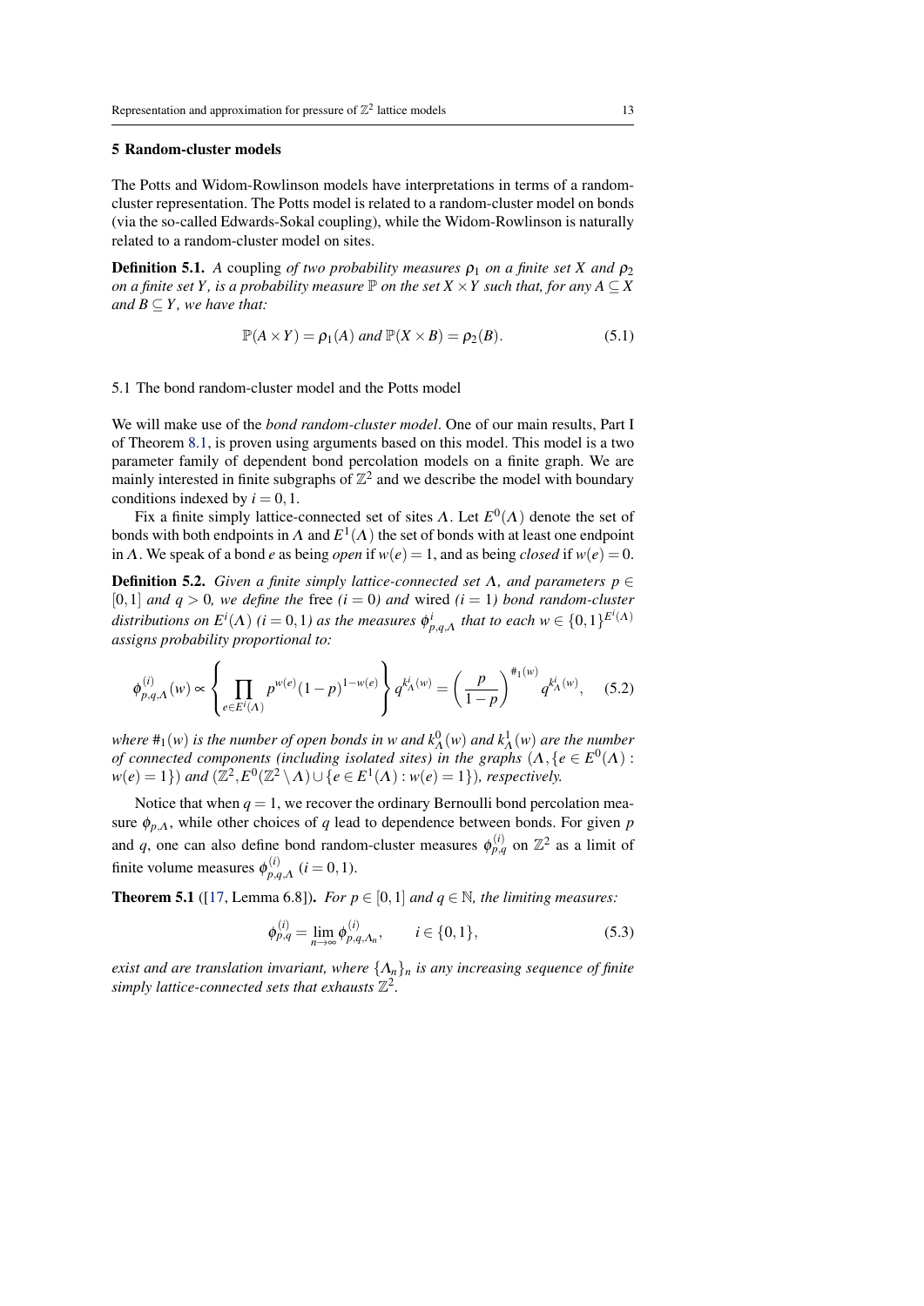## 5 Random-cluster models

The Potts and Widom-Rowlinson models have interpretations in terms of a random-cluster representation. The Potts model is related to a random-cluster model on bonds (via the so-called Edwards-Sokal coupling), while the Widom-Rowlinson is naturally related to a random-cluster model on sites.

**Definition 5.1.** *A* coupling *of two probability measures $\rho_1$ on a finite set $X$ and $\rho_2$ on a finite set $Y$, is a probability measure $\mathbb{P}$ on the set $X \times Y$ such that, for any $A \subseteq X$ and $B \subseteq Y$, we have that:*

$$\mathbb{P}(A \times Y) = \rho_1(A) \text{ and } \mathbb{P}(X \times B) = \rho_2(B). \tag{5.1}$$

### 5.1 The bond random-cluster model and the Potts model

We will make use of the *bond random-cluster model*. One of our main results, Part I of Theorem 8.1, is proven using arguments based on this model. This model is a two parameter family of dependent bond percolation models on a finite graph. We are mainly interested in finite subgraphs of $\mathbb{Z}^2$ and we describe the model with boundary conditions indexed by $i = 0, 1$.

Fix a finite simply lattice-connected set of sites $\Lambda$. Let $E^0(\Lambda)$ denote the set of bonds with both endpoints in $\Lambda$ and $E^1(\Lambda)$ the set of bonds with at least one endpoint in $\Lambda$. We speak of a bond $e$ as being *open* if $w(e) = 1$, and as being *closed* if $w(e) = 0$.

**Definition 5.2.** *Given a finite simply lattice-connected set $\Lambda$, and parameters $p \in [0,1]$ and $q > 0$, we define the* free *($i = 0$) and* wired *($i = 1$) bond random-cluster distributions on $E^i(\Lambda)$ ($i = 0,1$) as the measures $\phi^i_{p,q,\Lambda}$ that to each $w \in \{0,1\}^{E^i(\Lambda)}$ assigns probability proportional to:*

$$\phi^{(i)}_{p,q,\Lambda}(w) \propto \left\{ \prod_{e \in E^i(\Lambda)} p^{w(e)}(1-p)^{1-w(e)} \right\} q^{k^i_\Lambda(w)} = \left( \frac{p}{1-p} \right)^{\#_1(w)} q^{k^i_\Lambda(w)}, \tag{5.2}$$

*where $\#_1(w)$ is the number of open bonds in $w$ and $k^0_\Lambda(w)$ and $k^1_\Lambda(w)$ are the number of connected components (including isolated sites) in the graphs $(\Lambda, \{e \in E^0(\Lambda) : w(e) = 1\})$ and $(\mathbb{Z}^2, E^0(\mathbb{Z}^2 \setminus \Lambda) \cup \{e \in E^1(\Lambda) : w(e) = 1\})$, respectively.*

Notice that when $q = 1$, we recover the ordinary Bernoulli bond percolation measure $\phi_{p,\Lambda}$, while other choices of $q$ lead to dependence between bonds. For given $p$ and $q$, one can also define bond random-cluster measures $\phi^{(i)}_{p,q}$ on $\mathbb{Z}^2$ as a limit of finite volume measures $\phi^{(i)}_{p,q,\Lambda}$ ($i = 0,1$).

**Theorem 5.1** ([17, Lemma 6.8])**.** *For $p \in [0,1]$ and $q \in \mathbb{N}$, the limiting measures:*

$$\phi^{(i)}_{p,q} = \lim_{n \to \infty} \phi^{(i)}_{p,q,\Lambda_n}, \qquad i \in \{0,1\}, \tag{5.3}$$

*exist and are translation invariant, where $\{\Lambda_n\}_n$ is any increasing sequence of finite simply lattice-connected sets that exhausts $\mathbb{Z}^2$.*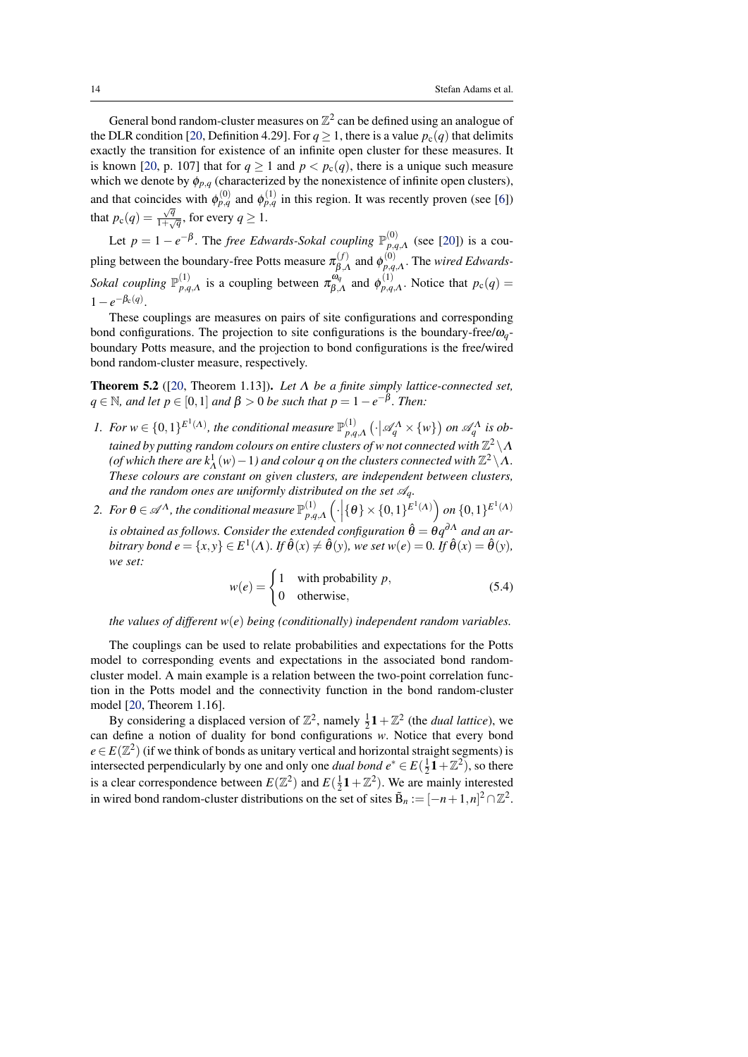General bond random-cluster measures on $\mathbb{Z}^2$ can be defined using an analogue of the DLR condition [20, Definition 4.29]. For $q \geq 1$, there is a value $p_c(q)$ that delimits exactly the transition for existence of an infinite open cluster for these measures. It is known [20, p. 107] that for $q \geq 1$ and $p < p_c(q)$, there is a unique such measure which we denote by $\phi_{p,q}$ (characterized by the nonexistence of infinite open clusters), and that coincides with $\phi^{(0)}_{p,q}$ and $\phi^{(1)}_{p,q}$ in this region. It was recently proven (see [6]) that $p_c(q) = \frac{\sqrt{q}}{1+\sqrt{q}}$, for every $q \geq 1$.

Let $p = 1 - e^{-\beta}$. The *free Edwards-Sokal coupling* $\mathbb{P}^{(0)}_{p,q,\Lambda}$ (see [20]) is a coupling between the boundary-free Potts measure $\pi^{(f)}_{\beta,\Lambda}$ and $\phi^{(0)}_{p,q,\Lambda}$. The *wired Edwards-Sokal coupling* $\mathbb{P}^{(1)}_{p,q,\Lambda}$ is a coupling between $\pi^{\omega_q}_{\beta,\Lambda}$ and $\phi^{(1)}_{p,q,\Lambda}$. Notice that $p_c(q) = 1 - e^{-\beta_c(q)}$.

These couplings are measures on pairs of site configurations and corresponding bond configurations. The projection to site configurations is the boundary-free/$\omega_q$-boundary Potts measure, and the projection to bond configurations is the free/wired bond random-cluster measure, respectively.

**Theorem 5.2** ([20, Theorem 1.13]). *Let $\Lambda$ be a finite simply lattice-connected set, $q \in \mathbb{N}$, and let $p \in [0,1]$ and $\beta > 0$ be such that $p = 1 - e^{-\beta}$. Then:*

1. *For $w \in \{0,1\}^{E^1(\Lambda)}$, the conditional measure $\mathbb{P}^{(1)}_{p,q,\Lambda}\left(\cdot \middle| \mathscr{A}^{\Lambda}_q \times \{w\}\right)$ on $\mathscr{A}^{\Lambda}_q$ is obtained by putting random colours on entire clusters of $w$ not connected with $\mathbb{Z}^2 \setminus \Lambda$ (of which there are $k^1_{\Lambda}(w) - 1$) and colour $q$ on the clusters connected with $\mathbb{Z}^2 \setminus \Lambda$. These colours are constant on given clusters, are independent between clusters, and the random ones are uniformly distributed on the set $\mathscr{A}_q$.*
2. *For $\theta \in \mathscr{A}^{\Lambda}$, the conditional measure $\mathbb{P}^{(1)}_{p,q,\Lambda}\left(\cdot \middle| \{\theta\} \times \{0,1\}^{E^1(\Lambda)}\right)$ on $\{0,1\}^{E^1(\Lambda)}$ is obtained as follows. Consider the extended configuration $\hat{\theta} = \theta q^{\partial \Lambda}$ and an arbitrary bond $e = \{x,y\} \in E^1(\Lambda)$. If $\hat{\theta}(x) \neq \hat{\theta}(y)$, we set $w(e) = 0$. If $\hat{\theta}(x) = \hat{\theta}(y)$, we set:*
$$w(e) = \begin{cases} 1 & \text{with probability } p, \\ 0 & \text{otherwise,} \end{cases} \tag{5.4}$$
*the values of different $w(e)$ being (conditionally) independent random variables.*

The couplings can be used to relate probabilities and expectations for the Potts model to corresponding events and expectations in the associated bond random-cluster model. A main example is a relation between the two-point correlation function in the Potts model and the connectivity function in the bond random-cluster model [20, Theorem 1.16].

By considering a displaced version of $\mathbb{Z}^2$, namely $\frac{1}{2}\mathbf{1} + \mathbb{Z}^2$ (the *dual lattice*), we can define a notion of duality for bond configurations $w$. Notice that every bond $e \in E(\mathbb{Z}^2)$ (if we think of bonds as unitary vertical and horizontal straight segments) is intersected perpendicularly by one and only one *dual bond* $e^* \in E(\frac{1}{2}\mathbf{1} + \mathbb{Z}^2)$, so there is a clear correspondence between $E(\mathbb{Z}^2)$ and $E(\frac{1}{2}\mathbf{1} + \mathbb{Z}^2)$. We are mainly interested in wired bond random-cluster distributions on the set of sites $\tilde{\mathrm{B}}_n := [-n+1, n]^2 \cap \mathbb{Z}^2$.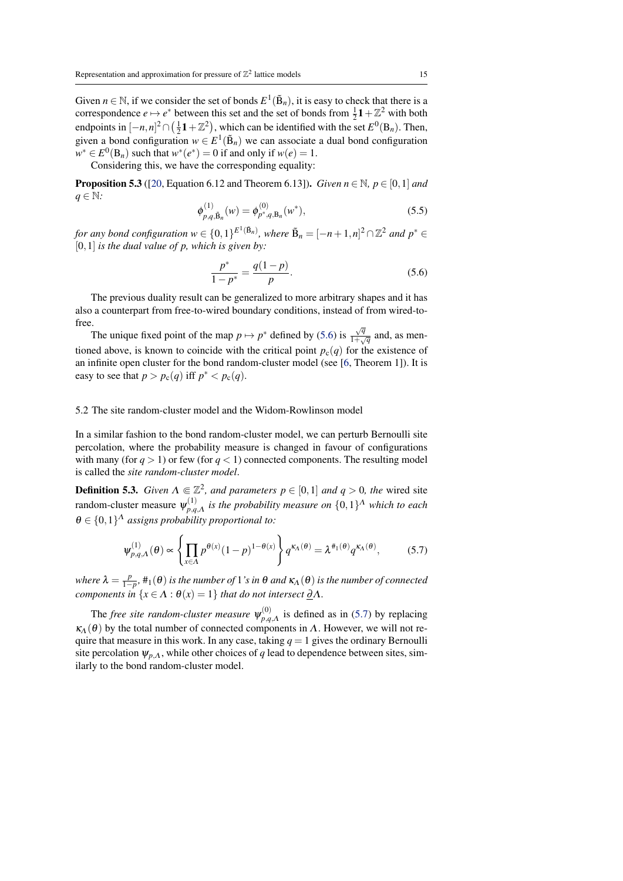Given $n \in \mathbb{N}$, if we consider the set of bonds $E^1(\tilde{\mathrm{B}}_n)$, it is easy to check that there is a correspondence $e \mapsto e^*$ between this set and the set of bonds from $\frac{1}{2}\mathbf{1} + \mathbb{Z}^2$ with both endpoints in $[-n,n]^2 \cap \left(\frac{1}{2}\mathbf{1} + \mathbb{Z}^2\right)$, which can be identified with the set $E^0(\mathrm{B}_n)$. Then, given a bond configuration $w \in E^1(\tilde{\mathrm{B}}_n)$ we can associate a dual bond configuration $w^* \in E^0(\mathrm{B}_n)$ such that $w^*(e^*) = 0$ if and only if $w(e) = 1$.

Considering this, we have the corresponding equality:

**Proposition 5.3** ([20, Equation 6.12 and Theorem 6.13]). *Given $n \in \mathbb{N}$, $p \in [0,1]$ and $q \in \mathbb{N}$:*

$$\phi^{(1)}_{p,q,\tilde{\mathrm{B}}_n}(w) = \phi^{(0)}_{p^*,q,\mathrm{B}_n}(w^*), \tag{5.5}$$

*for any bond configuration $w \in \{0,1\}^{E^1(\tilde{\mathrm{B}}_n)}$, where $\tilde{\mathrm{B}}_n = [-n+1,n]^2 \cap \mathbb{Z}^2$ and $p^* \in [0,1]$ is the dual value of $p$, which is given by:*

$$\frac{p^*}{1-p^*} = \frac{q(1-p)}{p}. \tag{5.6}$$

The previous duality result can be generalized to more arbitrary shapes and it has also a counterpart from free-to-wired boundary conditions, instead of from wired-to-free.

The unique fixed point of the map $p \mapsto p^*$ defined by (5.6) is $\frac{\sqrt{q}}{1+\sqrt{q}}$ and, as mentioned above, is known to coincide with the critical point $p_c(q)$ for the existence of an infinite open cluster for the bond random-cluster model (see [6, Theorem 1]). It is easy to see that $p > p_c(q)$ iff $p^* < p_c(q)$.

## 5.2 The site random-cluster model and the Widom-Rowlinson model

In a similar fashion to the bond random-cluster model, we can perturb Bernoulli site percolation, where the probability measure is changed in favour of configurations with many (for $q > 1$) or few (for $q < 1$) connected components. The resulting model is called the *site random-cluster model*.

**Definition 5.3.** *Given $\Lambda \Subset \mathbb{Z}^2$, and parameters $p \in [0,1]$ and $q > 0$, the* wired site random-cluster measure *$\psi^{(1)}_{p,q,\Lambda}$ is the probability measure on $\{0,1\}^\Lambda$ which to each $\theta \in \{0,1\}^\Lambda$ assigns probability proportional to:*

$$\psi^{(1)}_{p,q,\Lambda}(\theta) \propto \left\{\prod_{x\in\Lambda} p^{\theta(x)}(1-p)^{1-\theta(x)}\right\} q^{\kappa_\Lambda(\theta)} = \lambda^{\#_1(\theta)} q^{\kappa_\Lambda(\theta)}, \tag{5.7}$$

*where $\lambda = \frac{p}{1-p}$, $\#_1(\theta)$ is the number of 1's in $\theta$ and $\kappa_\Lambda(\theta)$ is the number of connected components in $\{x \in \Lambda : \theta(x) = 1\}$ that do not intersect $\underline{\partial}\Lambda$.*

The *free site random-cluster measure* $\psi^{(0)}_{p,q,\Lambda}$ is defined as in (5.7) by replacing $\kappa_\Lambda(\theta)$ by the total number of connected components in $\Lambda$. However, we will not require that measure in this work. In any case, taking $q = 1$ gives the ordinary Bernoulli site percolation $\psi_{p,\Lambda}$, while other choices of $q$ lead to dependence between sites, similarly to the bond random-cluster model.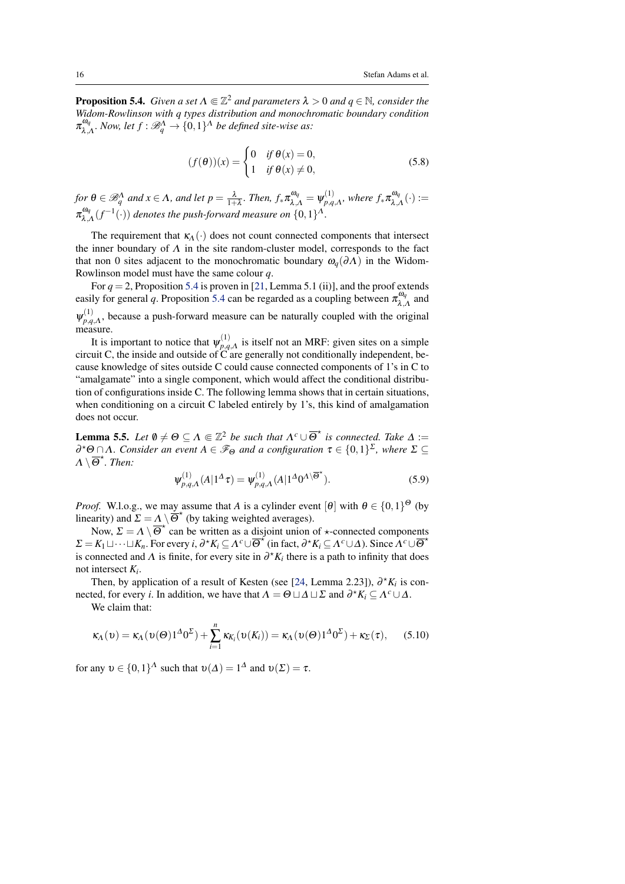**Proposition 5.4.** *Given a set $\Lambda \Subset \mathbb{Z}^2$ and parameters $\lambda > 0$ and $q \in \mathbb{N}$, consider the Widom-Rowlinson with q types distribution and monochromatic boundary condition $\pi^{\omega_q}_{\lambda,\Lambda}$. Now, let $f : \mathscr{B}^{\Lambda}_q \to \{0,1\}^{\Lambda}$ be defined site-wise as:*

$$(f(\theta))(x) = \begin{cases} 0 & \text{if } \theta(x) = 0, \\ 1 & \text{if } \theta(x) \neq 0, \end{cases} \tag{5.8}$$

*for $\theta \in \mathscr{B}^{\Lambda}_q$ and $x \in \Lambda$, and let $p = \frac{\lambda}{1+\lambda}$. Then, $f_* \pi^{\omega_q}_{\lambda,\Lambda} = \psi^{(1)}_{p,q,\Lambda}$, where $f_* \pi^{\omega_q}_{\lambda,\Lambda}(\cdot) := \pi^{\omega_q}_{\lambda,\Lambda}(f^{-1}(\cdot))$ denotes the push-forward measure on $\{0,1\}^{\Lambda}$.*

The requirement that $\kappa_\Lambda(\cdot)$ does not count connected components that intersect the inner boundary of $\Lambda$ in the site random-cluster model, corresponds to the fact that non 0 sites adjacent to the monochromatic boundary $\omega_q(\partial\Lambda)$ in the Widom-Rowlinson model must have the same colour $q$.

For $q = 2$, Proposition 5.4 is proven in [21, Lemma 5.1 (ii)], and the proof extends easily for general $q$. Proposition 5.4 can be regarded as a coupling between $\pi^{\omega_q}_{\lambda,\Lambda}$ and $\psi^{(1)}_{p,q,\Lambda}$, because a push-forward measure can be naturally coupled with the original measure.

It is important to notice that $\psi^{(1)}_{p,q,\Lambda}$ is itself not an MRF: given sites on a simple circuit C, the inside and outside of C are generally not conditionally independent, because knowledge of sites outside C could cause connected components of 1's in C to "amalgamate" into a single component, which would affect the conditional distribution of configurations inside C. The following lemma shows that in certain situations, when conditioning on a circuit C labeled entirely by 1's, this kind of amalgamation does not occur.

**Lemma 5.5.** *Let $\emptyset \neq \Theta \subseteq \Lambda \Subset \mathbb{Z}^2$ be such that $\Lambda^c \cup \overline{\Theta}^\star$ is connected. Take $\Delta := \partial^\star \Theta \cap \Lambda$. Consider an event $A \in \mathscr{F}_\Theta$ and a configuration $\tau \in \{0,1\}^{\Sigma}$, where $\Sigma \subseteq \Lambda \setminus \overline{\Theta}^\star$. Then:*

$$\psi^{(1)}_{p,q,\Lambda}(A | 1^\Delta \tau) = \psi^{(1)}_{p,q,\Lambda}(A | 1^\Delta 0^{\Lambda \setminus \overline{\Theta}^\star}). \tag{5.9}$$

*Proof.* W.l.o.g., we may assume that $A$ is a cylinder event $[\theta]$ with $\theta \in \{0,1\}^{\Theta}$ (by linearity) and $\Sigma = \Lambda \setminus \overline{\Theta}^\star$ (by taking weighted averages).

Now, $\Sigma = \Lambda \setminus \overline{\Theta}^\star$ can be written as a disjoint union of $\star$-connected components $\Sigma = K_1 \sqcup \cdots \sqcup K_n$. For every $i$, $\partial^\star K_i \subseteq \Lambda^c \cup \overline{\Theta}^\star$ (in fact, $\partial^\star K_i \subseteq \Lambda^c \cup \Delta$). Since $\Lambda^c \cup \overline{\Theta}^\star$ is connected and $\Lambda$ is finite, for every site in $\partial^\star K_i$ there is a path to infinity that does not intersect $K_i$.

Then, by application of a result of Kesten (see [24, Lemma 2.23]), $\partial^\star K_i$ is connected, for every $i$. In addition, we have that $\Lambda = \Theta \sqcup \Delta \sqcup \Sigma$ and $\partial^\star K_i \subseteq \Lambda^c \cup \Delta$.

We claim that:

$$\kappa_\Lambda(\upsilon) = \kappa_\Lambda(\upsilon(\Theta) 1^\Delta 0^\Sigma) + \sum_{i=1}^{n} \kappa_{K_i}(\upsilon(K_i)) = \kappa_\Lambda(\upsilon(\Theta) 1^\Delta 0^\Sigma) + \kappa_\Sigma(\tau), \tag{5.10}$$

for any $\upsilon \in \{0,1\}^{\Lambda}$ such that $\upsilon(\Delta) = 1^\Delta$ and $\upsilon(\Sigma) = \tau$.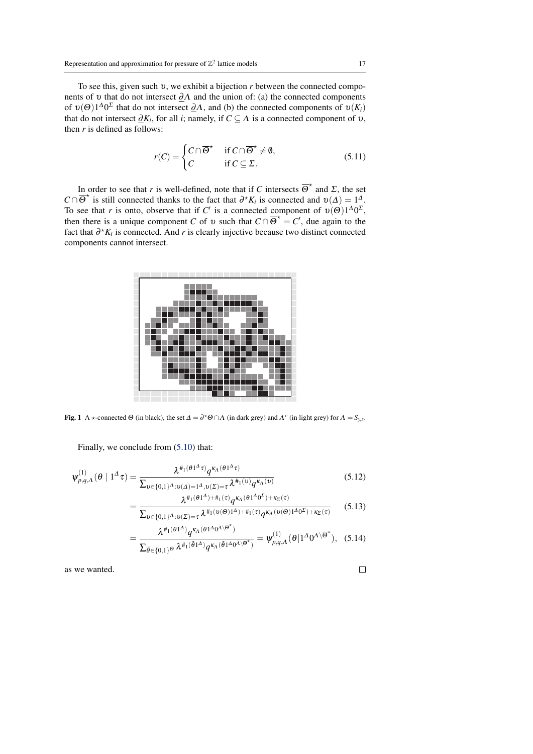To see this, given such $\upsilon$, we exhibit a bijection $r$ between the connected components of $\upsilon$ that do not intersect $\underline{\partial}\Lambda$ and the union of: (a) the connected components of $\upsilon(\Theta)1^{\Delta}0^{\Sigma}$ that do not intersect $\underline{\partial}\Lambda$, and (b) the connected components of $\upsilon(K_i)$ that do not intersect $\underline{\partial}K_i$, for all $i$; namely, if $C \subseteq \Lambda$ is a connected component of $\upsilon$, then $r$ is defined as follows:

$$
r(C) = \begin{cases} C \cap \overline{\Theta}^{\star} & \text{if } C \cap \overline{\Theta}^{\star} \neq \emptyset, \\ C & \text{if } C \subseteq \Sigma. \end{cases} \tag{5.11}
$$

In order to see that $r$ is well-defined, note that if $C$ intersects $\overline{\Theta}^{\star}$ and $\Sigma$, the set $C \cap \overline{\Theta}^{\star}$ is still connected thanks to the fact that $\partial^{\star} K_i$ is connected and $\upsilon(\Delta) = 1^{\Delta}$. To see that $r$ is onto, observe that if $C'$ is a connected component of $\upsilon(\Theta)1^{\Delta}0^{\Sigma}$, then there is a unique component $C$ of $\upsilon$ such that $C \cap \overline{\Theta}^{\star} = C'$, due again to the fact that $\partial^{\star} K_i$ is connected. And $r$ is clearly injective because two distinct connected components cannot intersect.

**Fig. 1** A $\star$-connected $\Theta$ (in black), the set $\Delta = \partial^{\star}\Theta \cap \Lambda$ (in dark grey) and $\Lambda^c$ (in light grey) for $\Lambda = S_{y,z}$.

Finally, we conclude from (5.10) that:

$$
\psi^{(1)}_{p,q,\Lambda}(\theta \mid 1^{\Delta}\tau) = \frac{\lambda^{\#_1(\theta 1^{\Delta}\tau)} q^{\kappa_{\Lambda}(\theta 1^{\Delta}\tau)}}{\sum_{\upsilon \in \{0,1\}^{\Lambda}: \upsilon(\Delta) = 1^{\Delta}, \upsilon(\Sigma) = \tau} \lambda^{\#_1(\upsilon)} q^{\kappa_{\Lambda}(\upsilon)}} \tag{5.12}
$$

$$
= \frac{\lambda^{\#_1(\theta 1^{\Delta}) + \#_1(\tau)} q^{\kappa_{\Lambda}(\theta 1^{\Delta} 0^{\Sigma}) + \kappa_{\Sigma}(\tau)}}{\sum_{\upsilon \in \{0,1\}^{\Lambda}: \upsilon(\Sigma) = \tau} \lambda^{\#_1(\upsilon(\Theta)1^{\Delta}) + \#_1(\tau)} q^{\kappa_{\Lambda}(\upsilon(\Theta)1^{\Delta}0^{\Sigma}) + \kappa_{\Sigma}(\tau)}} \tag{5.13}
$$

$$
= \frac{\lambda^{\#_1(\theta 1^{\Delta})} q^{\kappa_{\Lambda}(\theta 1^{\Delta} 0^{\Lambda \setminus \overline{\Theta}^{\star}})}}{\sum_{\tilde{\theta} \in \{0,1\}^{\Theta}} \lambda^{\#_1(\tilde{\theta} 1^{\Delta})} q^{\kappa_{\Lambda}(\tilde{\theta} 1^{\Delta} 0^{\Lambda \setminus \overline{\Theta}^{\star}})}} = \psi^{(1)}_{p,q,\Lambda}(\theta | 1^{\Delta} 0^{\Lambda \setminus \overline{\Theta}^{\star}}), \tag{5.14}
$$

as we wanted. $\square$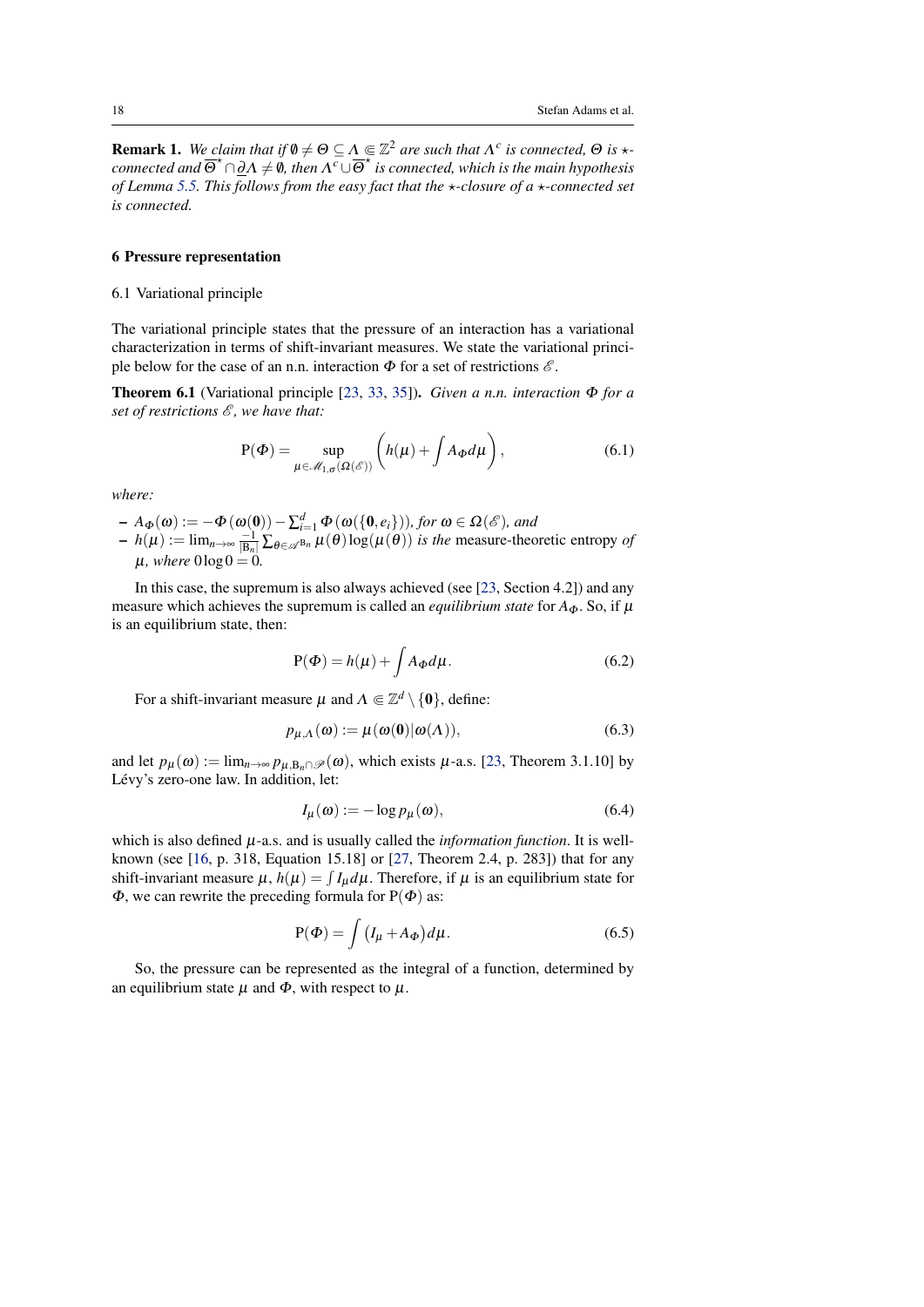**Remark 1.** *We claim that if $\emptyset \neq \Theta \subseteq \Lambda \Subset \mathbb{Z}^2$ are such that $\Lambda^c$ is connected, $\Theta$ is $\star$-connected and $\overline{\Theta}^\star \cap \underline{\partial}\Lambda \neq \emptyset$, then $\Lambda^c \cup \overline{\Theta}^\star$ is connected, which is the main hypothesis of Lemma 5.5. This follows from the easy fact that the $\star$-closure of a $\star$-connected set is connected.*

## 6 Pressure representation

### 6.1 Variational principle

The variational principle states that the pressure of an interaction has a variational characterization in terms of shift-invariant measures. We state the variational principle below for the case of an n.n. interaction $\Phi$ for a set of restrictions $\mathscr{E}$.

**Theorem 6.1** (Variational principle [23, 33, 35])**.** *Given a n.n. interaction $\Phi$ for a set of restrictions $\mathscr{E}$, we have that:*

$$\mathrm{P}(\Phi) = \sup_{\mu \in \mathscr{M}_{1,\sigma}(\Omega(\mathscr{E}))} \left( h(\mu) + \int A_\Phi d\mu \right), \tag{6.1}$$

*where:*

- $A_\Phi(\omega) := -\Phi(\omega(\mathbf{0})) - \sum_{i=1}^d \Phi(\omega(\{\mathbf{0}, e_i\}))$*, for $\omega \in \Omega(\mathscr{E})$, and*
- $h(\mu) := \lim_{n \to \infty} \frac{-1}{|\mathrm{B}_n|} \sum_{\theta \in \mathscr{A}^{\mathrm{B}_n}} \mu(\theta) \log(\mu(\theta))$ *is the* measure-theoretic entropy *of $\mu$, where $0 \log 0 = 0$.*

In this case, the supremum is also always achieved (see [23, Section 4.2]) and any measure which achieves the supremum is called an *equilibrium state* for $A_\Phi$. So, if $\mu$ is an equilibrium state, then:

$$\mathrm{P}(\Phi) = h(\mu) + \int A_\Phi d\mu. \tag{6.2}$$

For a shift-invariant measure $\mu$ and $\Lambda \Subset \mathbb{Z}^d \setminus \{\mathbf{0}\}$, define:

$$p_{\mu,\Lambda}(\omega) := \mu(\omega(\mathbf{0}) | \omega(\Lambda)), \tag{6.3}$$

and let $p_\mu(\omega) := \lim_{n \to \infty} p_{\mu, \mathrm{B}_n \cap \mathscr{P}}(\omega)$, which exists $\mu$-a.s. [23, Theorem 3.1.10] by Lévy's zero-one law. In addition, let:

$$I_\mu(\omega) := -\log p_\mu(\omega), \tag{6.4}$$

which is also defined $\mu$-a.s. and is usually called the *information function*. It is well-known (see [16, p. 318, Equation 15.18] or [27, Theorem 2.4, p. 283]) that for any shift-invariant measure $\mu$, $h(\mu) = \int I_\mu d\mu$. Therefore, if $\mu$ is an equilibrium state for $\Phi$, we can rewrite the preceding formula for $\mathrm{P}(\Phi)$ as:

$$\mathrm{P}(\Phi) = \int \left( I_\mu + A_\Phi \right) d\mu. \tag{6.5}$$

So, the pressure can be represented as the integral of a function, determined by an equilibrium state $\mu$ and $\Phi$, with respect to $\mu$.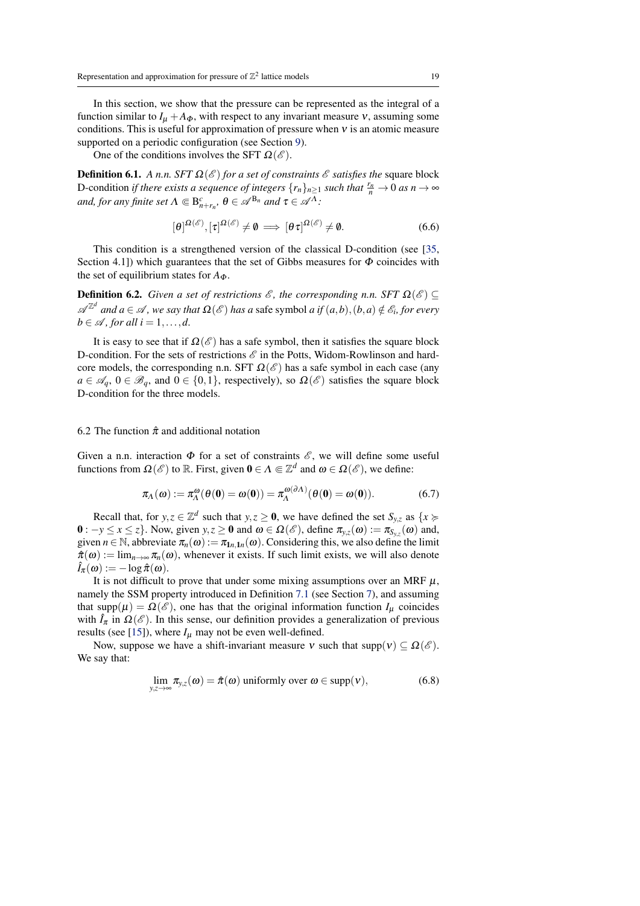In this section, we show that the pressure can be represented as the integral of a function similar to $I_\mu + A_\Phi$, with respect to any invariant measure $\nu$, assuming some conditions. This is useful for approximation of pressure when $\nu$ is an atomic measure supported on a periodic configuration (see Section 9).

One of the conditions involves the SFT $\Omega(\mathscr{E})$.

**Definition 6.1.** *A n.n. SFT $\Omega(\mathscr{E})$ for a set of constraints $\mathscr{E}$ satisfies the* square block D-condition *if there exists a sequence of integers $\{r_n\}_{n\geq 1}$ such that $\frac{r_n}{n} \to 0$ as $n \to \infty$ and, for any finite set $\Lambda \Subset \mathrm{B}^c_{n+r_n}$, $\theta \in \mathscr{A}^{\mathrm{B}_n}$ and $\tau \in \mathscr{A}^{\Lambda}$:*

$$[\theta]^{\Omega(\mathscr{E})}, [\tau]^{\Omega(\mathscr{E})} \neq \emptyset \implies [\theta\tau]^{\Omega(\mathscr{E})} \neq \emptyset. \tag{6.6}$$

This condition is a strengthened version of the classical D-condition (see [35, Section 4.1]) which guarantees that the set of Gibbs measures for $\Phi$ coincides with the set of equilibrium states for $A_\Phi$.

**Definition 6.2.** *Given a set of restrictions $\mathscr{E}$, the corresponding n.n. SFT $\Omega(\mathscr{E}) \subseteq \mathscr{A}^{\mathbb{Z}^d}$ and $a \in \mathscr{A}$, we say that $\Omega(\mathscr{E})$ has a* safe symbol *$a$ if $(a,b),(b,a) \notin \mathscr{E}_i$, for every $b \in \mathscr{A}$, for all $i = 1,\ldots,d$.*

It is easy to see that if $\Omega(\mathscr{E})$ has a safe symbol, then it satisfies the square block D-condition. For the sets of restrictions $\mathscr{E}$ in the Potts, Widom-Rowlinson and hard-core models, the corresponding n.n. SFT $\Omega(\mathscr{E})$ has a safe symbol in each case (any $a \in \mathscr{A}_q$, $0 \in \mathscr{B}_q$, and $0 \in \{0,1\}$, respectively), so $\Omega(\mathscr{E})$ satisfies the square block D-condition for the three models.

## 6.2 The function $\hat{\pi}$ and additional notation

Given a n.n. interaction $\Phi$ for a set of constraints $\mathscr{E}$, we will define some useful functions from $\Omega(\mathscr{E})$ to $\mathbb{R}$. First, given $\mathbf{0} \in \Lambda \Subset \mathbb{Z}^d$ and $\omega \in \Omega(\mathscr{E})$, we define:

$$\pi_\Lambda(\omega) := \pi^\omega_\Lambda(\theta(\mathbf{0}) = \omega(\mathbf{0})) = \pi^{\omega(\partial\Lambda)}_\Lambda(\theta(\mathbf{0}) = \omega(\mathbf{0})). \tag{6.7}$$

Recall that, for $y,z \in \mathbb{Z}^d$ such that $y,z \geq \mathbf{0}$, we have defined the set $S_{y,z}$ as $\{x \succcurlyeq \mathbf{0} : -y \leq x \leq z\}$. Now, given $y,z \geq \mathbf{0}$ and $\omega \in \Omega(\mathscr{E})$, define $\pi_{y,z}(\omega) := \pi_{S_{y,z}}(\omega)$ and, given $n \in \mathbb{N}$, abbreviate $\pi_n(\omega) := \pi_{\mathbf{1}n,\mathbf{1}n}(\omega)$. Considering this, we also define the limit $\hat{\pi}(\omega) := \lim_{n\to\infty} \pi_n(\omega)$, whenever it exists. If such limit exists, we will also denote $\hat{I}_\pi(\omega) := -\log\hat{\pi}(\omega)$.

It is not difficult to prove that under some mixing assumptions over an MRF $\mu$, namely the SSM property introduced in Definition 7.1 (see Section 7), and assuming that $\mathrm{supp}(\mu) = \Omega(\mathscr{E})$, one has that the original information function $I_\mu$ coincides with $\hat{I}_\pi$ in $\Omega(\mathscr{E})$. In this sense, our definition provides a generalization of previous results (see [15]), where $I_\mu$ may not be even well-defined.

Now, suppose we have a shift-invariant measure $\nu$ such that $\mathrm{supp}(\nu) \subseteq \Omega(\mathscr{E})$. We say that:

$$\lim_{y,z\to\infty} \pi_{y,z}(\omega) = \hat{\pi}(\omega) \text{ uniformly over } \omega \in \mathrm{supp}(\nu), \tag{6.8}$$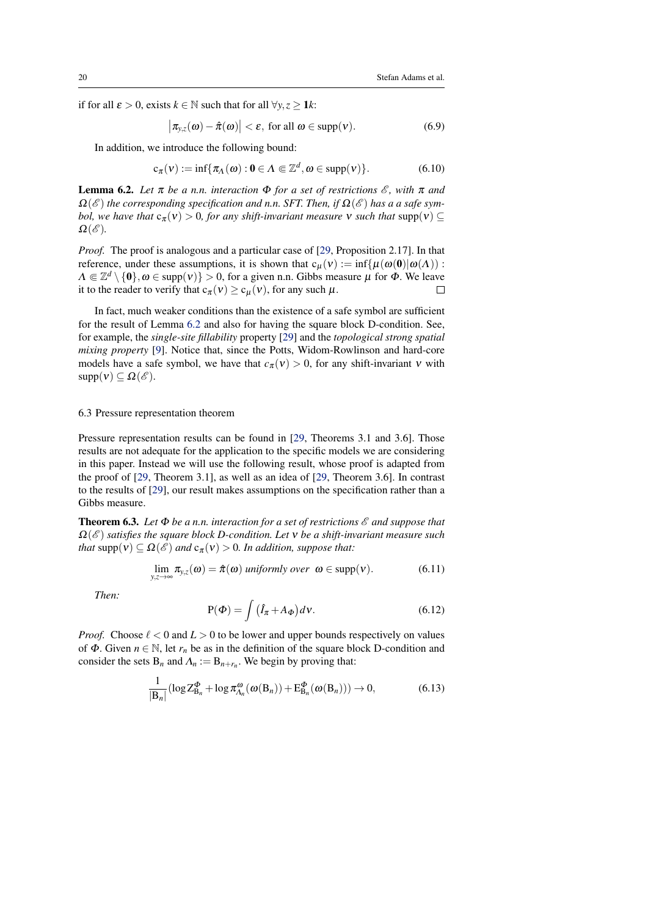if for all $\varepsilon > 0$, exists $k \in \mathbb{N}$ such that for all $\forall y, z \geq \mathbf{1}k$:

$$\left|\pi_{y,z}(\omega) - \hat{\pi}(\omega)\right| < \varepsilon, \text{ for all } \omega \in \operatorname{supp}(\nu). \tag{6.9}$$

In addition, we introduce the following bound:

$$\mathrm{c}_\pi(\nu) := \inf\{\pi_\Lambda(\omega) : \mathbf{0} \in \Lambda \Subset \mathbb{Z}^d, \omega \in \operatorname{supp}(\nu)\}. \tag{6.10}$$

**Lemma 6.2.** *Let $\pi$ be a n.n. interaction $\Phi$ for a set of restrictions $\mathscr{E}$, with $\pi$ and $\Omega(\mathscr{E})$ the corresponding specification and n.n. SFT. Then, if $\Omega(\mathscr{E})$ has a a safe symbol, we have that $\mathrm{c}_\pi(\nu) > 0$, for any shift-invariant measure $\nu$ such that $\operatorname{supp}(\nu) \subseteq \Omega(\mathscr{E})$.*

*Proof.* The proof is analogous and a particular case of [29, Proposition 2.17]. In that reference, under these assumptions, it is shown that $\mathrm{c}_\mu(\nu) := \inf\{\mu(\omega(\mathbf{0})|\omega(\Lambda)) : \Lambda \Subset \mathbb{Z}^d \setminus \{\mathbf{0}\}, \omega \in \operatorname{supp}(\nu)\} > 0$, for a given n.n. Gibbs measure $\mu$ for $\Phi$. We leave it to the reader to verify that $\mathrm{c}_\pi(\nu) \geq \mathrm{c}_\mu(\nu)$, for any such $\mu$. □

In fact, much weaker conditions than the existence of a safe symbol are sufficient for the result of Lemma 6.2 and also for having the square block D-condition. See, for example, the *single-site fillability* property [29] and the *topological strong spatial mixing property* [9]. Notice that, since the Potts, Widom-Rowlinson and hard-core models have a safe symbol, we have that $c_\pi(\nu) > 0$, for any shift-invariant $\nu$ with $\operatorname{supp}(\nu) \subseteq \Omega(\mathscr{E})$.

### 6.3 Pressure representation theorem

Pressure representation results can be found in [29, Theorems 3.1 and 3.6]. Those results are not adequate for the application to the specific models we are considering in this paper. Instead we will use the following result, whose proof is adapted from the proof of [29, Theorem 3.1], as well as an idea of [29, Theorem 3.6]. In contrast to the results of [29], our result makes assumptions on the specification rather than a Gibbs measure.

**Theorem 6.3.** *Let $\Phi$ be a n.n. interaction for a set of restrictions $\mathscr{E}$ and suppose that $\Omega(\mathscr{E})$ satisfies the square block D-condition. Let $\nu$ be a shift-invariant measure such that $\operatorname{supp}(\nu) \subseteq \Omega(\mathscr{E})$ and $\mathrm{c}_\pi(\nu) > 0$. In addition, suppose that:*

$$\lim_{y,z \to \infty} \pi_{y,z}(\omega) = \hat{\pi}(\omega) \text{ uniformly over } \omega \in \operatorname{supp}(\nu). \tag{6.11}$$

*Then:*

$$\mathrm{P}(\Phi) = \int \left(\hat{I}_\pi + A_\Phi\right) d\nu. \tag{6.12}$$

*Proof.* Choose $\ell < 0$ and $L > 0$ to be lower and upper bounds respectively on values of $\Phi$. Given $n \in \mathbb{N}$, let $r_n$ be as in the definition of the square block D-condition and consider the sets $\mathrm{B}_n$ and $\Lambda_n := \mathrm{B}_{n+r_n}$. We begin by proving that:

$$\frac{1}{|\mathrm{B}_n|}\left(\log \mathrm{Z}^\Phi_{\mathrm{B}_n} + \log \pi^\omega_{\Lambda_n}(\omega(\mathrm{B}_n)) + \mathrm{E}^\Phi_{\mathrm{B}_n}(\omega(\mathrm{B}_n))\right) \to 0, \tag{6.13}$$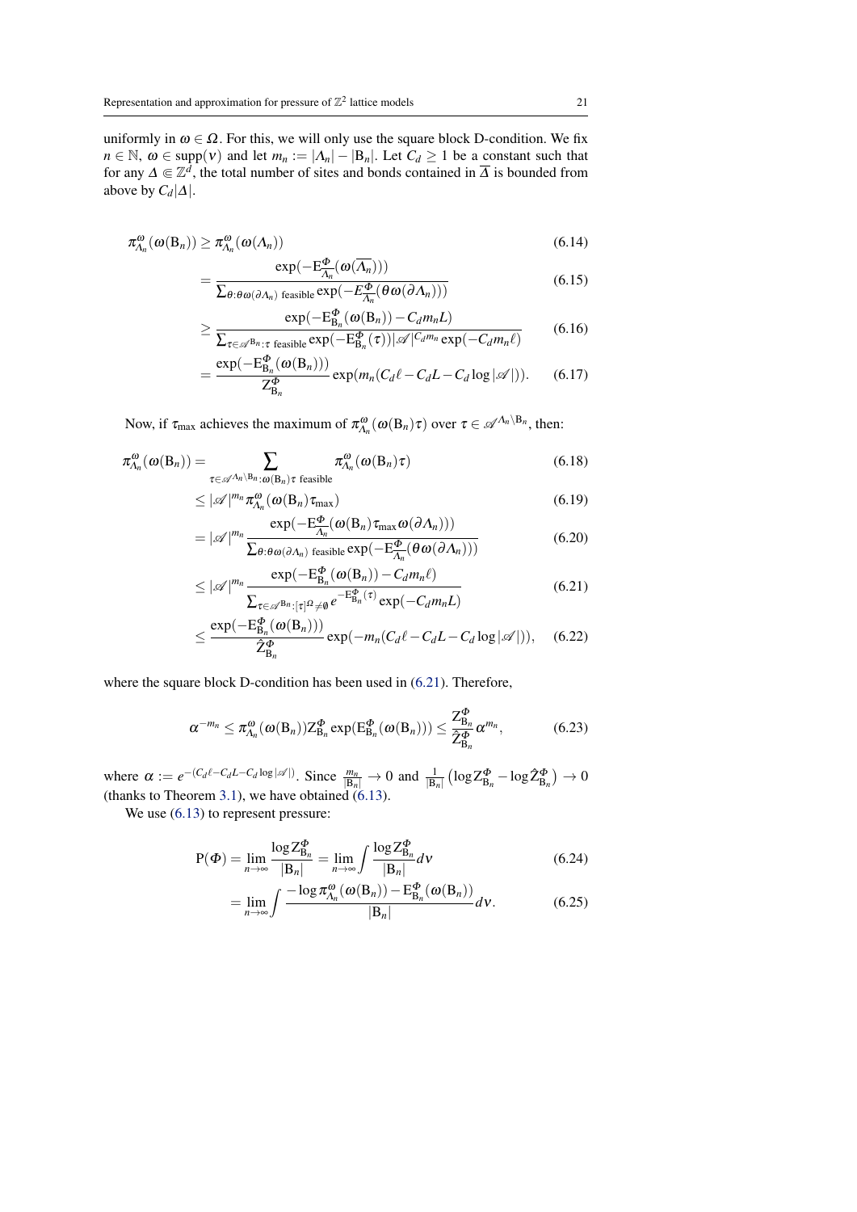uniformly in $\omega \in \Omega$. For this, we will only use the square block D-condition. We fix $n \in \mathbb{N}$, $\omega \in \mathrm{supp}(\nu)$ and let $m_n := |\Lambda_n| - |\mathrm{B}_n|$. Let $C_d \geq 1$ be a constant such that for any $\Delta \Subset \mathbb{Z}^d$, the total number of sites and bonds contained in $\overline{\Delta}$ is bounded from above by $C_d|\Delta|$.

$$
\begin{aligned}
\pi^{\omega}_{\Lambda_n}(\omega(\mathrm{B}_n)) &\geq \pi^{\omega}_{\Lambda_n}(\omega(\Lambda_n)) && (6.14)\\
&= \frac{\exp(-\mathrm{E}^{\Phi}_{\overline{\Lambda_n}}(\omega(\overline{\Lambda_n})))}{\sum_{\theta:\theta\omega(\partial\Lambda_n)\text{ feasible}}\exp(-E^{\Phi}_{\overline{\Lambda_n}}(\theta\omega(\partial\Lambda_n)))} && (6.15)\\
&\geq \frac{\exp(-\mathrm{E}^{\Phi}_{\mathrm{B}_n}(\omega(\mathrm{B}_n)) - C_d m_n L)}{\sum_{\tau\in\mathscr{A}^{\mathrm{B}_n}:\tau\text{ feasible}}\exp(-\mathrm{E}^{\Phi}_{\mathrm{B}_n}(\tau))|\mathscr{A}|^{C_d m_n}\exp(-C_d m_n \ell)} && (6.16)\\
&= \frac{\exp(-\mathrm{E}^{\Phi}_{\mathrm{B}_n}(\omega(\mathrm{B}_n)))}{\mathrm{Z}^{\Phi}_{\mathrm{B}_n}}\exp(m_n(C_d\ell - C_d L - C_d\log|\mathscr{A}|)). && (6.17)
\end{aligned}
$$

Now, if $\tau_{\max}$ achieves the maximum of $\pi^{\omega}_{\Lambda_n}(\omega(\mathrm{B}_n)\tau)$ over $\tau \in \mathscr{A}^{\Lambda_n\setminus\mathrm{B}_n}$, then:

$$
\begin{aligned}
\pi^{\omega}_{\Lambda_n}(\omega(\mathrm{B}_n)) &= \sum_{\tau\in\mathscr{A}^{\Lambda_n\setminus\mathrm{B}_n}:\omega(\mathrm{B}_n)\tau\text{ feasible}} \pi^{\omega}_{\Lambda_n}(\omega(\mathrm{B}_n)\tau) && (6.18)\\
&\leq |\mathscr{A}|^{m_n}\pi^{\omega}_{\Lambda_n}(\omega(\mathrm{B}_n)\tau_{\max}) && (6.19)\\
&= |\mathscr{A}|^{m_n}\frac{\exp(-\mathrm{E}^{\Phi}_{\overline{\Lambda_n}}(\omega(\mathrm{B}_n)\tau_{\max}\omega(\partial\Lambda_n)))}{\sum_{\theta:\theta\omega(\partial\Lambda_n)\text{ feasible}}\exp(-\mathrm{E}^{\Phi}_{\overline{\Lambda_n}}(\theta\omega(\partial\Lambda_n)))} && (6.20)\\
&\leq |\mathscr{A}|^{m_n}\frac{\exp(-\mathrm{E}^{\Phi}_{\mathrm{B}_n}(\omega(\mathrm{B}_n)) - C_d m_n \ell)}{\sum_{\tau\in\mathscr{A}^{\mathrm{B}_n}:[\tau]^{\Omega}\neq\emptyset} e^{-\mathrm{E}^{\Phi}_{\mathrm{B}_n}(\tau)}\exp(-C_d m_n L)} && (6.21)\\
&\leq \frac{\exp(-\mathrm{E}^{\Phi}_{\mathrm{B}_n}(\omega(\mathrm{B}_n)))}{\hat{\mathrm{Z}}^{\Phi}_{\mathrm{B}_n}}\exp(-m_n(C_d\ell - C_d L - C_d\log|\mathscr{A}|)), && (6.22)
\end{aligned}
$$

where the square block D-condition has been used in (6.21). Therefore,

$$
\alpha^{-m_n} \leq \pi^{\omega}_{\Lambda_n}(\omega(\mathrm{B}_n))\mathrm{Z}^{\Phi}_{\mathrm{B}_n}\exp(\mathrm{E}^{\Phi}_{\mathrm{B}_n}(\omega(\mathrm{B}_n))) \leq \frac{\mathrm{Z}^{\Phi}_{\mathrm{B}_n}}{\hat{\mathrm{Z}}^{\Phi}_{\mathrm{B}_n}}\alpha^{m_n}, \tag{6.23}
$$

where $\alpha := e^{-(C_d\ell - C_d L - C_d\log|\mathscr{A}|)}$. Since $\frac{m_n}{|\mathrm{B}_n|} \to 0$ and $\frac{1}{|\mathrm{B}_n|}\left(\log \mathrm{Z}^{\Phi}_{\mathrm{B}_n} - \log\hat{\mathrm{Z}}^{\Phi}_{\mathrm{B}_n}\right) \to 0$ (thanks to Theorem 3.1), we have obtained (6.13).

We use (6.13) to represent pressure:

$$
\begin{aligned}
\mathrm{P}(\Phi) &= \lim_{n\to\infty}\frac{\log \mathrm{Z}^{\Phi}_{\mathrm{B}_n}}{|\mathrm{B}_n|} = \lim_{n\to\infty}\int\frac{\log \mathrm{Z}^{\Phi}_{\mathrm{B}_n}}{|\mathrm{B}_n|}d\nu && (6.24)\\
&= \lim_{n\to\infty}\int\frac{-\log\pi^{\omega}_{\Lambda_n}(\omega(\mathrm{B}_n)) - \mathrm{E}^{\Phi}_{\mathrm{B}_n}(\omega(\mathrm{B}_n))}{|\mathrm{B}_n|}d\nu. && (6.25)
\end{aligned}
$$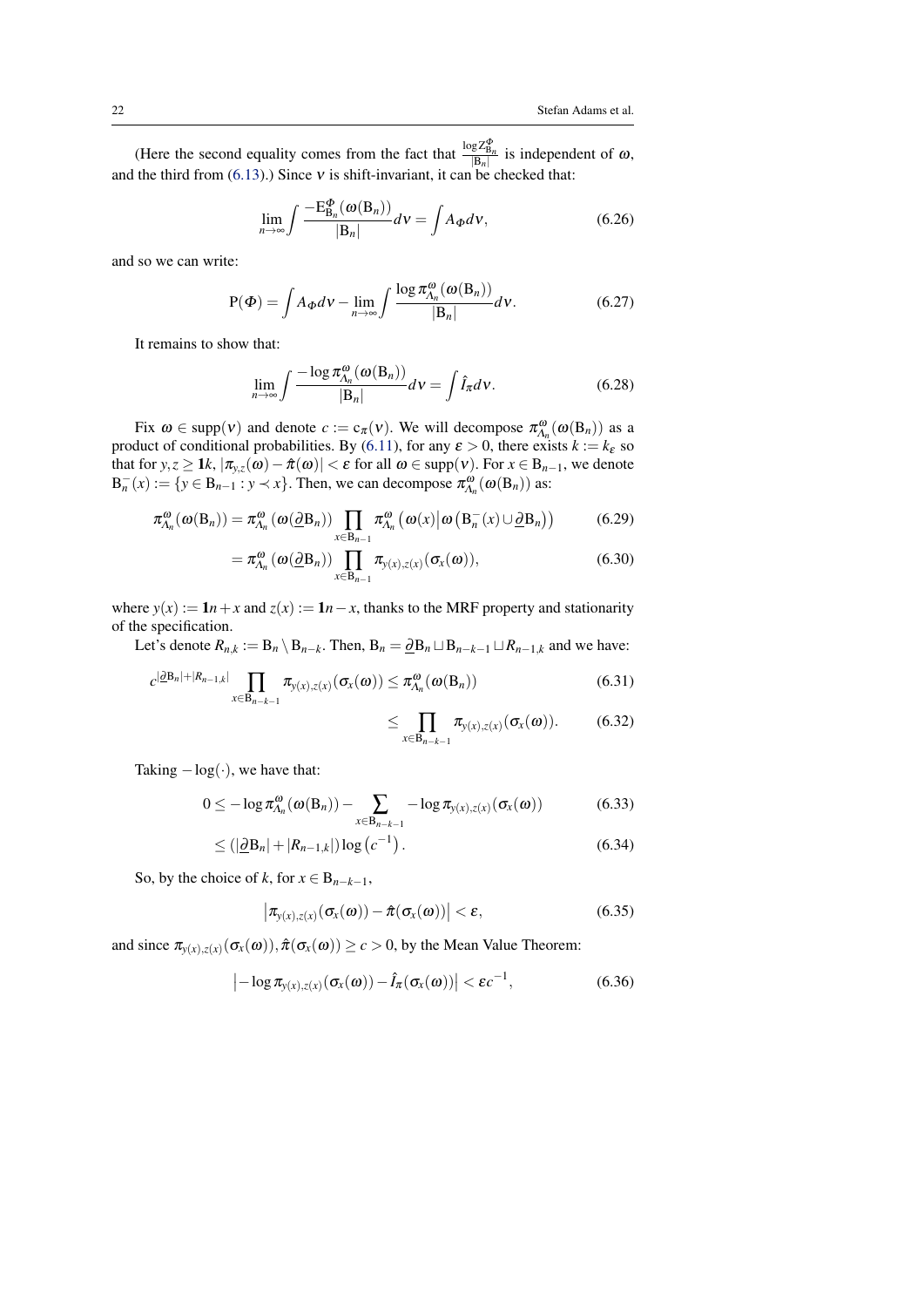(Here the second equality comes from the fact that $\frac{\log Z^{\Phi}_{B_n}}{|B_n|}$ is independent of $\omega$, and the third from (6.13).) Since $\nu$ is shift-invariant, it can be checked that:

$$\lim_{n\to\infty}\int \frac{-E^{\Phi}_{B_n}(\omega(B_n))}{|B_n|}d\nu = \int A_{\Phi} d\nu, \tag{6.26}$$

and so we can write:

$$P(\Phi) = \int A_{\Phi} d\nu - \lim_{n\to\infty}\int \frac{\log \pi^{\omega}_{\Lambda_n}(\omega(B_n))}{|B_n|}d\nu. \tag{6.27}$$

It remains to show that:

$$\lim_{n\to\infty}\int \frac{-\log \pi^{\omega}_{\Lambda_n}(\omega(B_n))}{|B_n|}d\nu = \int \hat{I}_{\pi} d\nu. \tag{6.28}$$

Fix $\omega \in \mathrm{supp}(\nu)$ and denote $c := c_{\pi}(\nu)$. We will decompose $\pi^{\omega}_{\Lambda_n}(\omega(B_n))$ as a product of conditional probabilities. By (6.11), for any $\varepsilon > 0$, there exists $k := k_{\varepsilon}$ so that for $y,z \geq \mathbf{1}k$, $|\pi_{y,z}(\omega) - \hat{\pi}(\omega)| < \varepsilon$ for all $\omega \in \mathrm{supp}(\nu)$. For $x \in B_{n-1}$, we denote $B^{-}_{n}(x) := \{y \in B_{n-1} : y \prec x\}$. Then, we can decompose $\pi^{\omega}_{\Lambda_n}(\omega(B_n))$ as:

$$\pi^{\omega}_{\Lambda_n}(\omega(B_n)) = \pi^{\omega}_{\Lambda_n}(\omega(\underline{\partial} B_n)) \prod_{x\in B_{n-1}} \pi^{\omega}_{\Lambda_n}\left(\omega(x) \middle| \omega\left(B^{-}_{n}(x) \cup \underline{\partial} B_n\right)\right) \tag{6.29}$$

$$= \pi^{\omega}_{\Lambda_n}(\omega(\underline{\partial} B_n)) \prod_{x\in B_{n-1}} \pi_{y(x),z(x)}(\sigma_x(\omega)), \tag{6.30}$$

where $y(x) := \mathbf{1}n + x$ and $z(x) := \mathbf{1}n - x$, thanks to the MRF property and stationarity of the specification.

Let's denote $R_{n,k} := B_n \setminus B_{n-k}$. Then, $B_n = \underline{\partial} B_n \sqcup B_{n-k-1} \sqcup R_{n-1,k}$ and we have:

$$c^{|\underline{\partial} B_n| + |R_{n-1,k}|} \prod_{x\in B_{n-k-1}} \pi_{y(x),z(x)}(\sigma_x(\omega)) \leq \pi^{\omega}_{\Lambda_n}(\omega(B_n)) \tag{6.31}$$

$$\leq \prod_{x\in B_{n-k-1}} \pi_{y(x),z(x)}(\sigma_x(\omega)). \tag{6.32}$$

Taking $-\log(\cdot)$, we have that:

$$0 \leq -\log \pi^{\omega}_{\Lambda_n}(\omega(B_n)) - \sum_{x\in B_{n-k-1}} -\log \pi_{y(x),z(x)}(\sigma_x(\omega)) \tag{6.33}$$

$$\leq (|\underline{\partial} B_n| + |R_{n-1,k}|)\log\left(c^{-1}\right). \tag{6.34}$$

So, by the choice of $k$, for $x \in B_{n-k-1}$,

$$\left|\pi_{y(x),z(x)}(\sigma_x(\omega)) - \hat{\pi}(\sigma_x(\omega))\right| < \varepsilon, \tag{6.35}$$

and since $\pi_{y(x),z(x)}(\sigma_x(\omega)), \hat{\pi}(\sigma_x(\omega)) \geq c > 0$, by the Mean Value Theorem:

$$\left|-\log \pi_{y(x),z(x)}(\sigma_x(\omega)) - \hat{I}_{\pi}(\sigma_x(\omega))\right| < \varepsilon c^{-1}, \tag{6.36}$$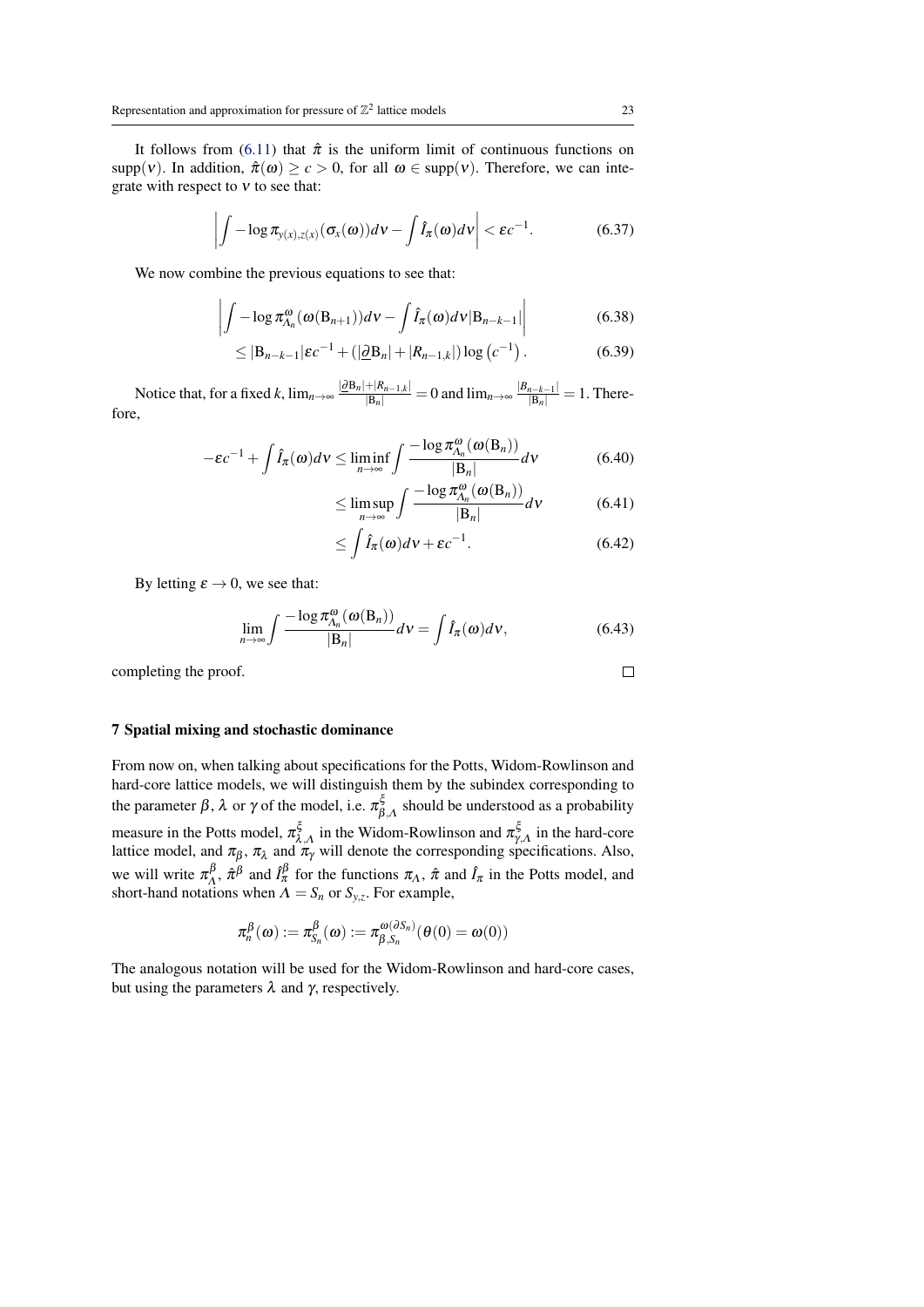It follows from (6.11) that $\hat{\pi}$ is the uniform limit of continuous functions on $\operatorname{supp}(\nu)$. In addition, $\hat{\pi}(\omega) \geq c > 0$, for all $\omega \in \operatorname{supp}(\nu)$. Therefore, we can integrate with respect to $\nu$ to see that:

$$\left| \int -\log \pi_{y(x),z(x)}(\sigma_x(\omega)) d\nu - \int \hat{I}_\pi(\omega) d\nu \right| < \varepsilon c^{-1}. \tag{6.37}$$

We now combine the previous equations to see that:

$$\left| \int -\log \pi^{\omega}_{\Lambda_n}(\omega(\mathrm{B}_{n+1})) d\nu - \int \hat{I}_\pi(\omega) d\nu |\mathrm{B}_{n-k-1}| \right| \tag{6.38}$$

$$\leq |\mathrm{B}_{n-k-1}| \varepsilon c^{-1} + (|\underline{\partial} \mathrm{B}_n| + |R_{n-1,k}|) \log\left(c^{-1}\right). \tag{6.39}$$

Notice that, for a fixed $k$, $\lim_{n\to\infty} \frac{|\underline{\partial}\mathrm{B}_n| + |R_{n-1,k}|}{|\mathrm{B}_n|} = 0$ and $\lim_{n\to\infty} \frac{|B_{n-k-1}|}{|\mathrm{B}_n|} = 1$. Therefore,

$$-\varepsilon c^{-1} + \int \hat{I}_\pi(\omega) d\nu \leq \liminf_{n\to\infty} \int \frac{-\log \pi^{\omega}_{\Lambda_n}(\omega(\mathrm{B}_n))}{|\mathrm{B}_n|} d\nu \tag{6.40}$$

$$\leq \limsup_{n\to\infty} \int \frac{-\log \pi^{\omega}_{\Lambda_n}(\omega(\mathrm{B}_n))}{|\mathrm{B}_n|} d\nu \tag{6.41}$$

$$\leq \int \hat{I}_\pi(\omega) d\nu + \varepsilon c^{-1}. \tag{6.42}$$

By letting $\varepsilon \to 0$, we see that:

$$\lim_{n\to\infty} \int \frac{-\log \pi^{\omega}_{\Lambda_n}(\omega(\mathrm{B}_n))}{|\mathrm{B}_n|} d\nu = \int \hat{I}_\pi(\omega) d\nu, \tag{6.43}$$

completing the proof. □

## 7 Spatial mixing and stochastic dominance

From now on, when talking about specifications for the Potts, Widom-Rowlinson and hard-core lattice models, we will distinguish them by the subindex corresponding to the parameter $\beta$, $\lambda$ or $\gamma$ of the model, i.e. $\pi^{\xi}_{\beta,\Lambda}$ should be understood as a probability measure in the Potts model, $\pi^{\xi}_{\lambda,\Lambda}$ in the Widom-Rowlinson and $\pi^{\xi}_{\gamma,\Lambda}$ in the hard-core lattice model, and $\pi_\beta$, $\pi_\lambda$ and $\pi_\gamma$ will denote the corresponding specifications. Also, we will write $\pi^{\beta}_{\Lambda}$, $\hat{\pi}^{\beta}$ and $\hat{I}^{\beta}_{\pi}$ for the functions $\pi_\Lambda$, $\hat{\pi}$ and $\hat{I}_\pi$ in the Potts model, and short-hand notations when $\Lambda = S_n$ or $S_{y,z}$. For example,

$$\pi^{\beta}_{n}(\omega) := \pi^{\beta}_{S_n}(\omega) := \pi^{\omega(\partial S_n)}_{\beta,S_n}(\theta(0) = \omega(0))$$

The analogous notation will be used for the Widom-Rowlinson and hard-core cases, but using the parameters $\lambda$ and $\gamma$, respectively.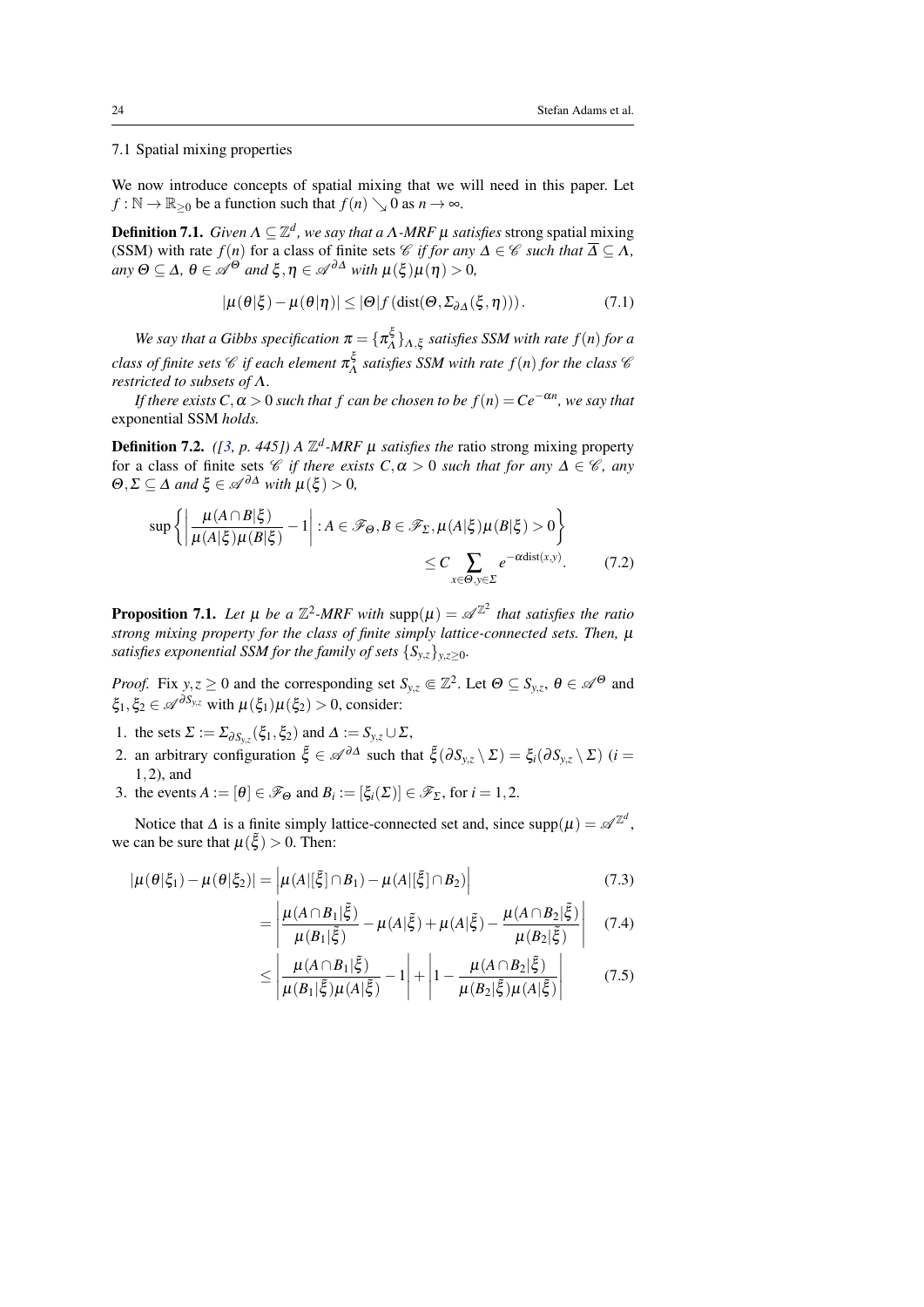### 7.1 Spatial mixing properties

We now introduce concepts of spatial mixing that we will need in this paper. Let $f : \mathbb{N} \to \mathbb{R}_{\geq 0}$ be a function such that $f(n) \searrow 0$ as $n \to \infty$.

**Definition 7.1.** *Given $\Lambda \subseteq \mathbb{Z}^d$, we say that a $\Lambda$-MRF $\mu$ satisfies* strong spatial mixing (SSM) with rate $f(n)$ for a class of finite sets $\mathscr{C}$ *if for any $\Delta \in \mathscr{C}$ such that $\overline{\Delta} \subseteq \Lambda$, any $\Theta \subseteq \Delta$, $\theta \in \mathscr{A}^{\Theta}$ and $\xi, \eta \in \mathscr{A}^{\partial\Delta}$ with $\mu(\xi)\mu(\eta) > 0$,*

$$|\mu(\theta|\xi) - \mu(\theta|\eta)| \leq |\Theta| f\left(\mathrm{dist}(\Theta, \Sigma_{\partial\Delta}(\xi, \eta))\right). \tag{7.1}$$

*We say that a Gibbs specification $\pi = \{\pi_\Lambda^\xi\}_{\Lambda,\xi}$ satisfies SSM with rate $f(n)$ for a class of finite sets $\mathscr{C}$ if each element $\pi_\Lambda^\xi$ satisfies SSM with rate $f(n)$ for the class $\mathscr{C}$ restricted to subsets of $\Lambda$.*

*If there exists $C, \alpha > 0$ such that $f$ can be chosen to be $f(n) = Ce^{-\alpha n}$, we say that* exponential SSM *holds.*

**Definition 7.2.** *([3, p. 445]) A $\mathbb{Z}^d$-MRF $\mu$ satisfies the* ratio strong mixing property *for a class of finite sets $\mathscr{C}$ if there exists $C, \alpha > 0$ such that for any $\Delta \in \mathscr{C}$, any $\Theta, \Sigma \subseteq \Delta$ and $\xi \in \mathscr{A}^{\partial\Delta}$ with $\mu(\xi) > 0$,*

$$\sup\left\{\left|\frac{\mu(A \cap B|\xi)}{\mu(A|\xi)\mu(B|\xi)} - 1\right| : A \in \mathscr{F}_\Theta, B \in \mathscr{F}_\Sigma, \mu(A|\xi)\mu(B|\xi) > 0\right\} \leq C \sum_{x \in \Theta, y \in \Sigma} e^{-\alpha \mathrm{dist}(x,y)}. \tag{7.2}$$

**Proposition 7.1.** *Let $\mu$ be a $\mathbb{Z}^2$-MRF with $\mathrm{supp}(\mu) = \mathscr{A}^{\mathbb{Z}^2}$ that satisfies the ratio strong mixing property for the class of finite simply lattice-connected sets. Then, $\mu$ satisfies exponential SSM for the family of sets $\{S_{y,z}\}_{y,z \geq 0}$.*

*Proof.* Fix $y, z \geq 0$ and the corresponding set $S_{y,z} \Subset \mathbb{Z}^2$. Let $\Theta \subseteq S_{y,z}$, $\theta \in \mathscr{A}^{\Theta}$ and $\xi_1, \xi_2 \in \mathscr{A}^{\partial S_{y,z}}$ with $\mu(\xi_1)\mu(\xi_2) > 0$, consider:

1. the sets $\Sigma := \Sigma_{\partial S_{y,z}}(\xi_1, \xi_2)$ and $\Delta := S_{y,z} \cup \Sigma$,
2. an arbitrary configuration $\tilde{\xi} \in \mathscr{A}^{\partial\Delta}$ such that $\tilde{\xi}(\partial S_{y,z} \setminus \Sigma) = \xi_i(\partial S_{y,z} \setminus \Sigma)$ ($i = 1, 2$), and
3. the events $A := [\theta] \in \mathscr{F}_\Theta$ and $B_i := [\xi_i(\Sigma)] \in \mathscr{F}_\Sigma$, for $i = 1, 2$.

Notice that $\Delta$ is a finite simply lattice-connected set and, since $\mathrm{supp}(\mu) = \mathscr{A}^{\mathbb{Z}^d}$, we can be sure that $\mu(\tilde{\xi}) > 0$. Then:

$$|\mu(\theta|\xi_1) - \mu(\theta|\xi_2)| = \left|\mu(A|[\tilde{\xi}] \cap B_1) - \mu(A|[\tilde{\xi}] \cap B_2)\right| \tag{7.3}$$

$$= \left|\frac{\mu(A \cap B_1|\tilde{\xi})}{\mu(B_1|\tilde{\xi})} - \mu(A|\tilde{\xi}) + \mu(A|\tilde{\xi}) - \frac{\mu(A \cap B_2|\tilde{\xi})}{\mu(B_2|\tilde{\xi})}\right| \tag{7.4}$$

$$\leq \left|\frac{\mu(A \cap B_1|\tilde{\xi})}{\mu(B_1|\tilde{\xi})\mu(A|\tilde{\xi})} - 1\right| + \left|1 - \frac{\mu(A \cap B_2|\tilde{\xi})}{\mu(B_2|\tilde{\xi})\mu(A|\tilde{\xi})}\right| \tag{7.5}$$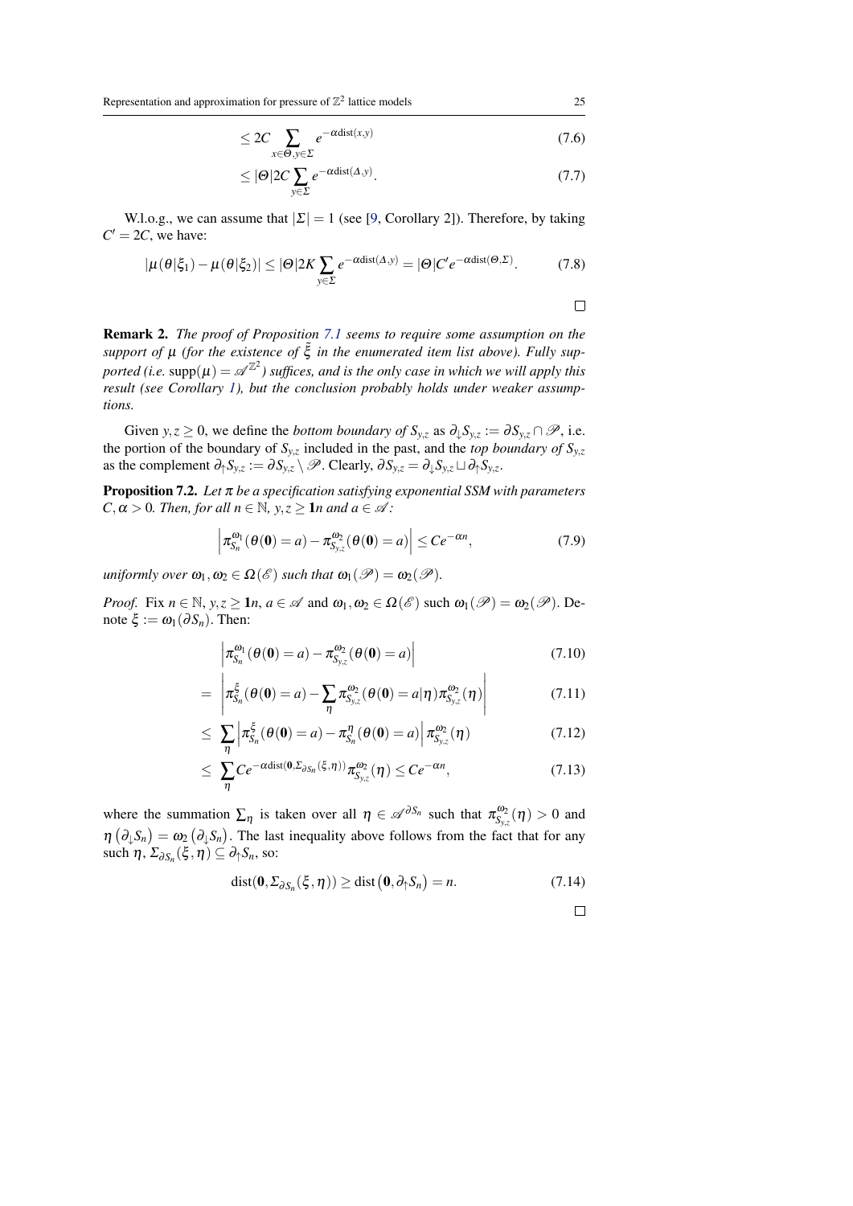$$\leq 2C \sum_{x \in \Theta, y \in \Sigma} e^{-\alpha \operatorname{dist}(x,y)} \tag{7.6}$$

$$\leq |\Theta| 2C \sum_{y \in \Sigma} e^{-\alpha \operatorname{dist}(\Delta, y)}. \tag{7.7}$$

W.l.o.g., we can assume that $|\Sigma| = 1$ (see [9, Corollary 2]). Therefore, by taking $C' = 2C$, we have:

$$|\mu(\theta|\xi_1) - \mu(\theta|\xi_2)| \leq |\Theta| 2K \sum_{y \in \Sigma} e^{-\alpha \operatorname{dist}(\Delta, y)} = |\Theta| C' e^{-\alpha \operatorname{dist}(\Theta, \Sigma)}. \tag{7.8}$$

□

**Remark 2.** *The proof of Proposition 7.1 seems to require some assumption on the support of $\mu$ (for the existence of $\tilde{\xi}$ in the enumerated item list above). Fully supported (i.e. $\operatorname{supp}(\mu) = \mathscr{A}^{\mathbb{Z}^2}$) suffices, and is the only case in which we will apply this result (see Corollary 1), but the conclusion probably holds under weaker assumptions.*

Given $y, z \geq 0$, we define the *bottom boundary of $S_{y,z}$* as $\partial_\downarrow S_{y,z} := \partial S_{y,z} \cap \mathscr{P}$, i.e. the portion of the boundary of $S_{y,z}$ included in the past, and the *top boundary of $S_{y,z}$* as the complement $\partial_\uparrow S_{y,z} := \partial S_{y,z} \setminus \mathscr{P}$. Clearly, $\partial S_{y,z} = \partial_\downarrow S_{y,z} \sqcup \partial_\uparrow S_{y,z}$.

**Proposition 7.2.** *Let $\pi$ be a specification satisfying exponential SSM with parameters $C, \alpha > 0$. Then, for all $n \in \mathbb{N}$, $y, z \geq \mathbf{1}n$ and $a \in \mathscr{A}$:*

$$\left| \pi_{S_n}^{\omega_1}(\theta(\mathbf{0}) = a) - \pi_{S_{y,z}}^{\omega_2}(\theta(\mathbf{0}) = a) \right| \leq C e^{-\alpha n}, \tag{7.9}$$

*uniformly over $\omega_1, \omega_2 \in \Omega(\mathscr{E})$ such that $\omega_1(\mathscr{P}) = \omega_2(\mathscr{P})$.*

*Proof.* Fix $n \in \mathbb{N}$, $y, z \geq \mathbf{1}n$, $a \in \mathscr{A}$ and $\omega_1, \omega_2 \in \Omega(\mathscr{E})$ such $\omega_1(\mathscr{P}) = \omega_2(\mathscr{P})$. Denote $\xi := \omega_1(\partial S_n)$. Then:

$$\left| \pi_{S_n}^{\omega_1}(\theta(\mathbf{0}) = a) - \pi_{S_{y,z}}^{\omega_2}(\theta(\mathbf{0}) = a) \right| \tag{7.10}$$

$$= \left| \pi_{S_n}^{\xi}(\theta(\mathbf{0}) = a) - \sum_{\eta} \pi_{S_{y,z}}^{\omega_2}(\theta(\mathbf{0}) = a | \eta) \pi_{S_{y,z}}^{\omega_2}(\eta) \right| \tag{7.11}$$

$$\leq \sum_{\eta} \left| \pi_{S_n}^{\xi}(\theta(\mathbf{0}) = a) - \pi_{S_n}^{\eta}(\theta(\mathbf{0}) = a) \right| \pi_{S_{y,z}}^{\omega_2}(\eta) \tag{7.12}$$

$$\leq \sum_{\eta} C e^{-\alpha \operatorname{dist}(\mathbf{0}, \Sigma_{\partial S_n}(\xi, \eta))} \pi_{S_{y,z}}^{\omega_2}(\eta) \leq C e^{-\alpha n}, \tag{7.13}$$

where the summation $\sum_\eta$ is taken over all $\eta \in \mathscr{A}^{\partial S_n}$ such that $\pi_{S_{y,z}}^{\omega_2}(\eta) > 0$ and $\eta(\partial_\downarrow S_n) = \omega_2(\partial_\downarrow S_n)$. The last inequality above follows from the fact that for any such $\eta$, $\Sigma_{\partial S_n}(\xi, \eta) \subseteq \partial_\uparrow S_n$, so:

$$\operatorname{dist}(\mathbf{0}, \Sigma_{\partial S_n}(\xi, \eta)) \geq \operatorname{dist}(\mathbf{0}, \partial_\uparrow S_n) = n. \tag{7.14}$$

□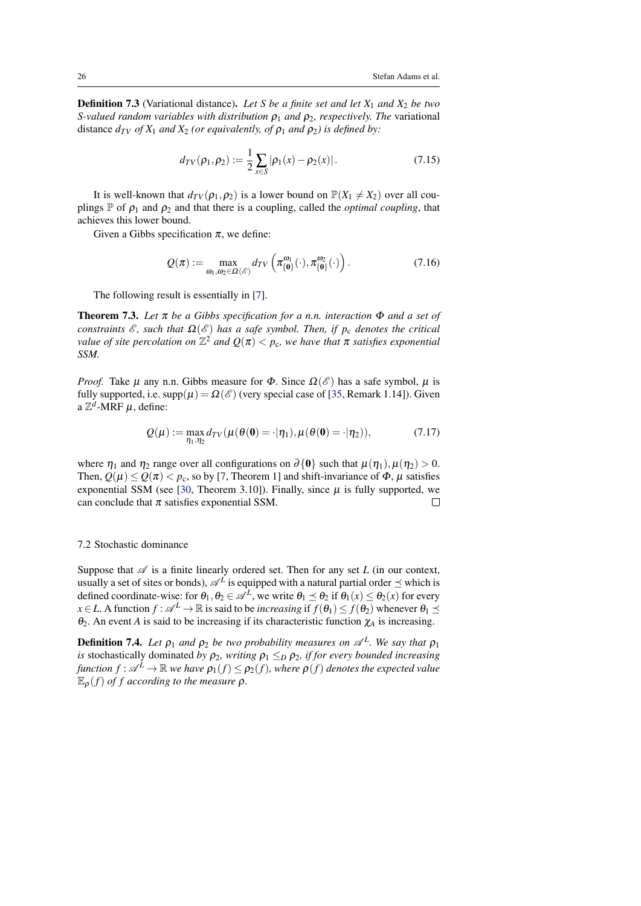**Definition 7.3** (Variational distance). *Let $S$ be a finite set and let $X_1$ and $X_2$ be two $S$-valued random variables with distribution $\rho_1$ and $\rho_2$, respectively. The* variational distance *$d_{TV}$ of $X_1$ and $X_2$ (or equivalently, of $\rho_1$ and $\rho_2$) is defined by:*

$$d_{TV}(\rho_1, \rho_2) := \frac{1}{2} \sum_{x \in S} |\rho_1(x) - \rho_2(x)|. \tag{7.15}$$

It is well-known that $d_{TV}(\rho_1, \rho_2)$ is a lower bound on $\mathbb{P}(X_1 \neq X_2)$ over all couplings $\mathbb{P}$ of $\rho_1$ and $\rho_2$ and that there is a coupling, called the *optimal coupling*, that achieves this lower bound.

Given a Gibbs specification $\pi$, we define:

$$Q(\pi) := \max_{\omega_1, \omega_2 \in \Omega(\mathscr{E})} d_{TV}\left(\pi^{\omega_1}_{\{\mathbf{0}\}}(\cdot), \pi^{\omega_2}_{\{\mathbf{0}\}}(\cdot)\right). \tag{7.16}$$

The following result is essentially in [7].

**Theorem 7.3.** *Let $\pi$ be a Gibbs specification for a n.n. interaction $\Phi$ and a set of constraints $\mathscr{E}$, such that $\Omega(\mathscr{E})$ has a safe symbol. Then, if $p_c$ denotes the critical value of site percolation on $\mathbb{Z}^2$ and $Q(\pi) < p_c$, we have that $\pi$ satisfies exponential SSM.*

*Proof.* Take $\mu$ any n.n. Gibbs measure for $\Phi$. Since $\Omega(\mathscr{E})$ has a safe symbol, $\mu$ is fully supported, i.e. $\mathrm{supp}(\mu) = \Omega(\mathscr{E})$ (very special case of [35, Remark 1.14]). Given a $\mathbb{Z}^d$-MRF $\mu$, define:

$$Q(\mu) := \max_{\eta_1, \eta_2} d_{TV}(\mu(\theta(\mathbf{0}) = \cdot | \eta_1), \mu(\theta(\mathbf{0}) = \cdot | \eta_2)), \tag{7.17}$$

where $\eta_1$ and $\eta_2$ range over all configurations on $\partial\{\mathbf{0}\}$ such that $\mu(\eta_1), \mu(\eta_2) > 0$. Then, $Q(\mu) \leq Q(\pi) < p_c$, so by [7, Theorem 1] and shift-invariance of $\Phi$, $\mu$ satisfies exponential SSM (see [30, Theorem 3.10]). Finally, since $\mu$ is fully supported, we can conclude that $\pi$ satisfies exponential SSM. $\square$

### 7.2 Stochastic dominance

Suppose that $\mathscr{A}$ is a finite linearly ordered set. Then for any set $L$ (in our context, usually a set of sites or bonds), $\mathscr{A}^L$ is equipped with a natural partial order $\preceq$ which is defined coordinate-wise: for $\theta_1, \theta_2 \in \mathscr{A}^L$, we write $\theta_1 \preceq \theta_2$ if $\theta_1(x) \leq \theta_2(x)$ for every $x \in L$. A function $f : \mathscr{A}^L \to \mathbb{R}$ is said to be *increasing* if $f(\theta_1) \leq f(\theta_2)$ whenever $\theta_1 \preceq \theta_2$. An event $A$ is said to be increasing if its characteristic function $\chi_A$ is increasing.

**Definition 7.4.** *Let $\rho_1$ and $\rho_2$ be two probability measures on $\mathscr{A}^L$. We say that $\rho_1$ is* stochastically dominated *by $\rho_2$, writing $\rho_1 \leq_D \rho_2$, if for every bounded increasing function $f : \mathscr{A}^L \to \mathbb{R}$ we have $\rho_1(f) \leq \rho_2(f)$, where $\rho(f)$ denotes the expected value $\mathbb{E}_\rho(f)$ of $f$ according to the measure $\rho$.*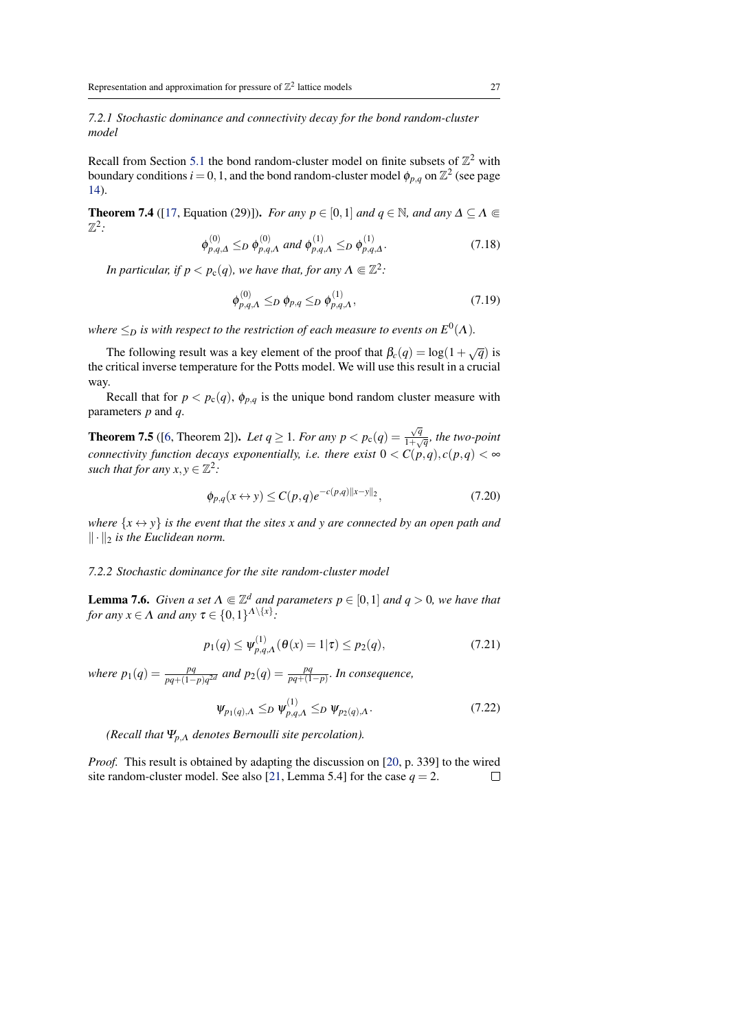*7.2.1 Stochastic dominance and connectivity decay for the bond random-cluster model*

Recall from Section 5.1 the bond random-cluster model on finite subsets of $\mathbb{Z}^2$ with boundary conditions $i = 0, 1$, and the bond random-cluster model $\phi_{p,q}$ on $\mathbb{Z}^2$ (see page 14).

**Theorem 7.4** ([17, Equation (29)]). *For any $p \in [0,1]$ and $q \in \mathbb{N}$, and any $\Delta \subseteq \Lambda \Subset \mathbb{Z}^2$:*

$$\phi^{(0)}_{p,q,\Delta} \leq_D \phi^{(0)}_{p,q,\Lambda} \text{ and } \phi^{(1)}_{p,q,\Lambda} \leq_D \phi^{(1)}_{p,q,\Delta}. \tag{7.18}$$

*In particular, if $p < p_c(q)$, we have that, for any $\Lambda \Subset \mathbb{Z}^2$:*

$$\phi^{(0)}_{p,q,\Lambda} \leq_D \phi_{p,q} \leq_D \phi^{(1)}_{p,q,\Lambda}, \tag{7.19}$$

*where $\leq_D$ is with respect to the restriction of each measure to events on $E^0(\Lambda)$.*

The following result was a key element of the proof that $\beta_c(q) = \log(1+\sqrt{q})$ is the critical inverse temperature for the Potts model. We will use this result in a crucial way.

Recall that for $p < p_c(q)$, $\phi_{p,q}$ is the unique bond random cluster measure with parameters $p$ and $q$.

**Theorem 7.5** ([6, Theorem 2]). *Let $q \geq 1$. For any $p < p_c(q) = \frac{\sqrt{q}}{1+\sqrt{q}}$, the two-point connectivity function decays exponentially, i.e. there exist $0 < C(p,q), c(p,q) < \infty$ such that for any $x, y \in \mathbb{Z}^2$:*

$$\phi_{p,q}(x \leftrightarrow y) \leq C(p,q) e^{-c(p,q)\|x-y\|_2}, \tag{7.20}$$

*where $\{x \leftrightarrow y\}$ is the event that the sites $x$ and $y$ are connected by an open path and $\|\cdot\|_2$ is the Euclidean norm.*

*7.2.2 Stochastic dominance for the site random-cluster model*

**Lemma 7.6.** *Given a set $\Lambda \Subset \mathbb{Z}^d$ and parameters $p \in [0,1]$ and $q > 0$, we have that for any $x \in \Lambda$ and any $\tau \in \{0,1\}^{\Lambda \setminus \{x\}}$:*

$$p_1(q) \leq \psi^{(1)}_{p,q,\Lambda}(\theta(x) = 1 | \tau) \leq p_2(q), \tag{7.21}$$

*where $p_1(q) = \frac{pq}{pq+(1-p)q^{2d}}$ and $p_2(q) = \frac{pq}{pq+(1-p)}$. In consequence,*

$$\psi_{p_1(q),\Lambda} \leq_D \psi^{(1)}_{p,q,\Lambda} \leq_D \psi_{p_2(q),\Lambda}. \tag{7.22}$$

*(Recall that $\Psi_{p,\Lambda}$ denotes Bernoulli site percolation).*

*Proof.* This result is obtained by adapting the discussion on [20, p. 339] to the wired site random-cluster model. See also [21, Lemma 5.4] for the case $q = 2$. □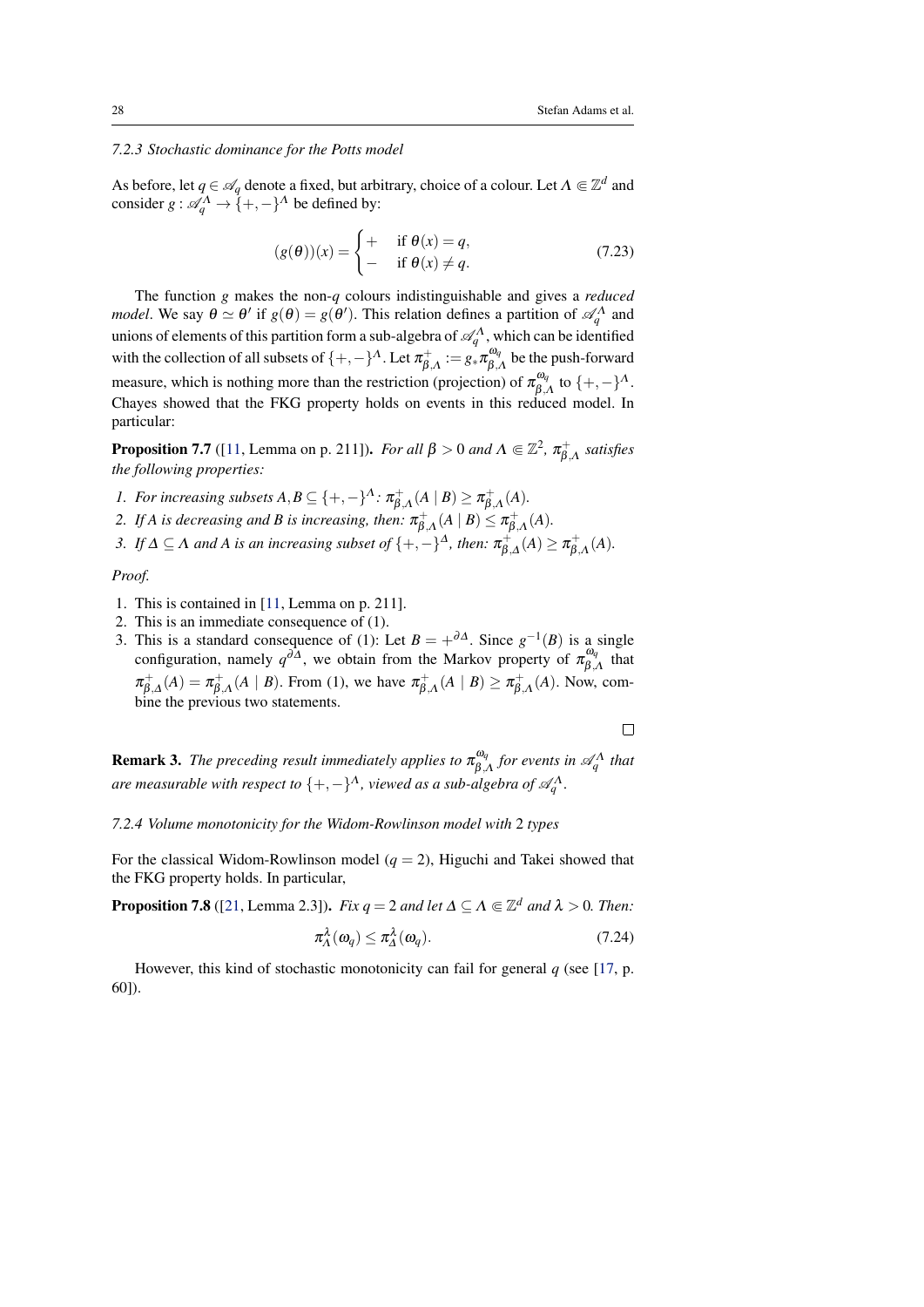#### 7.2.3 Stochastic dominance for the Potts model

As before, let $q \in \mathscr{A}_q$ denote a fixed, but arbitrary, choice of a colour. Let $\Lambda \Subset \mathbb{Z}^d$ and consider $g : \mathscr{A}_q^\Lambda \to \{+,-\}^\Lambda$ be defined by:

$$
(g(\theta))(x) = \begin{cases} + & \text{if } \theta(x) = q, \\ - & \text{if } \theta(x) \neq q. \end{cases} \tag{7.23}
$$

The function $g$ makes the non-$q$ colours indistinguishable and gives a *reduced model*. We say $\theta \simeq \theta'$ if $g(\theta) = g(\theta')$. This relation defines a partition of $\mathscr{A}_q^\Lambda$ and unions of elements of this partition form a sub-algebra of $\mathscr{A}_q^\Lambda$, which can be identified with the collection of all subsets of $\{+,-\}^\Lambda$. Let $\pi^+_{\beta,\Lambda} := g_* \pi^{\omega_q}_{\beta,\Lambda}$ be the push-forward measure, which is nothing more than the restriction (projection) of $\pi^{\omega_q}_{\beta,\Lambda}$ to $\{+,-\}^\Lambda$. Chayes showed that the FKG property holds on events in this reduced model. In particular:

**Proposition 7.7** ([11, Lemma on p. 211])**.** *For all $\beta > 0$ and $\Lambda \Subset \mathbb{Z}^2$, $\pi^+_{\beta,\Lambda}$ satisfies the following properties:*

1. *For increasing subsets $A, B \subseteq \{+,-\}^\Lambda$: $\pi^+_{\beta,\Lambda}(A \mid B) \geq \pi^+_{\beta,\Lambda}(A)$.*
2. *If $A$ is decreasing and $B$ is increasing, then: $\pi^+_{\beta,\Lambda}(A \mid B) \leq \pi^+_{\beta,\Lambda}(A)$.*
3. *If $\Delta \subseteq \Lambda$ and $A$ is an increasing subset of $\{+,-\}^\Delta$, then: $\pi^+_{\beta,\Delta}(A) \geq \pi^+_{\beta,\Lambda}(A)$.*

*Proof.*

1. This is contained in [11, Lemma on p. 211].
2. This is an immediate consequence of (1).
3. This is a standard consequence of (1): Let $B = +^{\partial\Delta}$. Since $g^{-1}(B)$ is a single configuration, namely $q^{\partial\Delta}$, we obtain from the Markov property of $\pi^{\omega_q}_{\beta,\Lambda}$ that $\pi^+_{\beta,\Delta}(A) = \pi^+_{\beta,\Lambda}(A \mid B)$. From (1), we have $\pi^+_{\beta,\Lambda}(A \mid B) \geq \pi^+_{\beta,\Lambda}(A)$. Now, combine the previous two statements.

□

**Remark 3.** *The preceding result immediately applies to $\pi^{\omega_q}_{\beta,\Lambda}$ for events in $\mathscr{A}_q^\Lambda$ that are measurable with respect to $\{+,-\}^\Lambda$, viewed as a sub-algebra of $\mathscr{A}_q^\Lambda$.*

#### 7.2.4 Volume monotonicity for the Widom-Rowlinson model with 2 types

For the classical Widom-Rowlinson model ($q = 2$), Higuchi and Takei showed that the FKG property holds. In particular,

**Proposition 7.8** ([21, Lemma 2.3])**.** *Fix $q = 2$ and let $\Delta \subseteq \Lambda \Subset \mathbb{Z}^d$ and $\lambda > 0$. Then:*

$$
\pi^\lambda_\Lambda(\omega_q) \leq \pi^\lambda_\Delta(\omega_q). \tag{7.24}
$$

However, this kind of stochastic monotonicity can fail for general $q$ (see [17, p. 60]).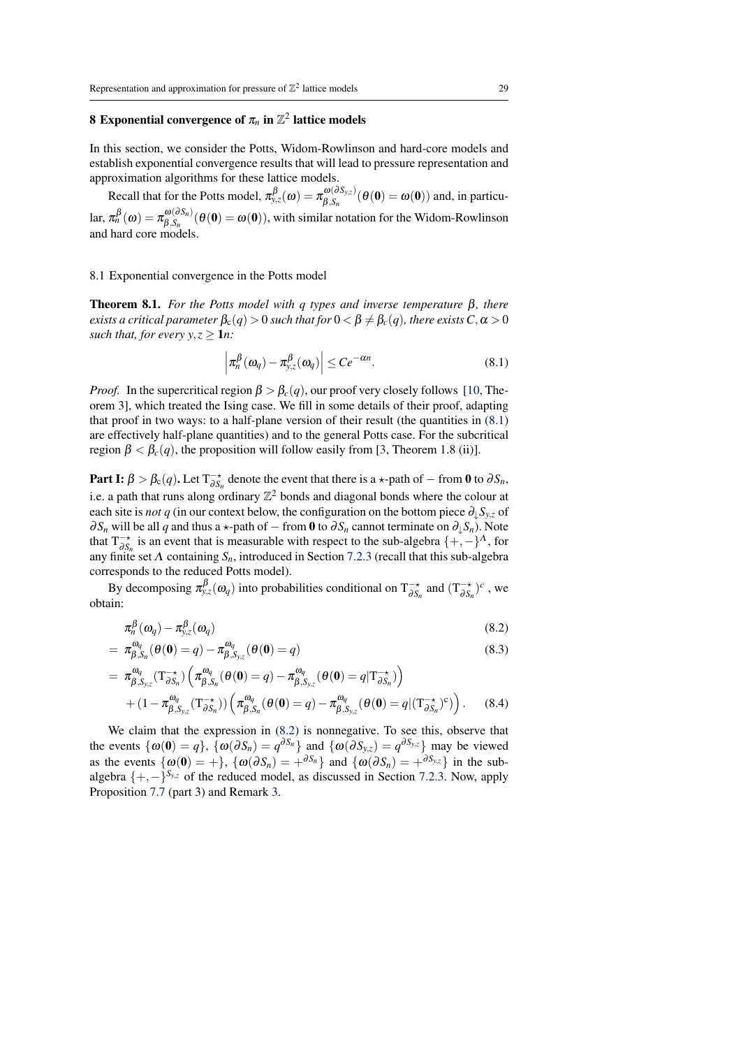# 8 Exponential convergence of $\pi_n$ in $\mathbb{Z}^2$ lattice models

In this section, we consider the Potts, Widom-Rowlinson and hard-core models and establish exponential convergence results that will lead to pressure representation and approximation algorithms for these lattice models.

Recall that for the Potts model, $\pi_{y,z}^{\beta}(\omega) = \pi_{\beta,S_n}^{\omega(\partial S_{y,z})}(\theta(\mathbf{0}) = \omega(\mathbf{0}))$ and, in particular, $\pi_n^{\beta}(\omega) = \pi_{\beta,S_n}^{\omega(\partial S_n)}(\theta(\mathbf{0}) = \omega(\mathbf{0}))$, with similar notation for the Widom-Rowlinson and hard core models.

## 8.1 Exponential convergence in the Potts model

**Theorem 8.1.** *For the Potts model with $q$ types and inverse temperature $\beta$, there exists a critical parameter $\beta_c(q) > 0$ such that for $0 < \beta \neq \beta_c(q)$, there exists $C, \alpha > 0$ such that, for every $y, z \geq \mathbf{1}n$:*

$$\left|\pi_n^{\beta}(\omega_q) - \pi_{y,z}^{\beta}(\omega_q)\right| \leq Ce^{-\alpha n}. \tag{8.1}$$

*Proof.* In the supercritical region $\beta > \beta_c(q)$, our proof very closely follows [10, Theorem 3], which treated the Ising case. We fill in some details of their proof, adapting that proof in two ways: to a half-plane version of their result (the quantities in (8.1) are effectively half-plane quantities) and to the general Potts case. For the subcritical region $\beta < \beta_c(q)$, the proposition will follow easily from [3, Theorem 1.8 (ii)].

**Part I: $\beta > \beta_c(q)$.** Let $\mathrm{T}_{\partial S_n}^{-\star}$ denote the event that there is a $\star$-path of $-$ from $\mathbf{0}$ to $\partial S_n$, i.e. a path that runs along ordinary $\mathbb{Z}^2$ bonds and diagonal bonds where the colour at each site is *not* $q$ (in our context below, the configuration on the bottom piece $\partial_{\downarrow} S_{y,z}$ of $\partial S_n$ will be all $q$ and thus a $\star$-path of $-$ from $\mathbf{0}$ to $\partial S_n$ cannot terminate on $\partial_{\downarrow} S_n$). Note that $\mathrm{T}_{\partial S_n}^{-\star}$ is an event that is measurable with respect to the sub-algebra $\{+,-\}^{\Lambda}$, for any finite set $\Lambda$ containing $S_n$, introduced in Section 7.2.3 (recall that this sub-algebra corresponds to the reduced Potts model).

By decomposing $\pi_{y,z}^{\beta}(\omega_q)$ into probabilities conditional on $\mathrm{T}_{\partial S_n}^{-\star}$ and $(\mathrm{T}_{\partial S_n}^{-\star})^c$, we obtain:

$$\pi_n^{\beta}(\omega_q) - \pi_{y,z}^{\beta}(\omega_q) \tag{8.2}$$

$$= \pi_{\beta,S_n}^{\omega_q}(\theta(\mathbf{0}) = q) - \pi_{\beta,S_{y,z}}^{\omega_q}(\theta(\mathbf{0}) = q) \tag{8.3}$$

$$\begin{aligned} &= \pi_{\beta,S_{y,z}}^{\omega_q}(\mathrm{T}_{\partial S_n}^{-\star})\left(\pi_{\beta,S_n}^{\omega_q}(\theta(\mathbf{0}) = q) - \pi_{\beta,S_{y,z}}^{\omega_q}(\theta(\mathbf{0}) = q|\mathrm{T}_{\partial S_n}^{-\star})\right) \\ &\quad + (1 - \pi_{\beta,S_{y,z}}^{\omega_q}(\mathrm{T}_{\partial S_n}^{-\star}))\left(\pi_{\beta,S_n}^{\omega_q}(\theta(\mathbf{0}) = q) - \pi_{\beta,S_{y,z}}^{\omega_q}(\theta(\mathbf{0}) = q|(\mathrm{T}_{\partial S_n}^{-\star})^c)\right). \end{aligned} \tag{8.4}$$

We claim that the expression in (8.2) is nonnegative. To see this, observe that the events $\{\omega(\mathbf{0}) = q\}$, $\{\omega(\partial S_n) = q^{\partial S_n}\}$ and $\{\omega(\partial S_{y,z}) = q^{\partial S_{y,z}}\}$ may be viewed as the events $\{\omega(\mathbf{0}) = +\}$, $\{\omega(\partial S_n) = +^{\partial S_n}\}$ and $\{\omega(\partial S_n) = +^{\partial S_{y,z}}\}$ in the sub-algebra $\{+,-\}^{S_{y,z}}$ of the reduced model, as discussed in Section 7.2.3. Now, apply Proposition 7.7 (part 3) and Remark 3.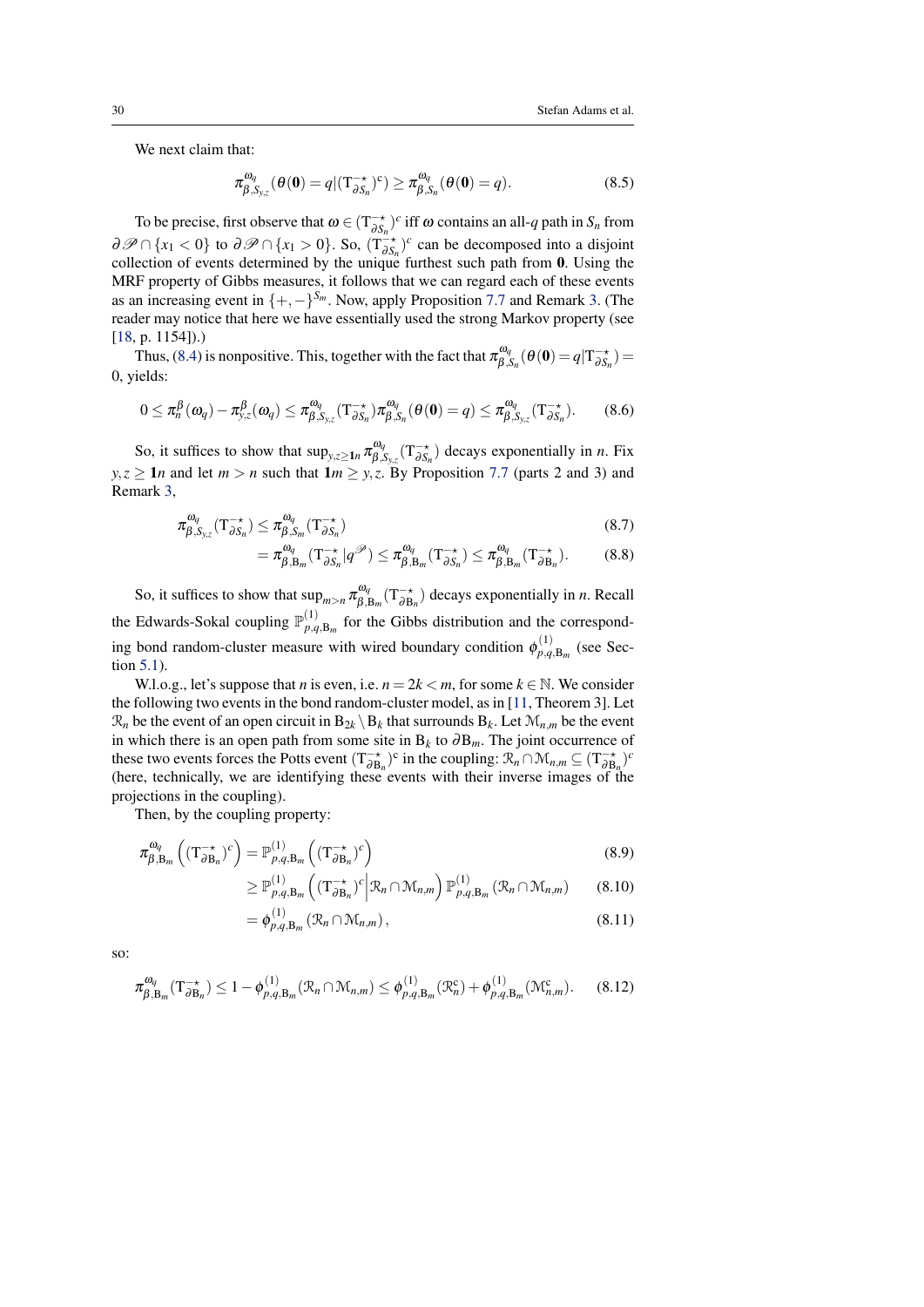We next claim that:

$$\pi^{\omega_q}_{\beta,S_{y,z}}(\theta(\mathbf{0})=q|(\mathrm{T}^{-\star}_{\partial S_n})^{\mathrm{c}}) \geq \pi^{\omega_q}_{\beta,S_n}(\theta(\mathbf{0})=q). \tag{8.5}$$

To be precise, first observe that $\omega \in (\mathrm{T}^{-\star}_{\partial S_n})^c$ iff $\omega$ contains an all-$q$ path in $S_n$ from $\partial\mathscr{P}\cap\{x_1<0\}$ to $\partial\mathscr{P}\cap\{x_1>0\}$. So, $(\mathrm{T}^{-\star}_{\partial S_n})^c$ can be decomposed into a disjoint collection of events determined by the unique furthest such path from $\mathbf{0}$. Using the MRF property of Gibbs measures, it follows that we can regard each of these events as an increasing event in $\{+,-\}^{S_m}$. Now, apply Proposition 7.7 and Remark 3. (The reader may notice that here we have essentially used the strong Markov property (see [18, p. 1154]).)

Thus, (8.4) is nonpositive. This, together with the fact that $\pi^{\omega_q}_{\beta,S_n}(\theta(\mathbf{0})=q|\mathrm{T}^{-\star}_{\partial S_n})=0$, yields:

$$0 \leq \pi^{\beta}_{n}(\omega_q)-\pi^{\beta}_{y,z}(\omega_q) \leq \pi^{\omega_q}_{\beta,S_{y,z}}(\mathrm{T}^{-\star}_{\partial S_n})\pi^{\omega_q}_{\beta,S_n}(\theta(\mathbf{0})=q) \leq \pi^{\omega_q}_{\beta,S_{y,z}}(\mathrm{T}^{-\star}_{\partial S_n}). \tag{8.6}$$

So, it suffices to show that $\sup_{y,z\geq \mathbf{1}n}\pi^{\omega_q}_{\beta,S_{y,z}}(\mathrm{T}^{-\star}_{\partial S_n})$ decays exponentially in $n$. Fix $y,z\geq \mathbf{1}n$ and let $m>n$ such that $\mathbf{1}m\geq y,z$. By Proposition 7.7 (parts 2 and 3) and Remark 3,

$$\begin{aligned}
\pi^{\omega_q}_{\beta,S_{y,z}}(\mathrm{T}^{-\star}_{\partial S_n}) &\leq \pi^{\omega_q}_{\beta,S_m}(\mathrm{T}^{-\star}_{\partial S_n}) && (8.7)\\
&= \pi^{\omega_q}_{\beta,\mathrm{B}_m}(\mathrm{T}^{-\star}_{\partial S_n}|q^{\mathscr{P}}) \leq \pi^{\omega_q}_{\beta,\mathrm{B}_m}(\mathrm{T}^{-\star}_{\partial S_n}) \leq \pi^{\omega_q}_{\beta,\mathrm{B}_m}(\mathrm{T}^{-\star}_{\partial \mathrm{B}_n}). && (8.8)
\end{aligned}$$

So, it suffices to show that $\sup_{m>n}\pi^{\omega_q}_{\beta,\mathrm{B}_m}(\mathrm{T}^{-\star}_{\partial \mathrm{B}_n})$ decays exponentially in $n$. Recall the Edwards-Sokal coupling $\mathbb{P}^{(1)}_{p,q,\mathrm{B}_m}$ for the Gibbs distribution and the corresponding bond random-cluster measure with wired boundary condition $\phi^{(1)}_{p,q,\mathrm{B}_m}$ (see Section 5.1).

W.l.o.g., let's suppose that $n$ is even, i.e. $n=2k<m$, for some $k\in\mathbb{N}$. We consider the following two events in the bond random-cluster model, as in [11, Theorem 3]. Let $\mathcal{R}_n$ be the event of an open circuit in $\mathrm{B}_{2k}\setminus\mathrm{B}_k$ that surrounds $\mathrm{B}_k$. Let $\mathcal{M}_{n,m}$ be the event in which there is an open path from some site in $\mathrm{B}_k$ to $\partial\mathrm{B}_m$. The joint occurrence of these two events forces the Potts event $(\mathrm{T}^{-\star}_{\partial \mathrm{B}_n})^{\mathrm{c}}$ in the coupling: $\mathcal{R}_n\cap\mathcal{M}_{n,m}\subseteq(\mathrm{T}^{-\star}_{\partial \mathrm{B}_n})^c$ (here, technically, we are identifying these events with their inverse images of the projections in the coupling).

Then, by the coupling property:

$$\begin{aligned}
\pi^{\omega_q}_{\beta,\mathrm{B}_m}\left((\mathrm{T}^{-\star}_{\partial \mathrm{B}_n})^c\right) &= \mathbb{P}^{(1)}_{p,q,\mathrm{B}_m}\left((\mathrm{T}^{-\star}_{\partial \mathrm{B}_n})^c\right) && (8.9)\\
&\geq \mathbb{P}^{(1)}_{p,q,\mathrm{B}_m}\left((\mathrm{T}^{-\star}_{\partial \mathrm{B}_n})^c \middle| \mathcal{R}_n\cap\mathcal{M}_{n,m}\right)\mathbb{P}^{(1)}_{p,q,\mathrm{B}_m}(\mathcal{R}_n\cap\mathcal{M}_{n,m}) && (8.10)\\
&= \phi^{(1)}_{p,q,\mathrm{B}_m}(\mathcal{R}_n\cap\mathcal{M}_{n,m}), && (8.11)
\end{aligned}$$

so:

$$\pi^{\omega_q}_{\beta,\mathrm{B}_m}(\mathrm{T}^{-\star}_{\partial \mathrm{B}_n}) \leq 1-\phi^{(1)}_{p,q,\mathrm{B}_m}(\mathcal{R}_n\cap\mathcal{M}_{n,m}) \leq \phi^{(1)}_{p,q,\mathrm{B}_m}(\mathcal{R}^{\mathrm{c}}_n)+\phi^{(1)}_{p,q,\mathrm{B}_m}(\mathcal{M}^{\mathrm{c}}_{n,m}). \tag{8.12}$$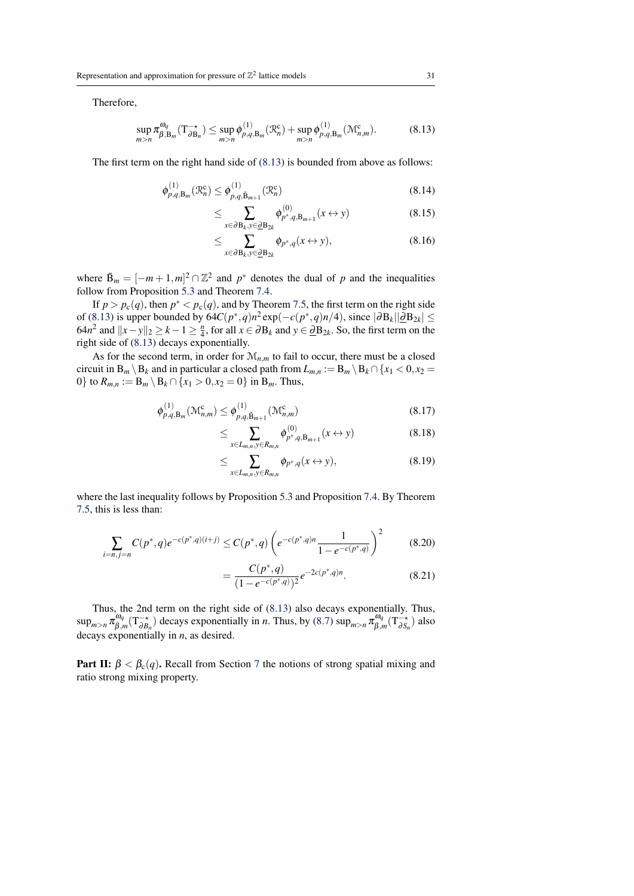Therefore,

$$\sup_{m>n} \pi^{\omega_q}_{\beta,\mathrm{B}_m}(\mathrm{T}^{-\star}_{\partial \mathrm{B}_n}) \leq \sup_{m>n} \phi^{(1)}_{p,q,\mathrm{B}_m}(\mathcal{R}^{\mathrm{c}}_n) + \sup_{m>n} \phi^{(1)}_{p,q,\mathrm{B}_m}(\mathcal{M}^{\mathrm{c}}_{n,m}). \tag{8.13}$$

The first term on the right hand side of (8.13) is bounded from above as follows:

$$\begin{aligned}
\phi^{(1)}_{p,q,\mathrm{B}_m}(\mathcal{R}^{\mathrm{c}}_n) &\leq \phi^{(1)}_{p,q,\tilde{\mathrm{B}}_{m+1}}(\mathcal{R}^{\mathrm{c}}_n) &(8.14)\\
&\leq \sum_{x\in\partial \mathrm{B}_k, y\in \underline{\partial}\mathrm{B}_{2k}} \phi^{(0)}_{p^*,q,\mathrm{B}_{m+1}}(x \leftrightarrow y) &(8.15)\\
&\leq \sum_{x\in\partial \mathrm{B}_k, y\in \underline{\partial}\mathrm{B}_{2k}} \phi_{p^*,q}(x \leftrightarrow y), &(8.16)
\end{aligned}$$

where $\tilde{\mathrm{B}}_m = [-m+1,m]^2 \cap \mathbb{Z}^2$ and $p^*$ denotes the dual of $p$ and the inequalities follow from Proposition 5.3 and Theorem 7.4.

If $p > p_{\mathrm{c}}(q)$, then $p^* < p_{\mathrm{c}}(q)$, and by Theorem 7.5, the first term on the right side of (8.13) is upper bounded by $64C(p^*,q)n^2 \exp(-c(p^*,q)n/4)$, since $|\partial \mathrm{B}_k||\underline{\partial}\mathrm{B}_{2k}| \leq 64n^2$ and $\|x-y\|_2 \geq k-1 \geq \frac{n}{4}$, for all $x \in \partial \mathrm{B}_k$ and $y \in \underline{\partial}\mathrm{B}_{2k}$. So, the first term on the right side of (8.13) decays exponentially.

As for the second term, in order for $\mathcal{M}_{n,m}$ to fail to occur, there must be a closed circuit in $\mathrm{B}_m \setminus \mathrm{B}_k$ and in particular a closed path from $L_{m,n} := \mathrm{B}_m \setminus \mathrm{B}_k \cap \{x_1 < 0, x_2 = 0\}$ to $R_{m,n} := \mathrm{B}_m \setminus \mathrm{B}_k \cap \{x_1 > 0, x_2 = 0\}$ in $\mathrm{B}_m$. Thus,

$$\begin{aligned}
\phi^{(1)}_{p,q,\mathrm{B}_m}(\mathcal{M}^{\mathrm{c}}_{n,m}) &\leq \phi^{(1)}_{p,q,\tilde{\mathrm{B}}_{m+1}}(\mathcal{M}^{\mathrm{c}}_{n,m}) &(8.17)\\
&\leq \sum_{x\in L_{m,n}, y\in R_{m,n}} \phi^{(0)}_{p^*,q,\mathrm{B}_{m+1}}(x \leftrightarrow y) &(8.18)\\
&\leq \sum_{x\in L_{m,n}, y\in R_{m,n}} \phi_{p^*,q}(x \leftrightarrow y), &(8.19)
\end{aligned}$$

where the last inequality follows by Proposition 5.3 and Proposition 7.4. By Theorem 7.5, this is less than:

$$\begin{aligned}
\sum_{i=n,j=n} C(p^*,q)e^{-c(p^*,q)(i+j)} &\leq C(p^*,q)\left(e^{-c(p^*,q)n}\frac{1}{1-e^{-c(p^*,q)}}\right)^2 &(8.20)\\
&= \frac{C(p^*,q)}{(1-e^{-c(p^*,q)})^2}e^{-2c(p^*,q)n}. &(8.21)
\end{aligned}$$

Thus, the 2nd term on the right side of (8.13) also decays exponentially. Thus, $\sup_{m>n} \pi^{\omega_q}_{\beta,m}(\mathrm{T}^{-\star}_{\partial B_n})$ decays exponentially in $n$. Thus, by (8.7) $\sup_{m>n} \pi^{\omega_q}_{\beta,m}(\mathrm{T}^{-\star}_{\partial S_n})$ also decays exponentially in $n$, as desired.

**Part II: $\beta < \beta_{\mathrm{c}}(q)$.** Recall from Section 7 the notions of strong spatial mixing and ratio strong mixing property.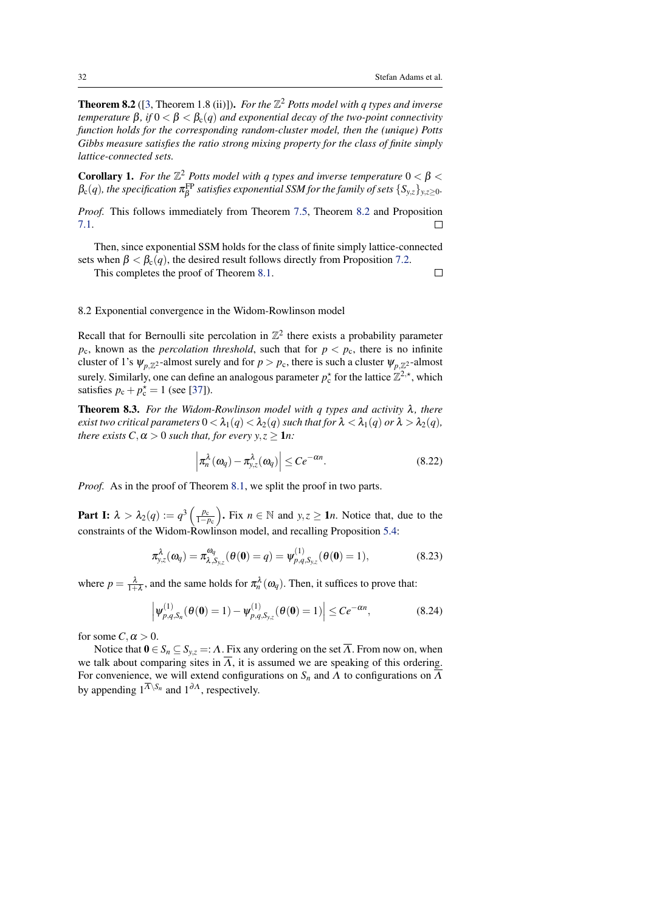**Theorem 8.2** ([3, Theorem 1.8 (ii)]). *For the $\mathbb{Z}^2$ Potts model with $q$ types and inverse temperature $\beta$, if $0 < \beta < \beta_c(q)$ and exponential decay of the two-point connectivity function holds for the corresponding random-cluster model, then the (unique) Potts Gibbs measure satisfies the ratio strong mixing property for the class of finite simply lattice-connected sets.*

**Corollary 1.** *For the $\mathbb{Z}^2$ Potts model with $q$ types and inverse temperature $0 < \beta < \beta_c(q)$, the specification $\pi_\beta^{\mathrm{FP}}$ satisfies exponential SSM for the family of sets $\{S_{y,z}\}_{y,z \geq 0}$.*

*Proof.* This follows immediately from Theorem 7.5, Theorem 8.2 and Proposition 7.1. □

Then, since exponential SSM holds for the class of finite simply lattice-connected sets when $\beta < \beta_c(q)$, the desired result follows directly from Proposition 7.2. □

This completes the proof of Theorem 8.1.

### 8.2 Exponential convergence in the Widom-Rowlinson model

Recall that for Bernoulli site percolation in $\mathbb{Z}^2$ there exists a probability parameter $p_c$, known as the *percolation threshold*, such that for $p < p_c$, there is no infinite cluster of 1's $\psi_{p,\mathbb{Z}^2}$-almost surely and for $p > p_c$, there is such a cluster $\psi_{p,\mathbb{Z}^2}$-almost surely. Similarly, one can define an analogous parameter $p_c^\star$ for the lattice $\mathbb{Z}^{2,\star}$, which satisfies $p_c + p_c^\star = 1$ (see [37]).

**Theorem 8.3.** *For the Widom-Rowlinson model with $q$ types and activity $\lambda$, there exist two critical parameters $0 < \lambda_1(q) < \lambda_2(q)$ such that for $\lambda < \lambda_1(q)$ or $\lambda > \lambda_2(q)$, there exists $C, \alpha > 0$ such that, for every $y, z \geq \mathbf{1}n$:*

$$\left| \pi_n^\lambda(\omega_q) - \pi_{y,z}^\lambda(\omega_q) \right| \leq Ce^{-\alpha n}. \tag{8.22}$$

*Proof.* As in the proof of Theorem 8.1, we split the proof in two parts.

**Part I:** $\lambda > \lambda_2(q) := q^3 \left( \frac{p_c}{1-p_c} \right)$**.** Fix $n \in \mathbb{N}$ and $y, z \geq \mathbf{1}n$. Notice that, due to the constraints of the Widom-Rowlinson model, and recalling Proposition 5.4:

$$\pi_{y,z}^\lambda(\omega_q) = \pi_{\lambda,S_{y,z}}^{\omega_q}(\theta(\mathbf{0}) = q) = \psi_{p,q,S_{y,z}}^{(1)}(\theta(\mathbf{0}) = 1), \tag{8.23}$$

where $p = \frac{\lambda}{1+\lambda}$, and the same holds for $\pi_n^\lambda(\omega_q)$. Then, it suffices to prove that:

$$\left| \psi_{p,q,S_n}^{(1)}(\theta(\mathbf{0}) = 1) - \psi_{p,q,S_{y,z}}^{(1)}(\theta(\mathbf{0}) = 1) \right| \leq Ce^{-\alpha n}, \tag{8.24}$$

for some $C, \alpha > 0$.

Notice that $\mathbf{0} \in S_n \subseteq S_{y,z} =: \Lambda$. Fix any ordering on the set $\overline{\Lambda}$. From now on, when we talk about comparing sites in $\overline{\Lambda}$, it is assumed we are speaking of this ordering. For convenience, we will extend configurations on $S_n$ and $\Lambda$ to configurations on $\overline{\Lambda}$ by appending $1^{\overline{\Lambda} \setminus S_n}$ and $1^{\partial \Lambda}$, respectively.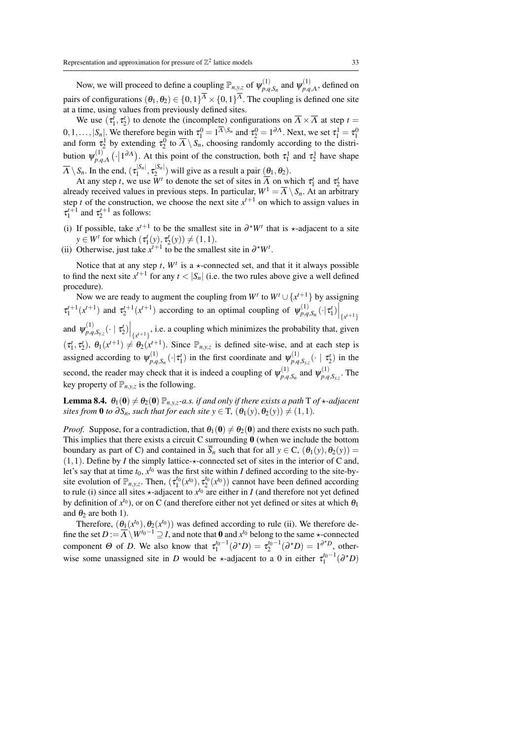Now, we will proceed to define a coupling $\mathbb{P}_{n,y,z}$ of $\psi^{(1)}_{p,q,S_n}$ and $\psi^{(1)}_{p,q,\Lambda}$, defined on pairs of configurations $(\theta_1, \theta_2) \in \{0,1\}^{\overline{\Lambda}} \times \{0,1\}^{\overline{\Lambda}}$. The coupling is defined one site at a time, using values from previously defined sites.

We use $(\tau_1^t, \tau_2^t)$ to denote the (incomplete) configurations on $\overline{\Lambda} \times \overline{\Lambda}$ at step $t = 0, 1, \ldots, |S_n|$. We therefore begin with $\tau_1^0 = 1^{\overline{\Lambda} \setminus S_n}$ and $\tau_2^0 = 1^{\partial \Lambda}$. Next, we set $\tau_1^1 = \tau_1^0$ and form $\tau_2^1$ by extending $\tau_2^0$ to $\overline{\Lambda} \setminus S_n$, choosing randomly according to the distribution $\psi^{(1)}_{p,q,\Lambda}\left(\cdot \middle| 1^{\partial \Lambda}\right)$. At this point of the construction, both $\tau_1^1$ and $\tau_2^1$ have shape $\overline{\Lambda} \setminus S_n$. In the end, $(\tau_1^{|S_n|}, \tau_2^{|S_n|})$ will give as a result a pair $(\theta_1, \theta_2)$.

At any step $t$, we use $W^t$ to denote the set of sites in $\overline{\Lambda}$ on which $\tau_1^t$ and $\tau_2^t$ have already received values in previous steps. In particular, $W^1 = \overline{\Lambda} \setminus S_n$. At an arbitrary step $t$ of the construction, we choose the next site $x^{t+1}$ on which to assign values in $\tau_1^{t+1}$ and $\tau_2^{t+1}$ as follows:

(i) If possible, take $x^{t+1}$ to be the smallest site in $\partial^\star W^t$ that is $\star$-adjacent to a site $y \in W^t$ for which $(\tau_1^t(y), \tau_2^t(y)) \neq (1,1)$.
(ii) Otherwise, just take $x^{t+1}$ to be the smallest site in $\partial^\star W^t$.

Notice that at any step $t$, $W^t$ is a $\star$-connected set, and that it it always possible to find the next site $x^{t+1}$ for any $t < |S_n|$ (i.e. the two rules above give a well defined procedure).

Now we are ready to augment the coupling from $W^t$ to $W^t \cup \{x^{t+1}\}$ by assigning $\tau_1^{t+1}(x^{t+1})$ and $\tau_2^{t+1}(x^{t+1})$ according to an optimal coupling of $\psi^{(1)}_{p,q,S_n}\left(\cdot|\tau_1^t\right)\Big|_{\{x^{t+1}\}}$ and $\psi^{(1)}_{p,q,S_{y,z}}(\cdot \mid \tau_2^t)\Big|_{\{x^{t+1}\}}$, i.e. a coupling which minimizes the probability that, given $(\tau_1^t, \tau_2^t)$, $\theta_1(x^{t+1}) \neq \theta_2(x^{t+1})$. Since $\mathbb{P}_{n,y,z}$ is defined site-wise, and at each step is assigned according to $\psi^{(1)}_{p,q,S_n}\left(\cdot|\tau_1^t\right)$ in the first coordinate and $\psi^{(1)}_{p,q,S_{y,z}}(\cdot \mid \tau_2^t)$ in the second, the reader may check that it is indeed a coupling of $\psi^{(1)}_{p,q,S_n}$ and $\psi^{(1)}_{p,q,S_{y,z}}$. The key property of $\mathbb{P}_{n,y,z}$ is the following.

**Lemma 8.4.** *$\theta_1(\mathbf{0}) \neq \theta_2(\mathbf{0})$ $\mathbb{P}_{n,y,z}$-a.s. if and only if there exists a path $\mathrm{T}$ of $\star$-adjacent sites from $\mathbf{0}$ to $\partial S_n$, such that for each site $y \in \mathrm{T}$, $(\theta_1(y), \theta_2(y)) \neq (1,1)$.*

*Proof.* Suppose, for a contradiction, that $\theta_1(\mathbf{0}) \neq \theta_2(\mathbf{0})$ and there exists no such path. This implies that there exists a circuit $\mathrm{C}$ surrounding $\mathbf{0}$ (when we include the bottom boundary as part of $\mathrm{C}$) and contained in $\overline{S}_n$ such that for all $y \in \mathrm{C}$, $(\theta_1(y), \theta_2(y)) = (1,1)$. Define by $I$ the simply lattice-$\star$-connected set of sites in the interior of $\mathrm{C}$ and, let's say that at time $t_0$, $x^{t_0}$ was the first site within $I$ defined according to the site-by-site evolution of $\mathbb{P}_{n,y,z}$. Then, $(\tau_1^{t_0}(x^{t_0}), \tau_2^{t_0}(x^{t_0}))$ cannot have been defined according to rule (i) since all sites $\star$-adjacent to $x^{t_0}$ are either in $I$ (and therefore not yet defined by definition of $x^{t_0}$), or on $\mathrm{C}$ (and therefore either not yet defined or sites at which $\theta_1$ and $\theta_2$ are both 1).

Therefore, $(\theta_1(x^{t_0}), \theta_2(x^{t_0}))$ was defined according to rule (ii). We therefore define the set $D := \overline{\Lambda} \setminus W^{t_0 - 1} \supseteq I$, and note that $\mathbf{0}$ and $x^{t_0}$ belong to the same $\star$-connected component $\Theta$ of $D$. We also know that $\tau_1^{t_0-1}(\partial^\star D) = \tau_2^{t_0-1}(\partial^\star D) = 1^{\partial^\star D}$, otherwise some unassigned site in $D$ would be $\star$-adjacent to a 0 in either $\tau_1^{t_0-1}(\partial^\star D)$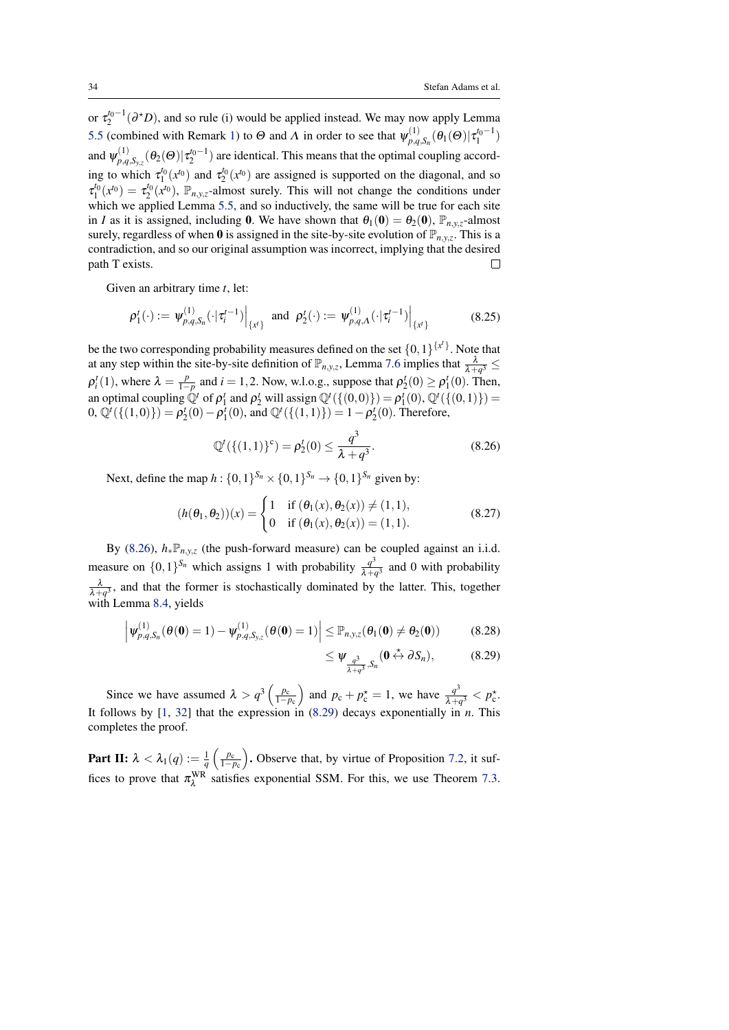or $\tau_2^{t_0-1}(\partial^\star D)$, and so rule (i) would be applied instead. We may now apply Lemma 5.5 (combined with Remark 1) to $\Theta$ and $\Lambda$ in order to see that $\psi^{(1)}_{p,q,S_n}(\theta_1(\Theta)|\tau_1^{t_0-1})$ and $\psi^{(1)}_{p,q,S_{y,z}}(\theta_2(\Theta)|\tau_2^{t_0-1})$ are identical. This means that the optimal coupling according to which $\tau_1^{t_0}(x^{t_0})$ and $\tau_2^{t_0}(x^{t_0})$ are assigned is supported on the diagonal, and so $\tau_1^{t_0}(x^{t_0}) = \tau_2^{t_0}(x^{t_0})$, $\mathbb{P}_{n,y,z}$-almost surely. This will not change the conditions under which we applied Lemma 5.5, and so inductively, the same will be true for each site in $I$ as it is assigned, including $\mathbf{0}$. We have shown that $\theta_1(\mathbf{0}) = \theta_2(\mathbf{0})$, $\mathbb{P}_{n,y,z}$-almost surely, regardless of when $\mathbf{0}$ is assigned in the site-by-site evolution of $\mathbb{P}_{n,y,z}$. This is a contradiction, and so our original assumption was incorrect, implying that the desired path T exists. □

Given an arbitrary time $t$, let:

$$\rho_1^t(\cdot) := \psi^{(1)}_{p,q,S_n}(\cdot|\tau_i^{t-1})\Big|_{\{x^t\}} \text{ and } \rho_2^t(\cdot) := \psi^{(1)}_{p,q,\Lambda}(\cdot|\tau_i^{t-1})\Big|_{\{x^t\}} \tag{8.25}$$

be the two corresponding probability measures defined on the set $\{0,1\}^{\{x^t\}}$. Note that at any step within the site-by-site definition of $\mathbb{P}_{n,y,z}$, Lemma 7.6 implies that $\frac{\lambda}{\lambda+q^3} \leq \rho_i^t(1)$, where $\lambda = \frac{p}{1-p}$ and $i = 1,2$. Now, w.l.o.g., suppose that $\rho_2^t(0) \geq \rho_1^t(0)$. Then, an optimal coupling $\mathbb{Q}^t$ of $\rho_1^t$ and $\rho_2^t$ will assign $\mathbb{Q}^t(\{(0,0)\}) = \rho_1^t(0)$, $\mathbb{Q}^t(\{(0,1)\}) = 0$, $\mathbb{Q}^t(\{(1,0)\}) = \rho_2^t(0) - \rho_1^t(0)$, and $\mathbb{Q}^t(\{(1,1)\}) = 1 - \rho_2^t(0)$. Therefore,

$$\mathbb{Q}^t(\{(1,1)\}^{\mathrm{c}}) = \rho_2^t(0) \leq \frac{q^3}{\lambda+q^3}. \tag{8.26}$$

Next, define the map $h : \{0,1\}^{S_n} \times \{0,1\}^{S_n} \to \{0,1\}^{S_n}$ given by:

$$(h(\theta_1,\theta_2))(x) = \begin{cases} 1 & \text{if } (\theta_1(x),\theta_2(x)) \neq (1,1), \\ 0 & \text{if } (\theta_1(x),\theta_2(x)) = (1,1). \end{cases} \tag{8.27}$$

By (8.26), $h_*\mathbb{P}_{n,y,z}$ (the push-forward measure) can be coupled against an i.i.d. measure on $\{0,1\}^{S_n}$ which assigns 1 with probability $\frac{q^3}{\lambda+q^3}$ and 0 with probability $\frac{\lambda}{\lambda+q^3}$, and that the former is stochastically dominated by the latter. This, together with Lemma 8.4, yields

$$\left|\psi^{(1)}_{p,q,S_n}(\theta(\mathbf{0}) = 1) - \psi^{(1)}_{p,q,S_{y,z}}(\theta(\mathbf{0}) = 1)\right| \leq \mathbb{P}_{n,y,z}(\theta_1(\mathbf{0}) \neq \theta_2(\mathbf{0})) \tag{8.28}$$

$$\leq \psi_{\frac{q^3}{\lambda+q^3},S_n}(\mathbf{0} \overset{\star}{\leftrightarrow} \partial S_n), \tag{8.29}$$

Since we have assumed $\lambda > q^3\left(\frac{p_{\mathrm{c}}}{1-p_{\mathrm{c}}}\right)$ and $p_{\mathrm{c}} + p_{\mathrm{c}}^\star = 1$, we have $\frac{q^3}{\lambda+q^3} < p_{\mathrm{c}}^\star$. It follows by [1, 32] that the expression in (8.29) decays exponentially in $n$. This completes the proof.

**Part II: $\lambda < \lambda_1(q) := \frac{1}{q}\left(\frac{p_{\mathrm{c}}}{1-p_{\mathrm{c}}}\right)$.** Observe that, by virtue of Proposition 7.2, it suffices to prove that $\pi_\lambda^{\mathrm{WR}}$ satisfies exponential SSM. For this, we use Theorem 7.3.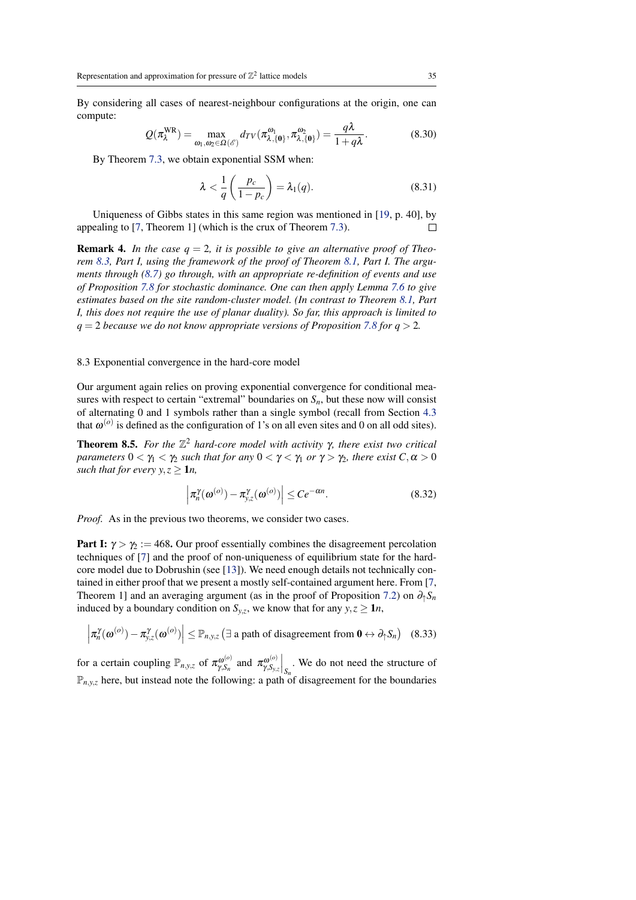By considering all cases of nearest-neighbour configurations at the origin, one can compute:

$$Q(\pi_\lambda^{\mathrm{WR}}) = \max_{\omega_1,\omega_2 \in \Omega(\mathscr{E})} d_{TV}(\pi_{\lambda,\{\mathbf{0}\}}^{\omega_1}, \pi_{\lambda,\{\mathbf{0}\}}^{\omega_2}) = \frac{q\lambda}{1+q\lambda}. \tag{8.30}$$

By Theorem 7.3, we obtain exponential SSM when:

$$\lambda < \frac{1}{q}\left(\frac{p_c}{1-p_c}\right) = \lambda_1(q). \tag{8.31}$$

Uniqueness of Gibbs states in this same region was mentioned in [19, p. 40], by appealing to [7, Theorem 1] (which is the crux of Theorem 7.3). □

**Remark 4.** *In the case $q = 2$, it is possible to give an alternative proof of Theorem 8.3, Part I, using the framework of the proof of Theorem 8.1, Part I. The arguments through (8.7) go through, with an appropriate re-definition of events and use of Proposition 7.8 for stochastic dominance. One can then apply Lemma 7.6 to give estimates based on the site random-cluster model. (In contrast to Theorem 8.1, Part I, this does not require the use of planar duality). So far, this approach is limited to $q = 2$ because we do not know appropriate versions of Proposition 7.8 for $q > 2$.*

## 8.3 Exponential convergence in the hard-core model

Our argument again relies on proving exponential convergence for conditional measures with respect to certain "extremal" boundaries on $S_n$, but these now will consist of alternating 0 and 1 symbols rather than a single symbol (recall from Section 4.3 that $\omega^{(o)}$ is defined as the configuration of 1's on all even sites and 0 on all odd sites).

**Theorem 8.5.** *For the $\mathbb{Z}^2$ hard-core model with activity $\gamma$, there exist two critical parameters $0 < \gamma_1 < \gamma_2$ such that for any $0 < \gamma < \gamma_1$ or $\gamma > \gamma_2$, there exist $C, \alpha > 0$ such that for every $y, z \geq \mathbf{1}n$,*

$$\left|\pi_n^\gamma(\omega^{(o)}) - \pi_{y,z}^\gamma(\omega^{(o)})\right| \leq Ce^{-\alpha n}. \tag{8.32}$$

*Proof.* As in the previous two theorems, we consider two cases.

**Part I: $\gamma > \gamma_2 := 468$.** Our proof essentially combines the disagreement percolation techniques of [7] and the proof of non-uniqueness of equilibrium state for the hard-core model due to Dobrushin (see [13]). We need enough details not technically contained in either proof that we present a mostly self-contained argument here. From [7, Theorem 1] and an averaging argument (as in the proof of Proposition 7.2) on $\partial_\uparrow S_n$ induced by a boundary condition on $S_{y,z}$, we know that for any $y, z \geq \mathbf{1}n$,

$$\left|\pi_n^\gamma(\omega^{(o)}) - \pi_{y,z}^\gamma(\omega^{(o)})\right| \leq \mathbb{P}_{n,y,z}\left(\exists \text{ a path of disagreement from } \mathbf{0} \leftrightarrow \partial_\uparrow S_n\right) \tag{8.33}$$

for a certain coupling $\mathbb{P}_{n,y,z}$ of $\pi_{\gamma,S_n}^{\omega^{(o)}}$ and $\left.\pi_{\gamma,S_{y,z}}^{\omega^{(o)}}\right|_{S_n}$. We do not need the structure of $\mathbb{P}_{n,y,z}$ here, but instead note the following: a path of disagreement for the boundaries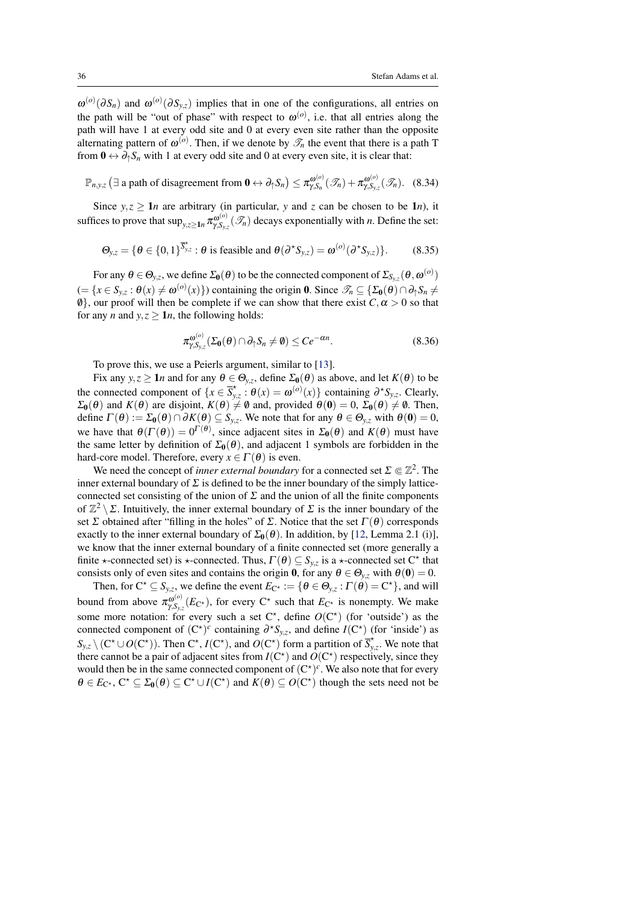$\omega^{(o)}(\partial S_n)$ and $\omega^{(o)}(\partial S_{y,z})$ implies that in one of the configurations, all entries on the path will be "out of phase" with respect to $\omega^{(o)}$, i.e. that all entries along the path will have 1 at every odd site and 0 at every even site rather than the opposite alternating pattern of $\omega^{(o)}$. Then, if we denote by $\mathscr{T}_n$ the event that there is a path T from $\mathbf{0} \leftrightarrow \partial_\uparrow S_n$ with 1 at every odd site and 0 at every even site, it is clear that:

$$\mathbb{P}_{n,y,z}\left(\exists \text{ a path of disagreement from } \mathbf{0} \leftrightarrow \partial_\uparrow S_n\right) \leq \pi^{\omega^{(o)}}_{\gamma,S_n}(\mathscr{T}_n) + \pi^{\omega^{(o)}}_{\gamma,S_{y,z}}(\mathscr{T}_n). \quad (8.34)$$

Since $y,z \geq \mathbf{1}n$ are arbitrary (in particular, $y$ and $z$ can be chosen to be $\mathbf{1}n$), it suffices to prove that $\sup_{y,z\geq \mathbf{1}n} \pi^{\omega^{(o)}}_{\gamma,S_{y,z}}(\mathscr{T}_n)$ decays exponentially with $n$. Define the set:

$$\Theta_{y,z} = \{\theta \in \{0,1\}^{\overline{S}^\star_{y,z}} : \theta \text{ is feasible and } \theta(\partial^\star S_{y,z}) = \omega^{(o)}(\partial^\star S_{y,z})\}. \quad (8.35)$$

For any $\theta \in \Theta_{y,z}$, we define $\Sigma_{\mathbf{0}}(\theta)$ to be the connected component of $\Sigma_{S_{y,z}}(\theta, \omega^{(o)})$ $(= \{x \in S_{y,z} : \theta(x) \neq \omega^{(o)}(x)\})$ containing the origin $\mathbf{0}$. Since $\mathscr{T}_n \subseteq \{\Sigma_{\mathbf{0}}(\theta) \cap \partial_\uparrow S_n \neq \emptyset\}$, our proof will then be complete if we can show that there exist $C, \alpha > 0$ so that for any $n$ and $y,z \geq \mathbf{1}n$, the following holds:

$$\pi^{\omega^{(o)}}_{\gamma,S_{y,z}}(\Sigma_{\mathbf{0}}(\theta) \cap \partial_\uparrow S_n \neq \emptyset) \leq Ce^{-\alpha n}. \quad (8.36)$$

To prove this, we use a Peierls argument, similar to [13].

Fix any $y,z \geq \mathbf{1}n$ and for any $\theta \in \Theta_{y,z}$, define $\Sigma_{\mathbf{0}}(\theta)$ as above, and let $K(\theta)$ to be the connected component of $\{x \in \overline{S}^\star_{y,z} : \theta(x) = \omega^{(o)}(x)\}$ containing $\partial^\star S_{y,z}$. Clearly, $\Sigma_{\mathbf{0}}(\theta)$ and $K(\theta)$ are disjoint, $K(\theta) \neq \emptyset$ and, provided $\theta(\mathbf{0}) = 0$, $\Sigma_{\mathbf{0}}(\theta) \neq \emptyset$. Then, define $\Gamma(\theta) := \Sigma_{\mathbf{0}}(\theta) \cap \partial K(\theta) \subseteq S_{y,z}$. We note that for any $\theta \in \Theta_{y,z}$ with $\theta(\mathbf{0}) = 0$, we have that $\theta(\Gamma(\theta)) = 0^{\Gamma(\theta)}$, since adjacent sites in $\Sigma_{\mathbf{0}}(\theta)$ and $K(\theta)$ must have the same letter by definition of $\Sigma_{\mathbf{0}}(\theta)$, and adjacent 1 symbols are forbidden in the hard-core model. Therefore, every $x \in \Gamma(\theta)$ is even.

We need the concept of *inner external boundary* for a connected set $\Sigma \Subset \mathbb{Z}^2$. The inner external boundary of $\Sigma$ is defined to be the inner boundary of the simply lattice-connected set consisting of the union of $\Sigma$ and the union of all the finite components of $\mathbb{Z}^2 \setminus \Sigma$. Intuitively, the inner external boundary of $\Sigma$ is the inner boundary of the set $\Sigma$ obtained after "filling in the holes" of $\Sigma$. Notice that the set $\Gamma(\theta)$ corresponds exactly to the inner external boundary of $\Sigma_{\mathbf{0}}(\theta)$. In addition, by [12, Lemma 2.1 (i)], we know that the inner external boundary of a finite connected set (more generally a finite $\star$-connected set) is $\star$-connected. Thus, $\Gamma(\theta) \subseteq S_{y,z}$ is a $\star$-connected set $\mathrm{C}^\star$ that consists only of even sites and contains the origin $\mathbf{0}$, for any $\theta \in \Theta_{y,z}$ with $\theta(\mathbf{0}) = 0$.

Then, for $\mathrm{C}^\star \subseteq S_{y,z}$, we define the event $E_{\mathrm{C}^\star} := \{\theta \in \Theta_{y,z} : \Gamma(\theta) = \mathrm{C}^\star\}$, and will bound from above $\pi^{\omega^{(o)}}_{\gamma,S_{y,z}}(E_{\mathrm{C}^\star})$, for every $\mathrm{C}^\star$ such that $E_{\mathrm{C}^\star}$ is nonempty. We make some more notation: for every such a set $\mathrm{C}^\star$, define $O(\mathrm{C}^\star)$ (for 'outside') as the connected component of $(\mathrm{C}^\star)^c$ containing $\partial^\star S_{y,z}$, and define $I(\mathrm{C}^\star)$ (for 'inside') as $S_{y,z} \setminus (\mathrm{C}^\star \cup O(\mathrm{C}^\star))$. Then $\mathrm{C}^\star$, $I(\mathrm{C}^\star)$, and $O(\mathrm{C}^\star)$ form a partition of $\overline{S}^\star_{y,z}$. We note that there cannot be a pair of adjacent sites from $I(\mathrm{C}^\star)$ and $O(\mathrm{C}^\star)$ respectively, since they would then be in the same connected component of $(\mathrm{C}^\star)^c$. We also note that for every $\theta \in E_{\mathrm{C}^\star}$, $\mathrm{C}^\star \subseteq \Sigma_{\mathbf{0}}(\theta) \subseteq \mathrm{C}^\star \cup I(\mathrm{C}^\star)$ and $K(\theta) \subseteq O(\mathrm{C}^\star)$ though the sets need not be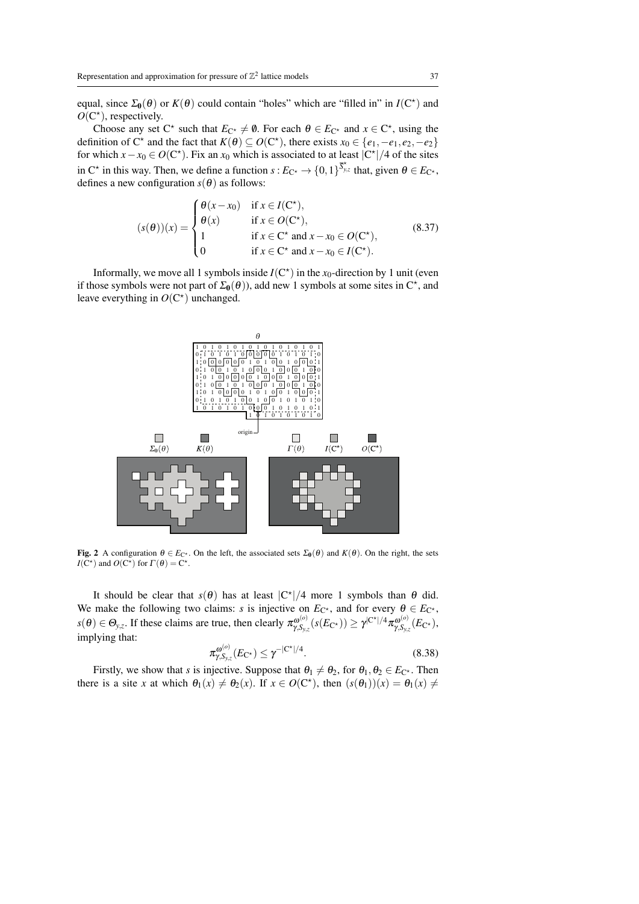equal, since $\Sigma_{\mathbf{0}}(\theta)$ or $K(\theta)$ could contain "holes" which are "filled in" in $I(\mathrm{C}^\star)$ and $O(\mathrm{C}^\star)$, respectively.

Choose any set $\mathrm{C}^\star$ such that $E_{\mathrm{C}^\star} \neq \emptyset$. For each $\theta \in E_{\mathrm{C}^\star}$ and $x \in \mathrm{C}^\star$, using the definition of $\mathrm{C}^\star$ and the fact that $K(\theta) \subseteq O(\mathrm{C}^\star)$, there exists $x_0 \in \{e_1, -e_1, e_2, -e_2\}$ for which $x - x_0 \in O(\mathrm{C}^\star)$. Fix an $x_0$ which is associated to at least $|\mathrm{C}^\star|/4$ of the sites in $\mathrm{C}^\star$ in this way. Then, we define a function $s : E_{\mathrm{C}^\star} \to \{0,1\}^{\overline{S}^\star_{y,z}}$ that, given $\theta \in E_{\mathrm{C}^\star}$, defines a new configuration $s(\theta)$ as follows:

$$
(s(\theta))(x) = \begin{cases} \theta(x - x_0) & \text{if } x \in I(\mathrm{C}^\star), \\ \theta(x) & \text{if } x \in O(\mathrm{C}^\star), \\ 1 & \text{if } x \in \mathrm{C}^\star \text{ and } x - x_0 \in O(\mathrm{C}^\star), \\ 0 & \text{if } x \in \mathrm{C}^\star \text{ and } x - x_0 \in I(\mathrm{C}^\star). \end{cases} \tag{8.37}
$$

Informally, we move all 1 symbols inside $I(\mathrm{C}^\star)$ in the $x_0$-direction by 1 unit (even if those symbols were not part of $\Sigma_{\mathbf{0}}(\theta)$), add new 1 symbols at some sites in $\mathrm{C}^\star$, and leave everything in $O(\mathrm{C}^\star)$ unchanged.

**Fig. 2** A configuration $\theta \in E_{\mathrm{C}^\star}$. On the left, the associated sets $\Sigma_{\mathbf{0}}(\theta)$ and $K(\theta)$. On the right, the sets $I(\mathrm{C}^\star)$ and $O(\mathrm{C}^\star)$ for $\Gamma(\theta) = \mathrm{C}^\star$.

It should be clear that $s(\theta)$ has at least $|\mathrm{C}^\star|/4$ more 1 symbols than $\theta$ did. We make the following two claims: $s$ is injective on $E_{\mathrm{C}^\star}$, and for every $\theta \in E_{\mathrm{C}^\star}$, $s(\theta) \in \Theta_{y,z}$. If these claims are true, then clearly $\pi^{\omega^{(o)}}_{\gamma,S_{y,z}}(s(E_{\mathrm{C}^\star})) \geq \gamma^{|\mathrm{C}^\star|/4} \pi^{\omega^{(o)}}_{\gamma,S_{y,z}}(E_{\mathrm{C}^\star})$, implying that:

$$
\pi^{\omega^{(o)}}_{\gamma,S_{y,z}}(E_{\mathrm{C}^\star}) \leq \gamma^{-|\mathrm{C}^\star|/4}. \tag{8.38}
$$

Firstly, we show that $s$ is injective. Suppose that $\theta_1 \neq \theta_2$, for $\theta_1, \theta_2 \in E_{\mathrm{C}^\star}$. Then there is a site $x$ at which $\theta_1(x) \neq \theta_2(x)$. If $x \in O(\mathrm{C}^\star)$, then $(s(\theta_1))(x) = \theta_1(x) \neq$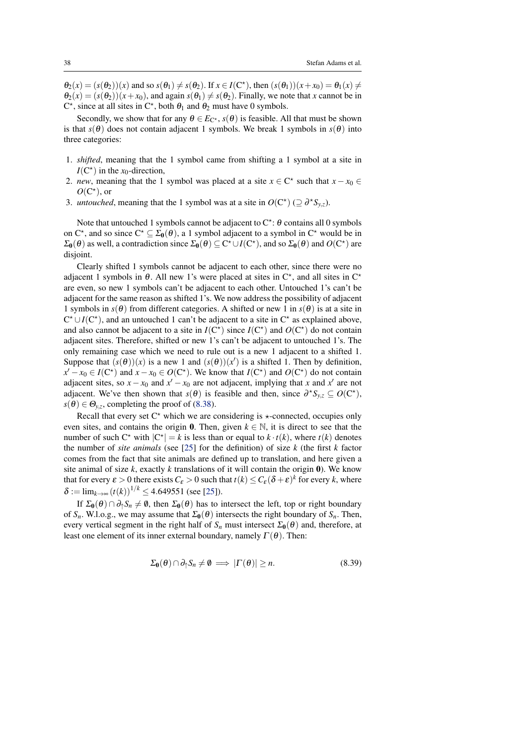$\theta_2(x) = (s(\theta_2))(x)$ and so $s(\theta_1) \neq s(\theta_2)$. If $x \in I(\mathrm{C}^\star)$, then $(s(\theta_1))(x+x_0) = \theta_1(x) \neq \theta_2(x) = (s(\theta_2))(x+x_0)$, and again $s(\theta_1) \neq s(\theta_2)$. Finally, we note that $x$ cannot be in $\mathrm{C}^\star$, since at all sites in $\mathrm{C}^\star$, both $\theta_1$ and $\theta_2$ must have 0 symbols.

Secondly, we show that for any $\theta \in E_{\mathrm{C}^\star}$, $s(\theta)$ is feasible. All that must be shown is that $s(\theta)$ does not contain adjacent 1 symbols. We break 1 symbols in $s(\theta)$ into three categories:

1. *shifted*, meaning that the 1 symbol came from shifting a 1 symbol at a site in $I(\mathrm{C}^\star)$ in the $x_0$-direction,
2. *new*, meaning that the 1 symbol was placed at a site $x \in \mathrm{C}^\star$ such that $x - x_0 \in O(\mathrm{C}^\star)$, or
3. *untouched*, meaning that the 1 symbol was at a site in $O(\mathrm{C}^\star)$ ($\supseteq \partial^\star S_{y,z}$).

Note that untouched 1 symbols cannot be adjacent to $\mathrm{C}^\star$: $\theta$ contains all 0 symbols on $\mathrm{C}^\star$, and so since $\mathrm{C}^\star \subseteq \Sigma_{\mathbf{0}}(\theta)$, a 1 symbol adjacent to a symbol in $\mathrm{C}^\star$ would be in $\Sigma_{\mathbf{0}}(\theta)$ as well, a contradiction since $\Sigma_{\mathbf{0}}(\theta) \subseteq \mathrm{C}^\star \cup I(\mathrm{C}^\star)$, and so $\Sigma_{\mathbf{0}}(\theta)$ and $O(\mathrm{C}^\star)$ are disjoint.

Clearly shifted 1 symbols cannot be adjacent to each other, since there were no adjacent 1 symbols in $\theta$. All new 1's were placed at sites in $\mathrm{C}^\star$, and all sites in $\mathrm{C}^\star$ are even, so new 1 symbols can't be adjacent to each other. Untouched 1's can't be adjacent for the same reason as shifted 1's. We now address the possibility of adjacent 1 symbols in $s(\theta)$ from different categories. A shifted or new 1 in $s(\theta)$ is at a site in $\mathrm{C}^\star \cup I(\mathrm{C}^\star)$, and an untouched 1 can't be adjacent to a site in $\mathrm{C}^\star$ as explained above, and also cannot be adjacent to a site in $I(\mathrm{C}^\star)$ since $I(\mathrm{C}^\star)$ and $O(\mathrm{C}^\star)$ do not contain adjacent sites. Therefore, shifted or new 1's can't be adjacent to untouched 1's. The only remaining case which we need to rule out is a new 1 adjacent to a shifted 1. Suppose that $(s(\theta))(x)$ is a new 1 and $(s(\theta))(x')$ is a shifted 1. Then by definition, $x' - x_0 \in I(\mathrm{C}^\star)$ and $x - x_0 \in O(\mathrm{C}^\star)$. We know that $I(\mathrm{C}^\star)$ and $O(\mathrm{C}^\star)$ do not contain adjacent sites, so $x - x_0$ and $x' - x_0$ are not adjacent, implying that $x$ and $x'$ are not adjacent. We've then shown that $s(\theta)$ is feasible and then, since $\partial^\star S_{y,z} \subseteq O(\mathrm{C}^\star)$, $s(\theta) \in \Theta_{y,z}$, completing the proof of (8.38).

Recall that every set $\mathrm{C}^\star$ which we are considering is $\star$-connected, occupies only even sites, and contains the origin $\mathbf{0}$. Then, given $k \in \mathbb{N}$, it is direct to see that the number of such $\mathrm{C}^\star$ with $|\mathrm{C}^\star| = k$ is less than or equal to $k \cdot t(k)$, where $t(k)$ denotes the number of *site animals* (see [25] for the definition) of size $k$ (the first $k$ factor comes from the fact that site animals are defined up to translation, and here given a site animal of size $k$, exactly $k$ translations of it will contain the origin $\mathbf{0}$). We know that for every $\varepsilon > 0$ there exists $C_\varepsilon > 0$ such that $t(k) \leq C_\varepsilon(\delta + \varepsilon)^k$ for every $k$, where $\delta := \lim_{k\to\infty}(t(k))^{1/k} \leq 4.649551$ (see [25]).

If $\Sigma_{\mathbf{0}}(\theta) \cap \partial_\uparrow S_n \neq \emptyset$, then $\Sigma_{\mathbf{0}}(\theta)$ has to intersect the left, top or right boundary of $S_n$. W.l.o.g., we may assume that $\Sigma_{\mathbf{0}}(\theta)$ intersects the right boundary of $S_n$. Then, every vertical segment in the right half of $S_n$ must intersect $\Sigma_{\mathbf{0}}(\theta)$ and, therefore, at least one element of its inner external boundary, namely $\Gamma(\theta)$. Then:

$$\Sigma_{\mathbf{0}}(\theta) \cap \partial_\uparrow S_n \neq \emptyset \implies |\Gamma(\theta)| \geq n. \tag{8.39}$$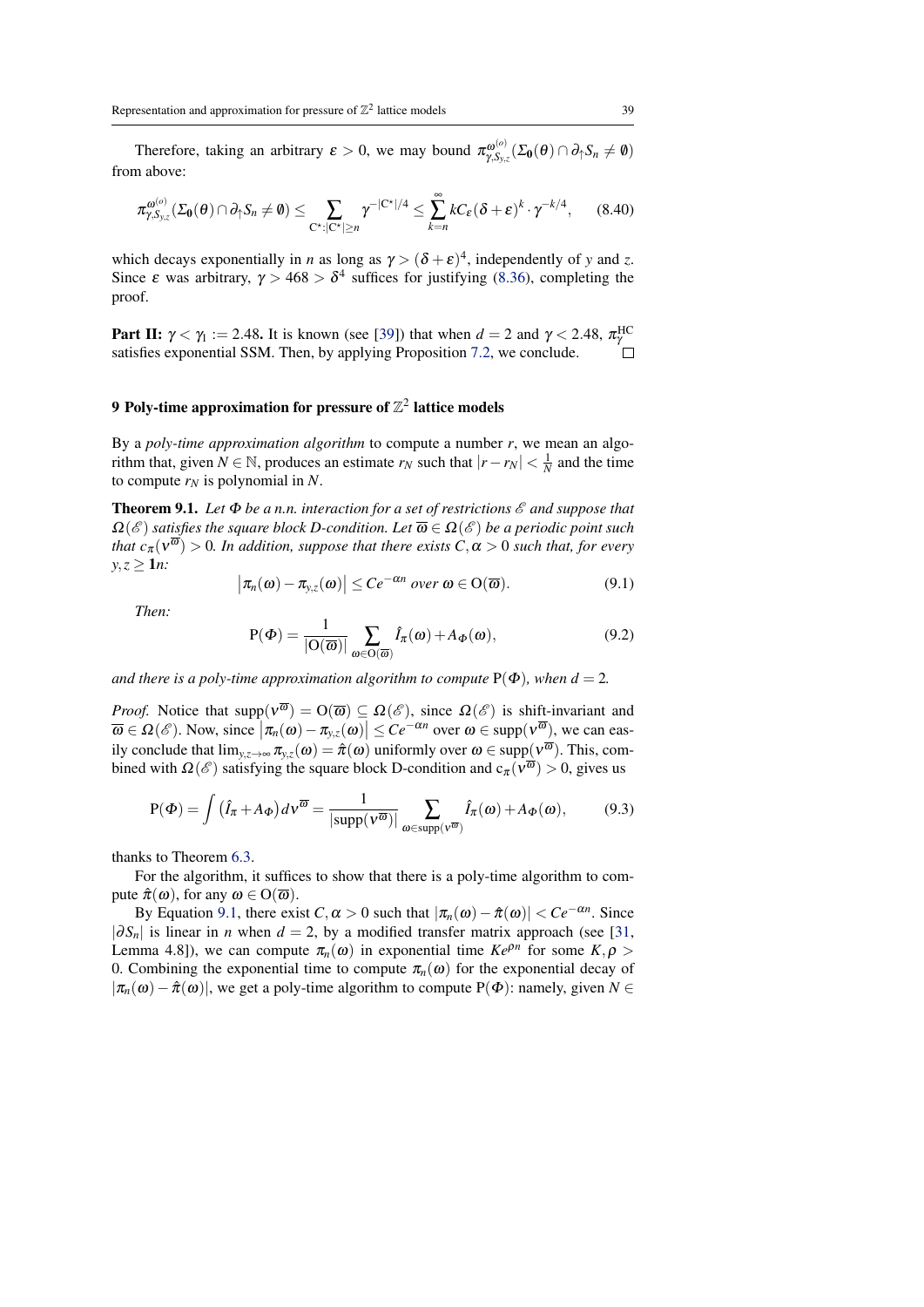Therefore, taking an arbitrary $\varepsilon > 0$, we may bound $\pi^{\omega^{(o)}}_{\gamma,S_{y,z}}(\Sigma_{\mathbf{0}}(\theta) \cap \partial_\uparrow S_n \neq \emptyset)$ from above:

$$\pi^{\omega^{(o)}}_{\gamma,S_{y,z}}(\Sigma_{\mathbf{0}}(\theta) \cap \partial_\uparrow S_n \neq \emptyset) \leq \sum_{\mathrm{C}^\star : |\mathrm{C}^\star| \geq n} \gamma^{-|\mathrm{C}^\star|/4} \leq \sum_{k=n}^{\infty} k C_\varepsilon (\delta + \varepsilon)^k \cdot \gamma^{-k/4}, \tag{8.40}$$

which decays exponentially in $n$ as long as $\gamma > (\delta + \varepsilon)^4$, independently of $y$ and $z$. Since $\varepsilon$ was arbitrary, $\gamma > 468 > \delta^4$ suffices for justifying (8.36), completing the proof.

**Part II: $\gamma < \gamma_1 := 2.48$.** It is known (see [39]) that when $d = 2$ and $\gamma < 2.48$, $\pi^{\mathrm{HC}}_\gamma$ satisfies exponential SSM. Then, by applying Proposition 7.2, we conclude. □

## 9 Poly-time approximation for pressure of $\mathbb{Z}^2$ lattice models

By a *poly-time approximation algorithm* to compute a number $r$, we mean an algorithm that, given $N \in \mathbb{N}$, produces an estimate $r_N$ such that $|r - r_N| < \frac{1}{N}$ and the time to compute $r_N$ is polynomial in $N$.

**Theorem 9.1.** *Let $\Phi$ be a n.n. interaction for a set of restrictions $\mathscr{E}$ and suppose that $\Omega(\mathscr{E})$ satisfies the square block D-condition. Let $\overline{\omega} \in \Omega(\mathscr{E})$ be a periodic point such that $c_\pi(\nu^{\overline{\omega}}) > 0$. In addition, suppose that there exists $C, \alpha > 0$ such that, for every $y, z \geq \mathbf{1}n$:*

$$\left|\pi_n(\omega) - \pi_{y,z}(\omega)\right| \leq Ce^{-\alpha n} \text{ over } \omega \in \mathrm{O}(\overline{\omega}). \tag{9.1}$$

*Then:*

$$\mathrm{P}(\Phi) = \frac{1}{|\mathrm{O}(\overline{\omega})|} \sum_{\omega \in \mathrm{O}(\overline{\omega})} \hat{I}_\pi(\omega) + A_\Phi(\omega), \tag{9.2}$$

*and there is a poly-time approximation algorithm to compute $\mathrm{P}(\Phi)$, when $d = 2$.*

*Proof.* Notice that $\mathrm{supp}(\nu^{\overline{\omega}}) = \mathrm{O}(\overline{\omega}) \subseteq \Omega(\mathscr{E})$, since $\Omega(\mathscr{E})$ is shift-invariant and $\overline{\omega} \in \Omega(\mathscr{E})$. Now, since $\left|\pi_n(\omega) - \pi_{y,z}(\omega)\right| \leq Ce^{-\alpha n}$ over $\omega \in \mathrm{supp}(\nu^{\overline{\omega}})$, we can easily conclude that $\lim_{y,z \to \infty} \pi_{y,z}(\omega) = \hat{\pi}(\omega)$ uniformly over $\omega \in \mathrm{supp}(\nu^{\overline{\omega}})$. This, combined with $\Omega(\mathscr{E})$ satisfying the square block D-condition and $\mathrm{c}_\pi(\nu^{\overline{\omega}}) > 0$, gives us

$$\mathrm{P}(\Phi) = \int \left(\hat{I}_\pi + A_\Phi\right) d\nu^{\overline{\omega}} = \frac{1}{|\mathrm{supp}(\nu^{\overline{\omega}})|} \sum_{\omega \in \mathrm{supp}(\nu^{\overline{\omega}})} \hat{I}_\pi(\omega) + A_\Phi(\omega), \tag{9.3}$$

thanks to Theorem 6.3.

For the algorithm, it suffices to show that there is a poly-time algorithm to compute $\hat{\pi}(\omega)$, for any $\omega \in \mathrm{O}(\overline{\omega})$.

By Equation 9.1, there exist $C, \alpha > 0$ such that $|\pi_n(\omega) - \hat{\pi}(\omega)| < Ce^{-\alpha n}$. Since $|\partial S_n|$ is linear in $n$ when $d = 2$, by a modified transfer matrix approach (see [31, Lemma 4.8]), we can compute $\pi_n(\omega)$ in exponential time $Ke^{\rho n}$ for some $K, \rho > 0$. Combining the exponential time to compute $\pi_n(\omega)$ for the exponential decay of $|\pi_n(\omega) - \hat{\pi}(\omega)|$, we get a poly-time algorithm to compute $\mathrm{P}(\Phi)$: namely, given $N \in$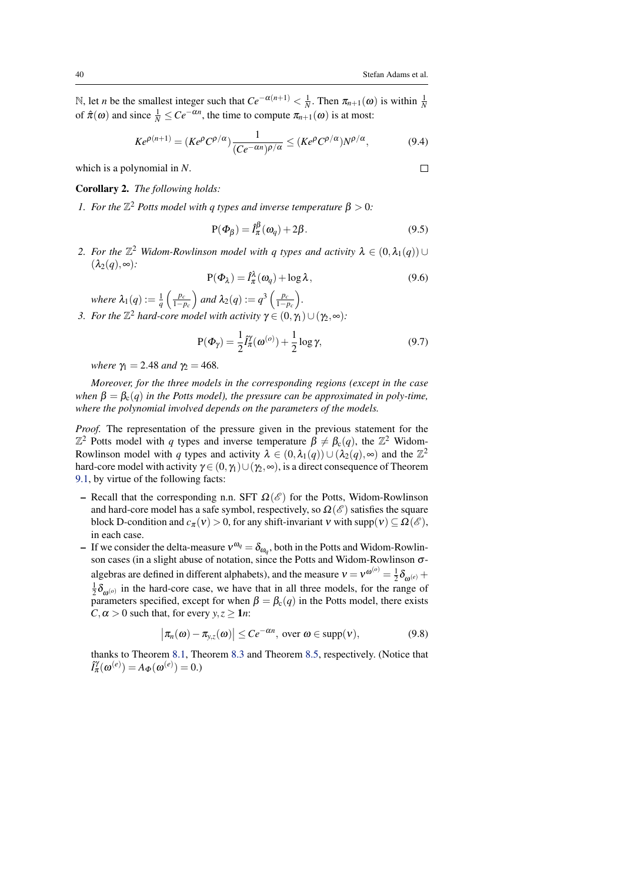$\mathbb{N}$, let $n$ be the smallest integer such that $Ce^{-\alpha(n+1)} < \frac{1}{N}$. Then $\pi_{n+1}(\omega)$ is within $\frac{1}{N}$ of $\hat{\pi}(\omega)$ and since $\frac{1}{N} \leq Ce^{-\alpha n}$, the time to compute $\pi_{n+1}(\omega)$ is at most:

$$Ke^{\rho(n+1)} = (Ke^{\rho}C^{\rho/\alpha})\frac{1}{(Ce^{-\alpha n})^{\rho/\alpha}} \leq (Ke^{\rho}C^{\rho/\alpha})N^{\rho/\alpha}, \tag{9.4}$$

which is a polynomial in $N$. □

**Corollary 2.** *The following holds:*

1. *For the $\mathbb{Z}^2$ Potts model with $q$ types and inverse temperature $\beta > 0$:*

$$\mathrm{P}(\Phi_\beta) = \hat{I}^{\beta}_{\pi}(\omega_q) + 2\beta. \tag{9.5}$$

2. *For the $\mathbb{Z}^2$ Widom-Rowlinson model with $q$ types and activity $\lambda \in (0,\lambda_1(q)) \cup (\lambda_2(q),\infty)$:*

$$\mathrm{P}(\Phi_\lambda) = \hat{I}^{\lambda}_{\pi}(\omega_q) + \log\lambda, \tag{9.6}$$

*where $\lambda_1(q) := \frac{1}{q}\left(\frac{p_c}{1-p_c}\right)$ and $\lambda_2(q) := q^3\left(\frac{p_c}{1-p_c}\right)$.*

3. *For the $\mathbb{Z}^2$ hard-core model with activity $\gamma \in (0,\gamma_1) \cup (\gamma_2,\infty)$:*

$$\mathrm{P}(\Phi_\gamma) = \frac{1}{2}\hat{I}^{\gamma}_{\pi}(\omega^{(o)}) + \frac{1}{2}\log\gamma, \tag{9.7}$$

*where $\gamma_1 = 2.48$ and $\gamma_2 = 468$.*

*Moreover, for the three models in the corresponding regions (except in the case when $\beta = \beta_c(q)$ in the Potts model), the pressure can be approximated in poly-time, where the polynomial involved depends on the parameters of the models.*

*Proof.* The representation of the pressure given in the previous statement for the $\mathbb{Z}^2$ Potts model with $q$ types and inverse temperature $\beta \neq \beta_c(q)$, the $\mathbb{Z}^2$ Widom-Rowlinson model with $q$ types and activity $\lambda \in (0,\lambda_1(q)) \cup (\lambda_2(q),\infty)$ and the $\mathbb{Z}^2$ hard-core model with activity $\gamma \in (0,\gamma_1) \cup (\gamma_2,\infty)$, is a direct consequence of Theorem 9.1, by virtue of the following facts:

– Recall that the corresponding n.n. SFT $\Omega(\mathscr{E})$ for the Potts, Widom-Rowlinson and hard-core model has a safe symbol, respectively, so $\Omega(\mathscr{E})$ satisfies the square block D-condition and $c_\pi(\nu) > 0$, for any shift-invariant $\nu$ with $\mathrm{supp}(\nu) \subseteq \Omega(\mathscr{E})$, in each case.

– If we consider the delta-measure $\nu^{\omega_q} = \delta_{\omega_q}$, both in the Potts and Widom-Rowlinson cases (in a slight abuse of notation, since the Potts and Widom-Rowlinson $\sigma$-algebras are defined in different alphabets), and the measure $\nu = \nu^{\omega^{(o)}} = \frac{1}{2}\delta_{\omega^{(e)}} + \frac{1}{2}\delta_{\omega^{(o)}}$ in the hard-core case, we have that in all three models, for the range of parameters specified, except for when $\beta = \beta_c(q)$ in the Potts model, there exists $C,\alpha > 0$ such that, for every $y,z \geq \mathbf{1}n$:

$$\left|\pi_n(\omega) - \pi_{y,z}(\omega)\right| \leq Ce^{-\alpha n}, \text{ over } \omega \in \mathrm{supp}(\nu), \tag{9.8}$$

thanks to Theorem 8.1, Theorem 8.3 and Theorem 8.5, respectively. (Notice that $\hat{I}^{\gamma}_{\pi}(\omega^{(e)}) = A_\Phi(\omega^{(e)}) = 0$.)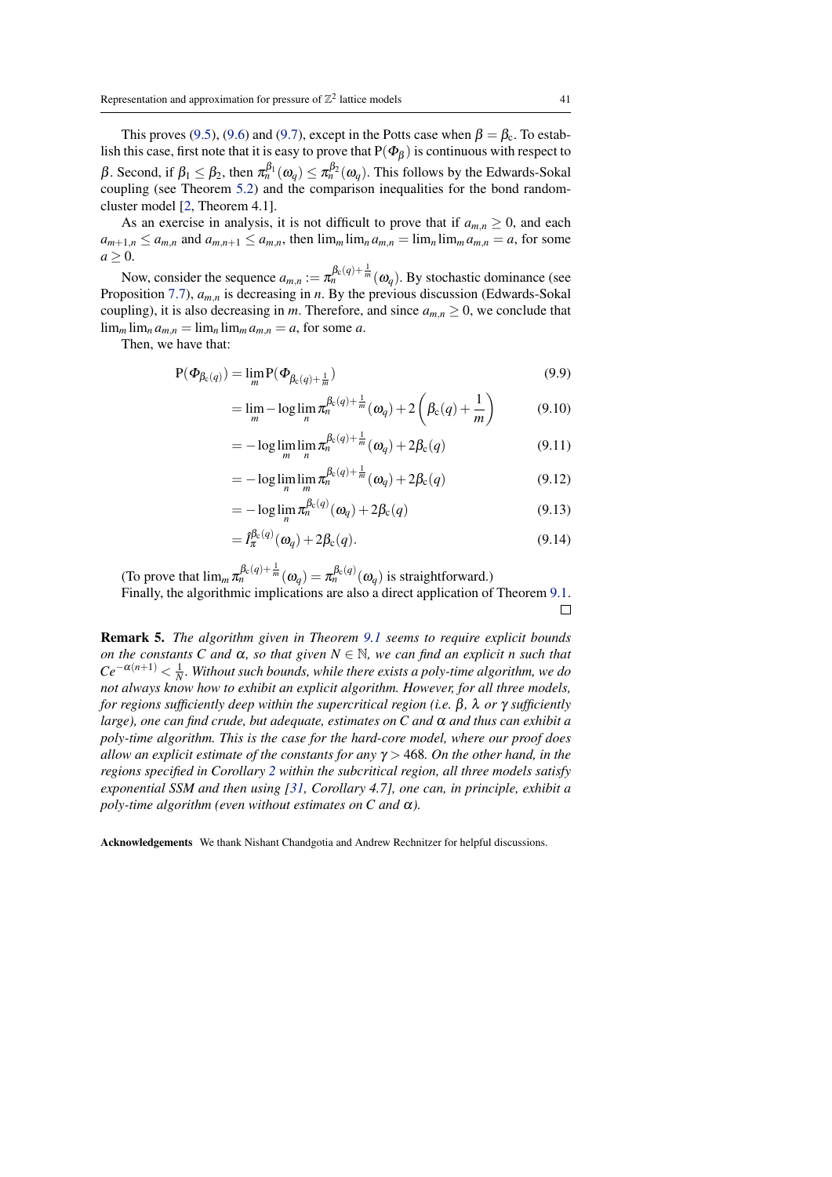This proves (9.5), (9.6) and (9.7), except in the Potts case when $\beta = \beta_c$. To establish this case, first note that it is easy to prove that $\mathrm{P}(\Phi_\beta)$ is continuous with respect to $\beta$. Second, if $\beta_1 \leq \beta_2$, then $\pi_n^{\beta_1}(\omega_q) \leq \pi_n^{\beta_2}(\omega_q)$. This follows by the Edwards-Sokal coupling (see Theorem 5.2) and the comparison inequalities for the bond random-cluster model [2, Theorem 4.1].

As an exercise in analysis, it is not difficult to prove that if $a_{m,n} \geq 0$, and each $a_{m+1,n} \leq a_{m,n}$ and $a_{m,n+1} \leq a_{m,n}$, then $\lim_m \lim_n a_{m,n} = \lim_n \lim_m a_{m,n} = a$, for some $a \geq 0$.

Now, consider the sequence $a_{m,n} := \pi_n^{\beta_c(q)+\frac{1}{m}}(\omega_q)$. By stochastic dominance (see Proposition 7.7), $a_{m,n}$ is decreasing in $n$. By the previous discussion (Edwards-Sokal coupling), it is also decreasing in $m$. Therefore, and since $a_{m,n} \geq 0$, we conclude that $\lim_m \lim_n a_{m,n} = \lim_n \lim_m a_{m,n} = a$, for some $a$.

Then, we have that:

$$
\begin{aligned}
\mathrm{P}(\Phi_{\beta_c(q)}) &= \lim_m \mathrm{P}(\Phi_{\beta_c(q)+\frac{1}{m}}) && (9.9)\\
&= \lim_m -\log \lim_n \pi_n^{\beta_c(q)+\frac{1}{m}}(\omega_q) + 2\left(\beta_c(q) + \frac{1}{m}\right) && (9.10)\\
&= -\log \lim_m \lim_n \pi_n^{\beta_c(q)+\frac{1}{m}}(\omega_q) + 2\beta_c(q) && (9.11)\\
&= -\log \lim_n \lim_m \pi_n^{\beta_c(q)+\frac{1}{m}}(\omega_q) + 2\beta_c(q) && (9.12)\\
&= -\log \lim_n \pi_n^{\beta_c(q)}(\omega_q) + 2\beta_c(q) && (9.13)\\
&= I_\pi^{\beta_c(q)}(\omega_q) + 2\beta_c(q). && (9.14)
\end{aligned}
$$

(To prove that $\lim_m \pi_n^{\beta_c(q)+\frac{1}{m}}(\omega_q) = \pi_n^{\beta_c(q)}(\omega_q)$ is straightforward.)

Finally, the algorithmic implications are also a direct application of Theorem 9.1. □

**Remark 5.** *The algorithm given in Theorem 9.1 seems to require explicit bounds on the constants $C$ and $\alpha$, so that given $N \in \mathbb{N}$, we can find an explicit $n$ such that $Ce^{-\alpha(n+1)} < \frac{1}{N}$. Without such bounds, while there exists a poly-time algorithm, we do not always know how to exhibit an explicit algorithm. However, for all three models, for regions sufficiently deep within the supercritical region (i.e. $\beta$, $\lambda$ or $\gamma$ sufficiently large), one can find crude, but adequate, estimates on $C$ and $\alpha$ and thus can exhibit a poly-time algorithm. This is the case for the hard-core model, where our proof does allow an explicit estimate of the constants for any $\gamma > 468$. On the other hand, in the regions specified in Corollary 2 within the subcritical region, all three models satisfy exponential SSM and then using [31, Corollary 4.7], one can, in principle, exhibit a poly-time algorithm (even without estimates on $C$ and $\alpha$).*

**Acknowledgements** We thank Nishant Chandgotia and Andrew Rechnitzer for helpful discussions.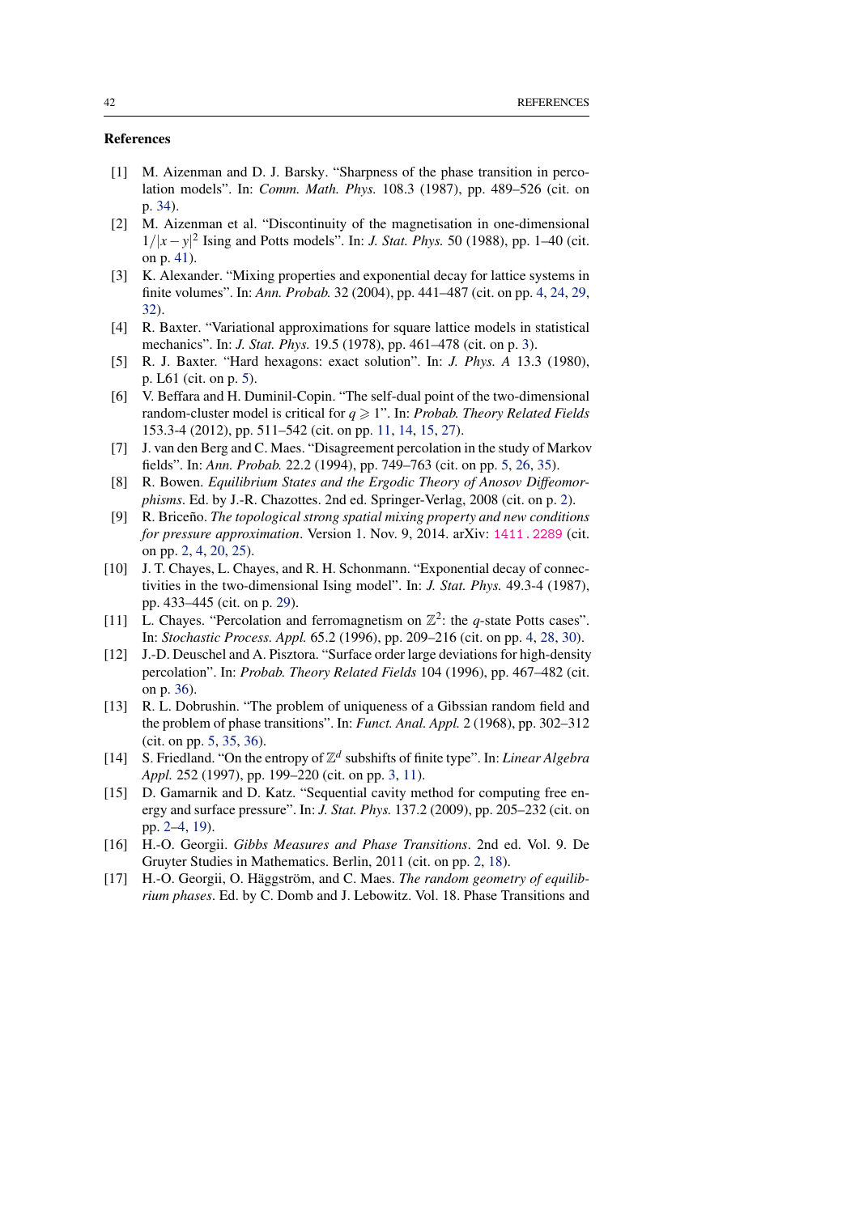## References

[1] M. Aizenman and D. J. Barsky. "Sharpness of the phase transition in percolation models". In: *Comm. Math. Phys.* 108.3 (1987), pp. 489–526 (cit. on p. 34).

[2] M. Aizenman et al. "Discontinuity of the magnetisation in one-dimensional $1/|x-y|^2$ Ising and Potts models". In: *J. Stat. Phys.* 50 (1988), pp. 1–40 (cit. on p. 41).

[3] K. Alexander. "Mixing properties and exponential decay for lattice systems in finite volumes". In: *Ann. Probab.* 32 (2004), pp. 441–487 (cit. on pp. 4, 24, 29, 32).

[4] R. Baxter. "Variational approximations for square lattice models in statistical mechanics". In: *J. Stat. Phys.* 19.5 (1978), pp. 461–478 (cit. on p. 3).

[5] R. J. Baxter. "Hard hexagons: exact solution". In: *J. Phys. A* 13.3 (1980), p. L61 (cit. on p. 5).

[6] V. Beffara and H. Duminil-Copin. "The self-dual point of the two-dimensional random-cluster model is critical for $q \geqslant 1$". In: *Probab. Theory Related Fields* 153.3-4 (2012), pp. 511–542 (cit. on pp. 11, 14, 15, 27).

[7] J. van den Berg and C. Maes. "Disagreement percolation in the study of Markov fields". In: *Ann. Probab.* 22.2 (1994), pp. 749–763 (cit. on pp. 5, 26, 35).

[8] R. Bowen. *Equilibrium States and the Ergodic Theory of Anosov Diffeomorphisms*. Ed. by J.-R. Chazottes. 2nd ed. Springer-Verlag, 2008 (cit. on p. 2).

[9] R. Briceño. *The topological strong spatial mixing property and new conditions for pressure approximation*. Version 1. Nov. 9, 2014. arXiv: 1411.2289 (cit. on pp. 2, 4, 20, 25).

[10] J. T. Chayes, L. Chayes, and R. H. Schonmann. "Exponential decay of connectivities in the two-dimensional Ising model". In: *J. Stat. Phys.* 49.3-4 (1987), pp. 433–445 (cit. on p. 29).

[11] L. Chayes. "Percolation and ferromagnetism on $\mathbb{Z}^2$: the $q$-state Potts cases". In: *Stochastic Process. Appl.* 65.2 (1996), pp. 209–216 (cit. on pp. 4, 28, 30).

[12] J.-D. Deuschel and A. Pisztora. "Surface order large deviations for high-density percolation". In: *Probab. Theory Related Fields* 104 (1996), pp. 467–482 (cit. on p. 36).

[13] R. L. Dobrushin. "The problem of uniqueness of a Gibssian random field and the problem of phase transitions". In: *Funct. Anal. Appl.* 2 (1968), pp. 302–312 (cit. on pp. 5, 35, 36).

[14] S. Friedland. "On the entropy of $\mathbb{Z}^d$ subshifts of finite type". In: *Linear Algebra Appl.* 252 (1997), pp. 199–220 (cit. on pp. 3, 11).

[15] D. Gamarnik and D. Katz. "Sequential cavity method for computing free energy and surface pressure". In: *J. Stat. Phys.* 137.2 (2009), pp. 205–232 (cit. on pp. 2–4, 19).

[16] H.-O. Georgii. *Gibbs Measures and Phase Transitions*. 2nd ed. Vol. 9. De Gruyter Studies in Mathematics. Berlin, 2011 (cit. on pp. 2, 18).

[17] H.-O. Georgii, O. Häggström, and C. Maes. *The random geometry of equilibrium phases*. Ed. by C. Domb and J. Lebowitz. Vol. 18. Phase Transitions and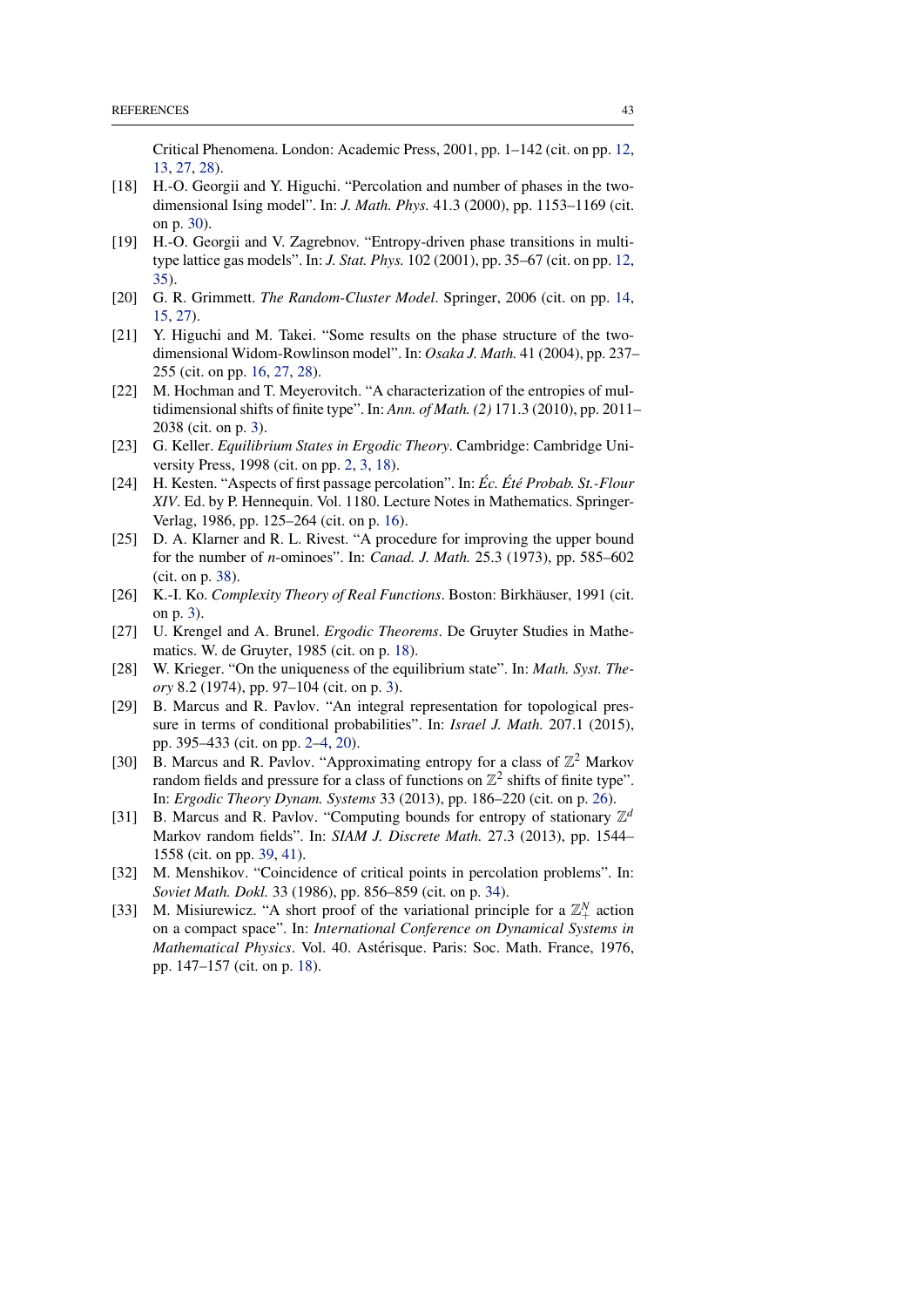Critical Phenomena. London: Academic Press, 2001, pp. 1–142 (cit. on pp. 12, 13, 27, 28).

[18] H.-O. Georgii and Y. Higuchi. "Percolation and number of phases in the two-dimensional Ising model". In: *J. Math. Phys.* 41.3 (2000), pp. 1153–1169 (cit. on p. 30).

[19] H.-O. Georgii and V. Zagrebnov. "Entropy-driven phase transitions in multi-type lattice gas models". In: *J. Stat. Phys.* 102 (2001), pp. 35–67 (cit. on pp. 12, 35).

[20] G. R. Grimmett. *The Random-Cluster Model*. Springer, 2006 (cit. on pp. 14, 15, 27).

[21] Y. Higuchi and M. Takei. "Some results on the phase structure of the two-dimensional Widom-Rowlinson model". In: *Osaka J. Math.* 41 (2004), pp. 237–255 (cit. on pp. 16, 27, 28).

[22] M. Hochman and T. Meyerovitch. "A characterization of the entropies of multidimensional shifts of finite type". In: *Ann. of Math. (2)* 171.3 (2010), pp. 2011–2038 (cit. on p. 3).

[23] G. Keller. *Equilibrium States in Ergodic Theory*. Cambridge: Cambridge University Press, 1998 (cit. on pp. 2, 3, 18).

[24] H. Kesten. "Aspects of first passage percolation". In: *Éc. Été Probab. St.-Flour XIV*. Ed. by P. Hennequin. Vol. 1180. Lecture Notes in Mathematics. Springer-Verlag, 1986, pp. 125–264 (cit. on p. 16).

[25] D. A. Klarner and R. L. Rivest. "A procedure for improving the upper bound for the number of $n$-ominoes". In: *Canad. J. Math.* 25.3 (1973), pp. 585–602 (cit. on p. 38).

[26] K.-I. Ko. *Complexity Theory of Real Functions*. Boston: Birkhäuser, 1991 (cit. on p. 3).

[27] U. Krengel and A. Brunel. *Ergodic Theorems*. De Gruyter Studies in Mathematics. W. de Gruyter, 1985 (cit. on p. 18).

[28] W. Krieger. "On the uniqueness of the equilibrium state". In: *Math. Syst. Theory* 8.2 (1974), pp. 97–104 (cit. on p. 3).

[29] B. Marcus and R. Pavlov. "An integral representation for topological pressure in terms of conditional probabilities". In: *Israel J. Math.* 207.1 (2015), pp. 395–433 (cit. on pp. 2–4, 20).

[30] B. Marcus and R. Pavlov. "Approximating entropy for a class of $\mathbb{Z}^2$ Markov random fields and pressure for a class of functions on $\mathbb{Z}^2$ shifts of finite type". In: *Ergodic Theory Dynam. Systems* 33 (2013), pp. 186–220 (cit. on p. 26).

[31] B. Marcus and R. Pavlov. "Computing bounds for entropy of stationary $\mathbb{Z}^d$ Markov random fields". In: *SIAM J. Discrete Math.* 27.3 (2013), pp. 1544–1558 (cit. on pp. 39, 41).

[32] M. Menshikov. "Coincidence of critical points in percolation problems". In: *Soviet Math. Dokl.* 33 (1986), pp. 856–859 (cit. on p. 34).

[33] M. Misiurewicz. "A short proof of the variational principle for a $\mathbb{Z}_+^N$ action on a compact space". In: *International Conference on Dynamical Systems in Mathematical Physics*. Vol. 40. Astérisque. Paris: Soc. Math. France, 1976, pp. 147–157 (cit. on p. 18).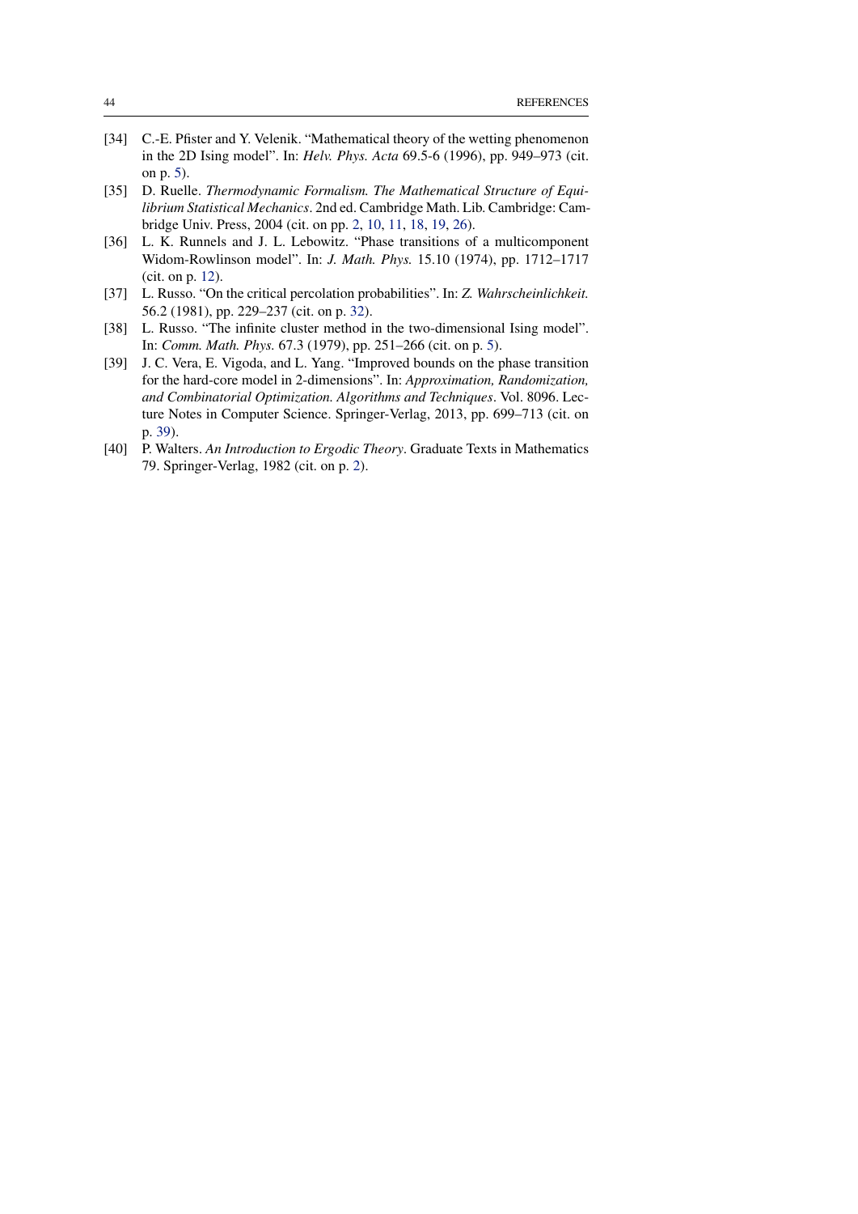- [34] C.-E. Pfister and Y. Velenik. “Mathematical theory of the wetting phenomenon in the 2D Ising model”. In: *Helv. Phys. Acta* 69.5-6 (1996), pp. 949–973 (cit. on p. 5).
- [35] D. Ruelle. *Thermodynamic Formalism. The Mathematical Structure of Equilibrium Statistical Mechanics*. 2nd ed. Cambridge Math. Lib. Cambridge: Cambridge Univ. Press, 2004 (cit. on pp. 2, 10, 11, 18, 19, 26).
- [36] L. K. Runnels and J. L. Lebowitz. “Phase transitions of a multicomponent Widom-Rowlinson model”. In: *J. Math. Phys.* 15.10 (1974), pp. 1712–1717 (cit. on p. 12).
- [37] L. Russo. “On the critical percolation probabilities”. In: *Z. Wahrscheinlichkeit.* 56.2 (1981), pp. 229–237 (cit. on p. 32).
- [38] L. Russo. “The infinite cluster method in the two-dimensional Ising model”. In: *Comm. Math. Phys.* 67.3 (1979), pp. 251–266 (cit. on p. 5).
- [39] J. C. Vera, E. Vigoda, and L. Yang. “Improved bounds on the phase transition for the hard-core model in 2-dimensions”. In: *Approximation, Randomization, and Combinatorial Optimization. Algorithms and Techniques*. Vol. 8096. Lecture Notes in Computer Science. Springer-Verlag, 2013, pp. 699–713 (cit. on p. 39).
- [40] P. Walters. *An Introduction to Ergodic Theory*. Graduate Texts in Mathematics 79. Springer-Verlag, 1982 (cit. on p. 2).